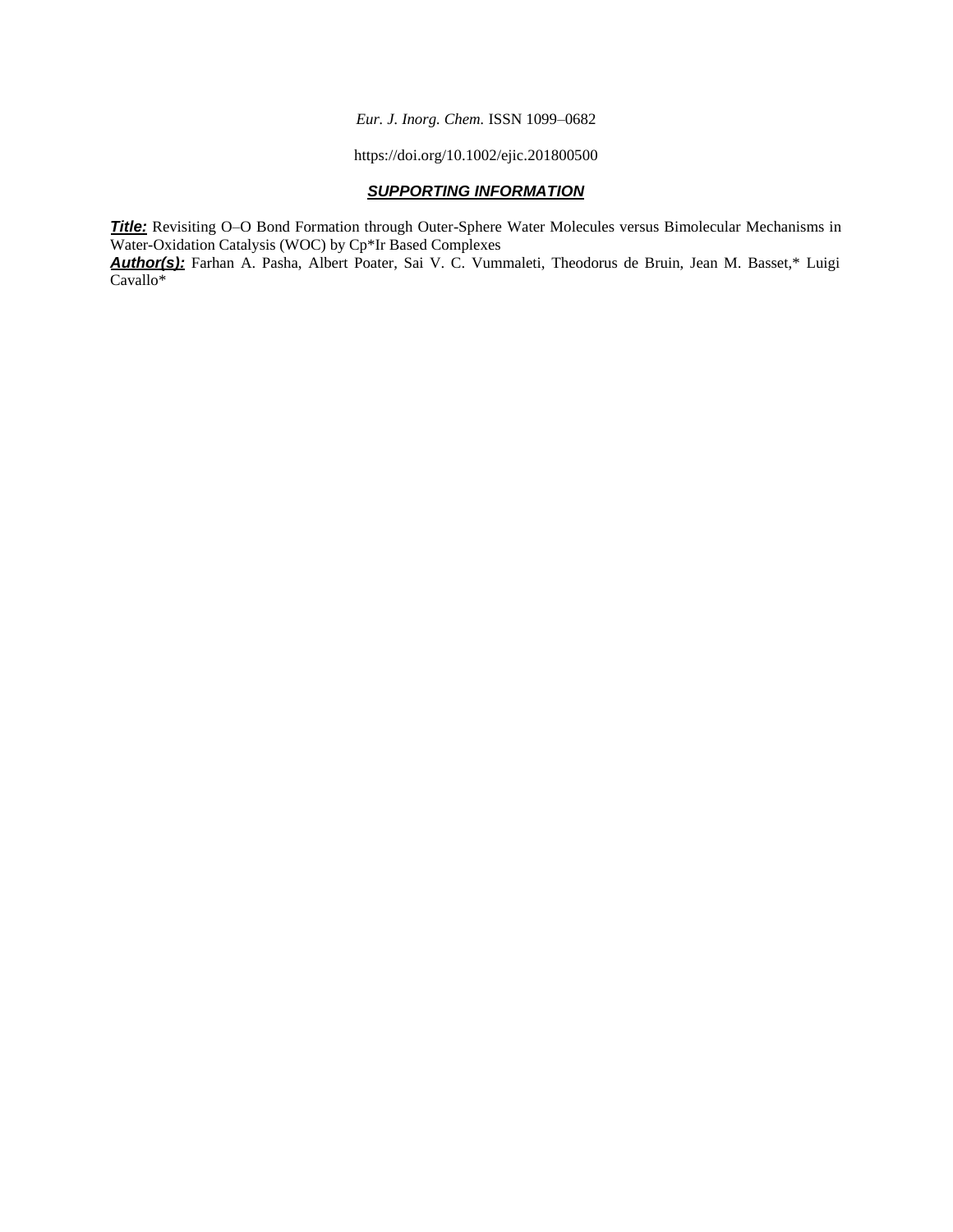*Eur. J. Inorg. Chem.* ISSN 1099–0682

https://doi.org/10.1002/ejic.201800500

## ***SUPPORTING INFORMATION***

***Title:*** Revisiting O–O Bond Formation through Outer-Sphere Water Molecules versus Bimolecular Mechanisms in Water-Oxidation Catalysis (WOC) by Cp*Ir Based Complexes

***Author(s):*** Farhan A. Pasha, Albert Poater, Sai V. C. Vummaleti, Theodorus de Bruin, Jean M. Basset,* Luigi Cavallo*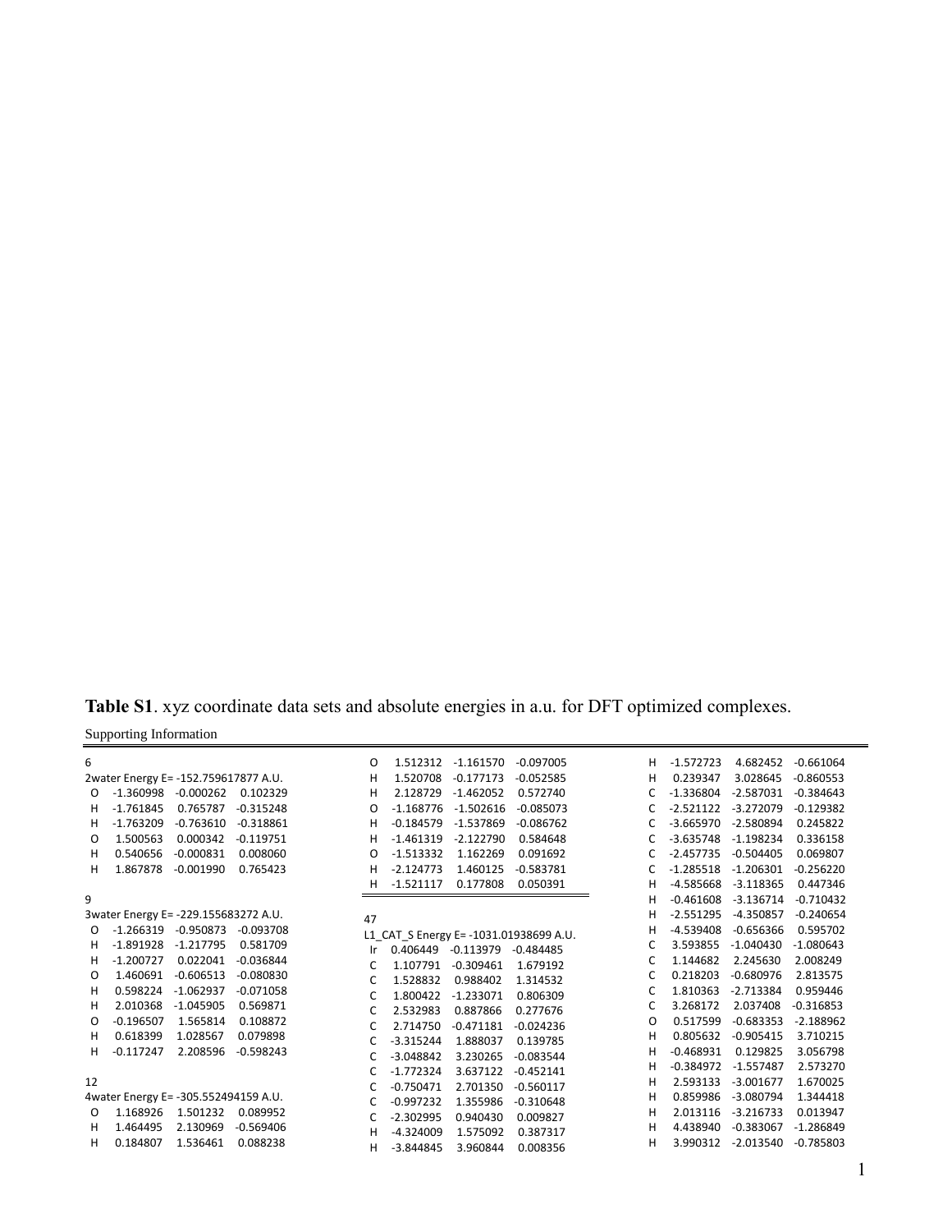**Table S1**. xyz coordinate data sets and absolute energies in a.u. for DFT optimized complexes.

Supporting Information

```
6
2water Energy E= -152.759617877 A.U.
O   -1.360998   -0.000262    0.102329
H   -1.761845    0.765787   -0.315248
H   -1.763209   -0.763610   -0.318861
O    1.500563    0.000342   -0.119751
H    0.540656   -0.000831    0.008060
H    1.867878   -0.001990    0.765423

9
3water Energy E= -229.155683272 A.U.
O   -1.266319   -0.950873   -0.093708
H   -1.891928   -1.217795    0.581709
H   -1.200727    0.022041   -0.036844
O    1.460691   -0.606513   -0.080830
H    0.598224   -1.062937   -0.071058
H    2.010368   -1.045905    0.569871
O   -0.196507    1.565814    0.108872
H    0.618399    1.028567    0.079898
H   -0.117247    2.208596   -0.598243

12
4water Energy E= -305.552494159 A.U.
O    1.168926    1.501232    0.089952
H    1.464495    2.130969   -0.569406
H    0.184807    1.536461    0.088238
O    1.512312   -1.161570   -0.097005
H    1.520708   -0.177173   -0.052585
H    2.128729   -1.462052    0.572740
O   -1.168776   -1.502616   -0.085073
H   -0.184579   -1.537869   -0.086762
H   -1.461319   -2.122790    0.584648
O   -1.513332    1.162269    0.091692
H   -2.124773    1.460125   -0.583781
H   -1.521117    0.177808    0.050391

47
L1_CAT_S Energy E= -1031.01938699 A.U.
Ir   0.406449   -0.113979   -0.484485
C    1.107791   -0.309461    1.679192
C    1.528832    0.988402    1.314532
C    1.800422   -1.233071    0.806309
C    2.532983    0.887866    0.277676
C    2.714750   -0.471181   -0.024236
C   -3.315244    1.888037    0.139785
C   -3.048842    3.230265   -0.083544
C   -1.772324    3.637122   -0.452141
C   -0.750471    2.701350   -0.560117
C   -0.997232    1.355986   -0.310648
C   -2.302995    0.940430    0.009827
H   -4.324009    1.575092    0.387317
H   -3.844845    3.960844    0.008356
H   -1.572723    4.682452   -0.661064
H    0.239347    3.028645   -0.860553
C   -1.336804   -2.587031   -0.384643
C   -2.521122   -3.272079   -0.129382
C   -3.665970   -2.580894    0.245822
C   -3.635748   -1.198234    0.336158
C   -2.457735   -0.504405    0.069807
C   -1.285518   -1.206301   -0.256220
H   -4.585668   -3.118365    0.447346
H   -0.461608   -3.136714   -0.710432
H   -2.551295   -4.350857   -0.240654
H   -4.539408   -0.656366    0.595702
C    3.593855   -1.040430   -1.080643
C    1.144682    2.245630    2.008249
C    0.218203   -0.680976    2.813575
C    1.810363   -2.713384    0.959446
C    3.268172    2.037408   -0.316853
O    0.517599   -0.683353   -2.188962
H    0.805632   -0.905415    3.710215
H   -0.468931    0.129825    3.056798
H   -0.384972   -1.557487    2.573270
H    2.593133   -3.001677    1.670025
H    0.859986   -3.080794    1.344418
H    2.013116   -3.216733    0.013947
H    4.438940   -0.383067   -1.286849
H    3.990312   -2.013540   -0.785803
```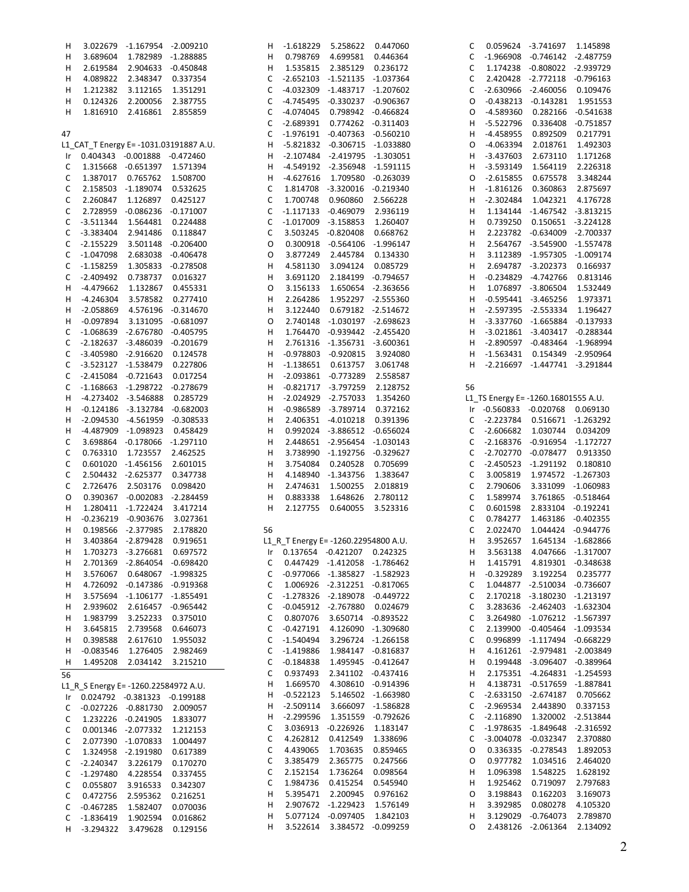```
H    3.022679   -1.167954   -2.009210
H    3.689604    1.782989   -1.288885
H    2.619584    2.904633   -0.450848
H    4.089822    2.348347    0.337354
H    1.212382    3.112165    1.351291
H    0.124326    2.200056    2.387755
H    1.816910    2.416861    2.855859
```

47

L1_CAT_T Energy E= -1031.03191887 A.U.

```
Ir   0.404343   -0.001888   -0.472460
C    1.315668   -0.651397    1.571394
C    1.387017    0.765762    1.508700
C    2.158503   -1.189074    0.532625
C    2.260847    1.126897    0.425127
C    2.728959   -0.086236   -0.171007
C   -3.511344    1.564481    0.224488
C   -3.383404    2.941486    0.118847
C   -2.155229    3.501148   -0.206400
C   -1.047098    2.683038   -0.406478
C   -1.158259    1.305833   -0.278508
C   -2.409492    0.738737    0.016327
H   -4.479662    1.132867    0.455331
H   -4.246304    3.578582    0.277410
H   -2.058869    4.576196   -0.314670
H   -0.097894    3.131095   -0.681097
C   -1.068639   -2.676780   -0.405795
C   -2.182637   -3.486039   -0.201679
C   -3.405980   -2.916620    0.124578
C   -3.523127   -1.538479    0.227806
C   -2.415084   -0.721643    0.017254
C   -1.168663   -1.298722   -0.278679
H   -4.273402   -3.546888    0.285729
H   -0.124186   -3.132784   -0.682003
H   -2.094530   -4.561959   -0.308533
H   -4.487909   -1.098923    0.458429
C    3.698864   -0.178066   -1.297110
C    0.763310    1.723557    2.462525
C    0.601020   -1.456156    2.601015
C    2.504432   -2.625377    0.347738
C    2.726476    2.503176    0.098420
O    0.390367   -0.002083   -2.284459
H    1.280411   -1.722424    3.417214
H   -0.236219   -0.903676    3.027361
H    0.198566   -2.377985    2.178820
H    3.403864   -2.879428    0.919651
H    1.703273   -3.276681    0.697572
H    2.701369   -2.864054   -0.698420
H    3.576067    0.648067   -1.998325
H    4.726092   -0.147386   -0.919368
H    3.575694   -1.106177   -1.855491
H    2.939602    2.616457   -0.965442
H    1.983799    3.252233    0.375010
H    3.645815    2.739568    0.646073
H    0.398588    2.617610    1.955032
H   -0.083546    1.276405    2.982469
H    1.495208    2.034142    3.215210
```

56

L1_R_S Energy E= -1260.22584972 A.U.

```
Ir   0.024792   -0.381323   -0.199188
C   -0.027226   -0.881730    2.009057
C    1.232226   -0.241905    1.833077
C    0.001346   -2.077332    1.212153
C    2.077390   -1.070833    1.004497
C    1.324958   -2.191980    0.617389
C   -2.240347    3.226179    0.170270
C   -1.297480    4.228554    0.337455
C    0.055807    3.916533    0.342307
C    0.472756    2.595362    0.216251
C   -0.467285    1.582407    0.070036
C   -1.836419    1.902594    0.016862
H   -3.294322    3.479628    0.129156
H   -1.618229    5.258622    0.447060
H    0.798769    4.699581    0.446364
H    1.535815    2.385129    0.236172
C   -2.652103   -1.521135   -1.037364
C   -4.032309   -1.483717   -1.207602
C   -4.745495   -0.330237   -0.906367
C   -4.074045    0.798942   -0.466824
C   -2.689391    0.774262   -0.311403
C   -1.976191   -0.407363   -0.560210
H   -5.821832   -0.306715   -1.033880
H   -2.107484   -2.419795   -1.303051
H   -4.549192   -2.356948   -1.591115
H   -4.627616    1.709580   -0.263039
C    1.814708   -3.320016   -0.219340
C    1.700748    0.960860    2.566228
C   -1.117133   -0.469079    2.936119
C   -1.017009   -3.158853    1.260407
C    3.503245   -0.820408    0.668762
O    0.300918   -0.564106   -1.996147
O    3.877249    2.445784    0.134330
H    4.581130    3.094124    0.085729
H    3.691120    2.184199   -0.794657
O    3.156133    1.650654   -2.363656
H    2.264286    1.952297   -2.555360
H    3.122440    0.679182   -2.514672
O    2.740148   -1.030197   -2.698623
H    1.764470   -0.939442   -2.455420
H    2.761316   -1.356731   -3.600361
H   -0.978803   -0.920815    3.924080
H   -1.138651    0.613757    3.061748
H   -2.093861   -0.773289    2.558587
H   -0.821717   -3.797259    2.128752
H   -2.024929   -2.757033    1.354260
H   -0.986589   -3.789714    0.372162
H    2.406351   -4.010218    0.391396
H    0.992024   -3.886512   -0.656024
H    2.448651   -2.956454   -1.030143
H    3.738990   -1.192756   -0.329627
H    3.754084    0.240528    0.705699
H    4.148940   -1.343756    1.383647
H    2.474631    1.500255    2.018819
H    0.883338    1.648626    2.780112
H    2.127755    0.640055    3.523316
```

56

L1_R_T Energy E= -1260.22954800 A.U.

```
Ir   0.137654   -0.421207    0.242325
C    0.447429   -1.412058   -1.786462
C   -0.977066   -1.385827   -1.582923
C    1.006926   -2.312251   -0.817065
C   -1.278326   -2.189078   -0.449722
C   -0.045912   -2.767880    0.024679
C    0.807076    3.650714   -0.893522
C   -0.427191    4.126090   -1.309680
C   -1.540494    3.296724   -1.266158
C   -1.419886    1.984147   -0.816837
C   -0.184838    1.495945   -0.412647
C    0.937493    2.341102   -0.437416
H    1.669570    4.308610   -0.914396
H   -0.522123    5.146502   -1.663980
H   -2.509114    3.666097   -1.586828
H   -2.299596    1.351559   -0.792626
C    3.036913   -0.226926    1.183147
C    4.262812    0.412549    1.338696
C    4.439065    1.703635    0.859465
C    3.385479    2.365775    0.247566
C    2.152154    1.736264    0.098564
C    1.984736    0.415254    0.545940
H    5.395471    2.200945    0.976162
H    2.907672   -1.229423    1.576149
H    5.077124   -0.097405    1.842103
H    3.522614    3.384572   -0.099259
C    0.059624   -3.741697    1.145898
C   -1.966908   -0.746142   -2.487759
C    1.174238   -0.808022   -2.939729
C    2.420428   -2.772118   -0.796163
C   -2.630966   -2.460056    0.109476
O   -0.438213   -0.143281    1.951553
O   -4.589360    0.282166   -0.541638
H   -5.522796    0.336408   -0.751857
H   -4.458955    0.892509    0.217791
O   -4.063394    2.018161    1.492303
H   -3.437603    2.673110    1.171268
H   -3.593149    1.564119    2.226318
O   -2.615855    0.675578    3.348244
H   -1.816126    0.360863    2.875697
H   -2.302484    1.042321    4.176728
H    1.134144   -1.467542   -3.813215
H    0.739250    0.150651   -3.224128
H    2.223782   -0.634009   -2.700337
H    2.564767   -3.545900   -1.557478
H    3.112389   -1.957305   -1.009174
H    2.694787   -3.202373    0.166937
H   -0.234829   -4.742766    0.813146
H    1.076897   -3.806504    1.532449
H   -0.595441   -3.465256    1.973371
H   -2.597395   -2.553334    1.196427
H   -3.337760   -1.665884   -0.137933
H   -3.021861   -3.403417   -0.288344
H   -2.890597   -0.483464   -1.968994
H   -1.563431    0.154349   -2.950964
H   -2.216697   -1.447741   -3.291844
```

56

L1_TS Energy E= -1260.16801555 A.U.

```
Ir  -0.560833   -0.020768    0.069130
C   -2.223784    0.516671   -1.263292
C   -2.606682    1.030744    0.034209
C   -2.168376   -0.916954   -1.172727
C   -2.702770   -0.078477    0.913350
C   -2.450523   -1.291192    0.180810
C    3.005819    1.974572   -1.267303
C    2.790606    3.331099   -1.060983
C    1.589974    3.761865   -0.518464
C    0.601598    2.833104   -0.192241
C    0.784277    1.463186   -0.402355
C    2.022470    1.044424   -0.944776
H    3.952657    1.645134   -1.682866
H    3.563138    4.047666   -1.317007
H    1.415791    4.819301   -0.348638
H   -0.329289    3.192254    0.235777
C    1.044877   -2.510034   -0.736607
C    2.170218   -3.180230   -1.213197
C    3.283636   -2.462403   -1.632304
C    3.264980   -1.076212   -1.567397
C    2.139900   -0.405464   -1.093534
C    0.996899   -1.117494   -0.668229
H    4.161261   -2.979481   -2.003849
H    0.199448   -3.096407   -0.389964
H    2.175351   -4.264831   -1.254593
H    4.138731   -0.517659   -1.887841
C   -2.633150   -2.674187    0.705662
C   -2.969534    2.443890    0.337153
C   -2.116890    1.320002   -2.513844
C   -1.978635   -1.849648   -2.316592
C   -3.004078   -0.032347    2.370880
O    0.336335   -0.278543    1.892053
O    0.977782    1.034516    2.464020
H    1.096398    1.548225    1.628192
H    1.925462    0.719097    2.797683
O    3.198843    0.162203    3.169073
H    3.392985    0.080278    4.105320
H    3.129029   -0.764073    2.789870
O    2.438126   -2.061364    2.134092
```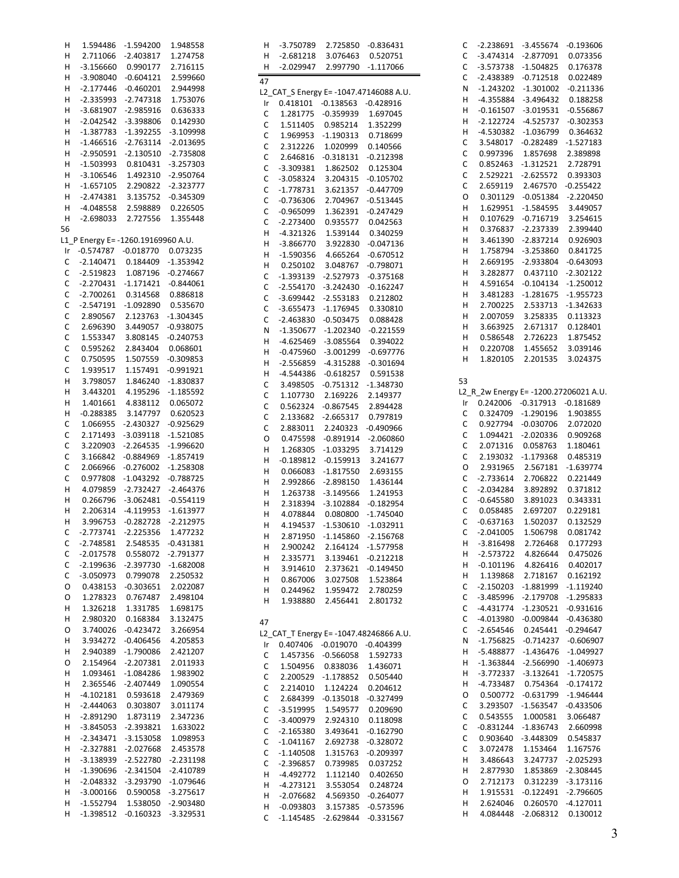```
H    1.594486   -1.594200    1.948558
H    2.711066   -2.403817    1.274758
H   -3.156660    0.990177    2.716115
H   -3.908040   -0.604121    2.599660
H   -2.177446   -0.460201    2.944998
H   -2.335993   -2.747318    1.753076
H   -3.681907   -2.985916    0.636333
H   -2.042542   -3.398806    0.142930
H   -1.387783   -1.392255   -3.109998
H   -1.466516   -2.763114   -2.013695
H   -2.950591   -2.130510   -2.735808
H   -1.503993    0.810431   -3.257303
H   -3.106546    1.492310   -2.950764
H   -1.657105    2.290822   -2.323777
H   -2.474381    3.135752   -0.345309
H   -4.048558    2.598889    0.226505
H   -2.698033    2.727556    1.355448
```

56

L1_P Energy E= -1260.19169960 A.U.

```
Ir  -0.574787   -0.018770    0.073235
C   -2.140471    0.184409   -1.353942
C   -2.519823    1.087196   -0.274667
C   -2.270431   -1.171421   -0.844061
C   -2.700261    0.314568    0.886818
C   -2.547191   -1.092890    0.535670
C    2.890567    2.123763   -1.304345
C    2.696390    3.449057   -0.938075
C    1.553347    3.808145   -0.240753
C    0.595262    2.843404    0.068601
C    0.750595    1.507559   -0.309853
C    1.939517    1.157491   -0.991921
H    3.798057    1.846240   -1.830837
H    3.443201    4.195296   -1.185592
H    1.401661    4.838112    0.065072
H   -0.288385    3.147797    0.620523
C    1.066955   -2.430327   -0.925629
C    2.171493   -3.039118   -1.521085
C    3.220903   -2.264535   -1.996620
C    3.166842   -0.884969   -1.857419
C    2.066966   -0.276002   -1.258308
C    0.977808   -1.043292   -0.788725
H    4.079859   -2.732427   -2.464376
H    0.266796   -3.062481   -0.554119
H    2.206314   -4.119953   -1.613977
H    3.996753   -0.282728   -2.212975
C   -2.773741   -2.225356    1.477232
C   -2.748581    2.548535   -0.431381
C   -2.017578    0.558072   -2.791377
C   -2.199636   -2.397730   -1.682008
C   -3.050973    0.799078    2.250532
O    0.438153   -0.303651    2.022087
O    1.278323    0.767487    2.498104
H    1.326218    1.331785    1.698175
H    2.980320    0.168384    3.132475
O    3.740026   -0.423472    3.266954
H    3.934272   -0.406456    4.205853
H    2.940389   -1.790086    2.421207
O    2.154964   -2.207381    2.011933
H    1.093461   -1.084286    1.983902
H    2.365546   -2.407449    1.090554
H   -4.102181    0.593618    2.479369
H   -2.444063    0.303807    3.011174
H   -2.891290    1.873119    2.347236
H   -3.845053   -2.393821    1.633022
H   -2.343471   -3.153058    1.098953
H   -2.327881   -2.027668    2.453578
H   -3.138939   -2.522780   -2.231198
H   -1.390696   -2.341504   -2.410789
H   -2.048332   -3.293790   -1.079646
H   -3.000166    0.590058   -3.275617
H   -1.552794    1.538050   -2.903480
H   -1.398512   -0.160323   -3.329531
H   -3.750789    2.725850   -0.836431
H   -2.681218    3.076463    0.520751
H   -2.029947    2.997790   -1.117066
```

47

L2_CAT_S Energy E= -1047.47146088 A.U.

```
Ir   0.418101   -0.138563   -0.428916
C    1.281775   -0.359939    1.697045
C    1.511405    0.985214    1.352299
C    1.969953   -1.190313    0.718699
C    2.312226    1.020999    0.140566
C    2.646816   -0.318131   -0.212398
C   -3.309381    1.862502    0.125304
C   -3.058324    3.204315   -0.105702
C   -1.778731    3.621357   -0.447709
C   -0.736306    2.704967   -0.513445
C   -0.965099    1.362391   -0.247429
C   -2.273400    0.935577    0.042563
H   -4.321326    1.539144    0.340259
H   -3.866770    3.922830   -0.047136
H   -1.590356    4.665264   -0.670512
H    0.250102    3.048767   -0.798071
C   -1.393139   -2.527973   -0.375168
C   -2.554170   -3.242430   -0.162247
C   -3.699442   -2.553183    0.212802
C   -3.655473   -1.176945    0.330810
C   -2.463830   -0.503475    0.088428
N   -1.350677   -1.202340   -0.221559
H   -4.625469   -3.085564    0.394022
H   -0.475960   -3.001299   -0.697776
H   -2.556859   -4.315288   -0.301694
H   -4.544386   -0.618257    0.591538
C    3.498505   -0.751312   -1.348730
C    1.107730    2.169226    2.149377
C    0.562324   -0.867545    2.894428
C    2.133682   -2.665317    0.797819
C    2.883011    2.240323   -0.490966
O    0.475598   -0.891914   -2.060860
H    1.268305   -1.033295    3.714129
H   -0.189812   -0.159913    3.241677
H    0.066083   -1.817550    2.693155
H    2.992866   -2.898150    1.436144
H    1.263738   -3.149566    1.241953
H    2.318394   -3.102884   -0.182954
H    4.078844    0.080800   -1.745040
H    4.194537   -1.530610   -1.032911
H    2.871950   -1.145860   -2.156768
H    2.900242    2.164124   -1.577958
H    2.335771    3.139461   -0.212218
H    3.914610    2.373621   -0.149450
H    0.867006    3.027508    1.523864
H    0.244962    1.959472    2.780259
H    1.938880    2.456441    2.801732
```

47

L2_CAT_T Energy E= -1047.48246866 A.U.

```
Ir   0.407406   -0.019070   -0.404399
C    1.457356   -0.566058    1.592733
C    1.504956    0.838036    1.436071
C    2.200529   -1.178852    0.505440
C    2.214010    1.124224    0.204612
C    2.684399   -0.135018   -0.327499
C   -3.519995    1.549577    0.209690
C   -3.400979    2.924310    0.118098
C   -2.165380    3.493641   -0.162790
C   -1.041167    2.692738   -0.328072
C   -1.140508    1.315763   -0.209397
C   -2.396857    0.739985    0.037252
H   -4.492772    1.112140    0.402650
H   -4.273121    3.553054    0.248724
H   -2.076682    4.569350   -0.264077
H   -0.093803    3.157385   -0.573596
C   -1.145485   -2.629844   -0.331567
C   -2.238691   -3.455674   -0.193606
C   -3.474314   -2.877091    0.073356
C   -3.573738   -1.504825    0.176378
C   -2.438389   -0.712518    0.022489
N   -1.243202   -1.301002   -0.211336
H   -4.355884   -3.496432    0.188258
H   -0.161507   -3.019531   -0.556867
H   -2.122724   -4.525737   -0.302353
H   -4.530382   -1.036799    0.364632
C    3.548017   -0.282489   -1.527183
C    0.997396    1.857698    2.389898
C    0.852463   -1.312521    2.728791
C    2.529221   -2.625572    0.393303
C    2.659119    2.467570   -0.255422
O    0.301129   -0.051384   -2.220450
H    1.629951   -1.584595    3.449057
H    0.107629   -0.716719    3.254615
H    0.376837   -2.237339    2.399440
H    3.461390   -2.837214    0.926903
H    1.758794   -3.253860    0.841725
H    2.669195   -2.933804   -0.643093
H    3.282877    0.437110   -2.302122
H    4.591654   -0.104134   -1.250012
H    3.481283   -1.281675   -1.955723
H    2.700225    2.533713   -1.342633
H    2.007059    3.258335    0.113323
H    3.663925    2.671317    0.128401
H    0.586548    2.726223    1.875452
H    0.220708    1.455652    3.039146
H    1.820105    2.201535    3.024375
```

53

L2_R_2w Energy E= -1200.27206021 A.U.

```
Ir   0.242006   -0.317913   -0.181689
C    0.324709   -1.290196    1.903855
C    0.927794   -0.030706    2.072020
C    1.094421   -2.020336    0.909268
C    2.071316    0.058763    1.180461
C    2.193032   -1.179368    0.485319
O    2.931965    2.567181   -1.639774
C   -2.733614    2.706822    0.221449
C   -2.034284    3.892892    0.371812
C   -0.645580    3.891023    0.343331
C    0.058485    2.697207    0.229181
C   -0.637163    1.502037    0.132529
C   -2.041005    1.506798    0.081742
H   -3.816498    2.726468    0.177293
H   -2.573722    4.826644    0.475026
H   -0.101196    4.826416    0.402017
H    1.139868    2.718167    0.162192
C   -2.150203   -1.881999   -1.119240
C   -3.485996   -2.179708   -1.295833
C   -4.431774   -1.230521   -0.931616
C   -4.013980   -0.009844   -0.436380
C   -2.654546    0.245441   -0.294647
N   -1.756825   -0.714237   -0.606907
H   -5.488877   -1.436476   -1.049927
H   -1.363844   -2.566990   -1.406973
H   -3.772337   -3.132641   -1.720575
H   -4.733487    0.754364   -0.174172
O    0.500772   -0.631799   -1.946444
C    3.293507   -1.563547   -0.433506
C    0.543555    1.000581    3.066487
C   -0.831244   -1.836743    2.660998
C    0.903640   -3.448309    0.545837
C    3.072478    1.153464    1.167576
H    3.486643    3.247737   -2.025293
H    2.877930    1.853869   -2.308445
O    2.712173    0.312239   -3.173116
H    1.915531   -0.122491   -2.796605
H    2.624046    0.260570   -4.127011
H    4.084448   -2.068312    0.130012
```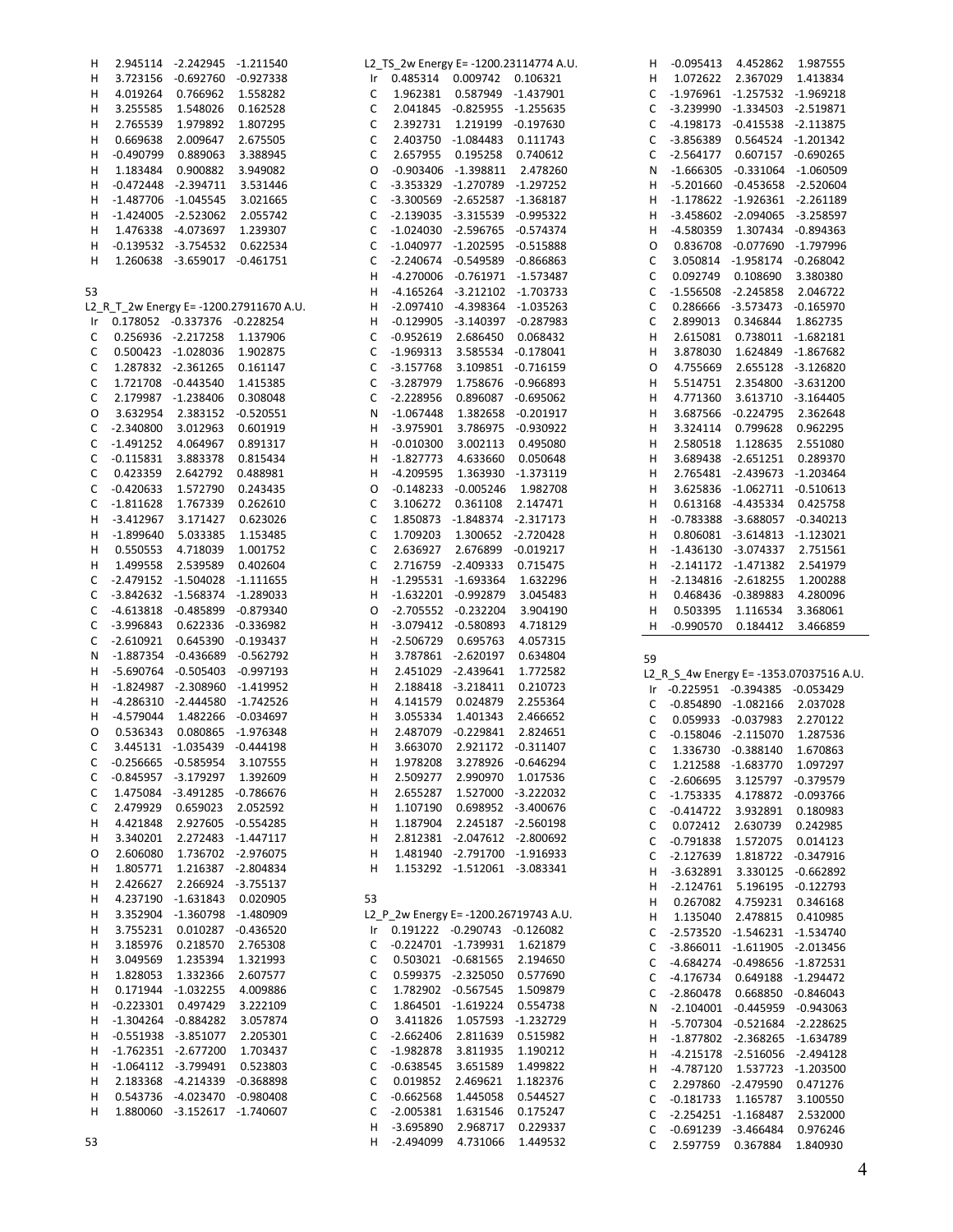```
H 2.945114 -2.242945 -1.211540
H 3.723156 -0.692760 -0.927338
H 4.019264 0.766962 1.558282
H 3.255585 1.548026 0.162528
H 2.765539 1.979892 1.807295
H 0.669638 2.009647 2.675505
H -0.490799 0.889063 3.388945
H 1.183484 0.900882 3.949082
H -0.472448 -2.394711 3.531446
H -1.487706 -1.045545 3.021665
H -1.424005 -2.523062 2.055742
H 1.476338 -4.073697 1.239307
H -0.139532 -3.754532 0.622534
H 1.260638 -3.659017 -0.461751
```

53

L2_R_T_2w Energy E= -1200.27911670 A.U.

```
Ir 0.178052 -0.337376 -0.228254
C 0.256936 -2.217258 1.137906
C 0.500423 -1.028036 1.902875
C 1.287832 -2.361265 0.161147
C 1.721708 -0.443540 1.415385
C 2.179987 -1.238406 0.308048
O 3.632954 2.383152 -0.520551
C -2.340800 3.012963 0.601919
C -1.491252 4.064967 0.891317
C -0.115831 3.883378 0.815434
C 0.423359 2.642792 0.488981
C -0.420633 1.572790 0.243435
C -1.811628 1.767339 0.262610
H -3.412967 3.171427 0.623026
H -1.899640 5.033385 1.153485
H 0.550553 4.718039 1.001752
H 1.499558 2.539589 0.402604
C -2.479152 -1.504028 -1.111655
C -3.842632 -1.568374 -1.289033
C -4.613818 -0.485899 -0.879340
C -3.996843 0.622336 -0.336982
C -2.610921 0.645390 -0.193437
N -1.887354 -0.436689 -0.562792
H -5.690764 -0.505403 -0.997193
H -1.824987 -2.308960 -1.419952
H -4.286310 -2.444580 -1.742526
H -4.579044 1.482266 -0.034697
O 0.536343 0.080865 -1.976348
C 3.445131 -1.035439 -0.444198
C -0.256665 -0.585954 3.107555
C -0.845957 -3.179297 1.392609
C 1.475084 -3.491285 -0.786676
C 2.479929 0.659023 2.052592
H 4.421848 2.927605 -0.554285
H 3.340201 2.272483 -1.447117
O 2.606080 1.736702 -2.976075
H 1.805771 1.216387 -2.804834
H 2.426627 2.266924 -3.755137
H 4.237190 -1.631843 0.020905
H 3.352904 -1.360798 -1.480909
H 3.755231 0.010287 -0.436520
H 3.185976 0.218570 2.765308
H 3.049569 1.235394 1.321993
H 1.828053 1.332366 2.607577
H 0.171944 -1.032255 4.009886
H -0.223301 0.497429 3.222109
H -1.304264 -0.884282 3.057874
H -0.551938 -3.851077 2.205301
H -1.762351 -2.677200 1.703437
H -1.064112 -3.799491 0.523803
H 2.183368 -4.214339 -0.368898
H 0.543736 -4.023470 -0.980408
H 1.880060 -3.152617 -1.740607
```

53

L2_TS_2w Energy E= -1200.23114774 A.U.

```
Ir 0.485314 0.009742 0.106321
C 1.962381 0.587949 -1.437901
C 2.041845 -0.825955 -1.255635
C 2.392731 1.219199 -0.197630
C 2.403750 -1.084483 0.111743
C 2.657955 0.195258 0.740612
O -0.903406 -1.398811 2.478260
C -3.353329 -1.270789 -1.297252
C -3.300569 -2.652587 -1.368187
C -2.139035 -3.315539 -0.995322
C -1.024030 -2.596765 -0.574374
C -1.040977 -1.202595 -0.515888
C -2.240674 -0.549589 -0.866863
H -4.270006 -0.761971 -1.573487
H -4.165264 -3.212102 -1.703733
H -2.097410 -4.398364 -1.035263
H -0.129905 -3.140397 -0.287983
C -0.952619 2.686450 0.068432
C -1.969313 3.585534 -0.178041
C -3.157768 3.109851 -0.716159
C -3.287979 1.758676 -0.966893
C -2.228956 0.896087 -0.695062
N -1.067448 1.382658 -0.201917
H -3.975901 3.786975 -0.930922
H -0.010300 3.002113 0.495080
H -1.827773 4.633660 0.050648
H -4.209595 1.363930 -1.373119
O -0.148233 -0.005246 1.982708
C 3.106272 0.361108 2.147471
C 1.850873 -1.848374 -2.317173
C 1.709203 1.300652 -2.720428
C 2.636927 2.676899 -0.019217
C 2.716759 -2.409333 0.715475
H -1.295531 -1.693364 1.632296
H -1.632201 -0.992879 3.045483
O -2.705552 -0.232204 3.904190
H -3.079412 -0.580893 4.718129
H -2.506729 0.695763 4.057315
H 3.787861 -2.620197 0.634804
H 2.451029 -2.439641 1.772582
H 2.188418 -3.218411 0.210723
H 4.141579 0.024879 2.255364
H 3.055334 1.401343 2.466652
H 2.487079 -0.229841 2.824651
H 3.663070 2.921172 -0.311407
H 1.978208 3.278926 -0.646294
H 2.509277 2.990970 1.017536
H 2.655287 1.527000 -3.222032
H 1.107190 0.698952 -3.400676
H 1.187904 2.245187 -2.560198
H 2.812381 -2.047612 -2.800692
H 1.481940 -2.791700 -1.916933
H 1.153292 -1.512061 -3.083341
```

53

L2_P_2w Energy E= -1200.26719743 A.U.

```
Ir 0.191222 -0.290743 -0.126082
C -0.224701 -1.739931 1.621879
C 0.503021 -0.681565 2.194650
C 0.599375 -2.325050 0.577690
C 1.782902 -0.567545 1.509879
C 1.864501 -1.619224 0.554738
O 3.411826 1.057593 -1.232729
C -2.662406 2.811639 0.515982
C -1.982878 3.811935 1.190212
C -0.638545 3.651589 1.499822
C 0.019852 2.469621 1.182376
C -0.662568 1.445058 0.544527
C -2.005381 1.631546 0.175247
H -3.695890 2.968717 0.229337
H -2.494099 4.731066 1.449532
H -0.095413 4.452862 1.987555
H 1.072622 2.367029 1.413834
C -1.976961 -1.257532 -1.969218
C -3.239990 -1.334503 -2.519871
C -4.198173 -0.415538 -2.113875
C -3.856389 0.564524 -1.201342
C -2.564177 0.607157 -0.690265
N -1.666305 -0.331064 -1.060509
H -5.201660 -0.453658 -2.520604
H -1.178622 -1.926361 -2.261189
H -3.458602 -2.094065 -3.258597
H -4.580359 1.307434 -0.894363
O 0.836708 -0.077690 -1.797996
C 3.050814 -1.958174 -0.268042
C 0.092749 0.108690 3.380380
C -1.556508 -2.245858 2.046722
C 0.286666 -3.573473 -0.165970
C 2.899013 0.346844 1.862735
H 2.615081 0.738011 -1.682181
H 3.878030 1.624849 -1.867682
O 4.755669 2.655128 -3.126820
H 5.514751 2.354800 -3.631200
H 4.771360 3.613710 -3.164405
H 3.687566 -0.224795 2.362648
H 3.324114 0.799628 0.962295
H 2.580518 1.128635 2.551080
H 3.689438 -2.651251 0.289370
H 2.765481 -2.439673 -1.203464
H 3.625836 -1.062711 -0.510613
H 0.613168 -4.435334 0.425758
H -0.783388 -3.688057 -0.340213
H 0.806081 -3.614813 -1.123021
H -1.436130 -3.074337 2.751561
H -2.141172 -1.471382 2.541979
H -2.134816 -2.618255 1.200288
H 0.468436 -0.389883 4.280096
H 0.503395 1.116534 3.368061
H -0.990570 0.184412 3.466859
```

59

L2_R_S_4w Energy E= -1353.07037516 A.U.

```
Ir -0.225951 -0.394385 -0.053429
C -0.854890 -1.082166 2.037028
C 0.059933 -0.037983 2.270122
C -0.158046 -2.115070 1.287536
C 1.336730 -0.388140 1.670863
C 1.212588 -1.683770 1.097297
C -2.606695 3.125797 -0.379579
C -1.753335 4.178872 -0.093766
C -0.414722 3.932891 0.180983
C 0.072412 2.630739 0.242985
C -0.791838 1.572075 0.014123
C -2.127639 1.818722 -0.347916
H -3.632891 3.330125 -0.662892
H -2.124761 5.196195 -0.122793
H 0.267082 4.759231 0.346168
H 1.135040 2.478815 0.410985
C -2.573520 -1.546231 -1.534740
C -3.866011 -1.611905 -2.013456
C -4.684274 -0.498656 -1.872531
C -4.176734 0.649188 -1.294472
C -2.860478 0.668850 -0.846043
N -2.104001 -0.445959 -0.943063
H -5.707304 -0.521684 -2.228625
H -1.877802 -2.368265 -1.634789
H -4.215178 -2.516056 -2.494128
H -4.787120 1.537723 -1.203500
C 2.297860 -2.479590 0.471276
C -0.181733 1.165787 3.100550
C -2.254251 -1.168487 2.532000
C -0.691239 -3.466484 0.976246
C 2.597759 0.367884 1.840930
```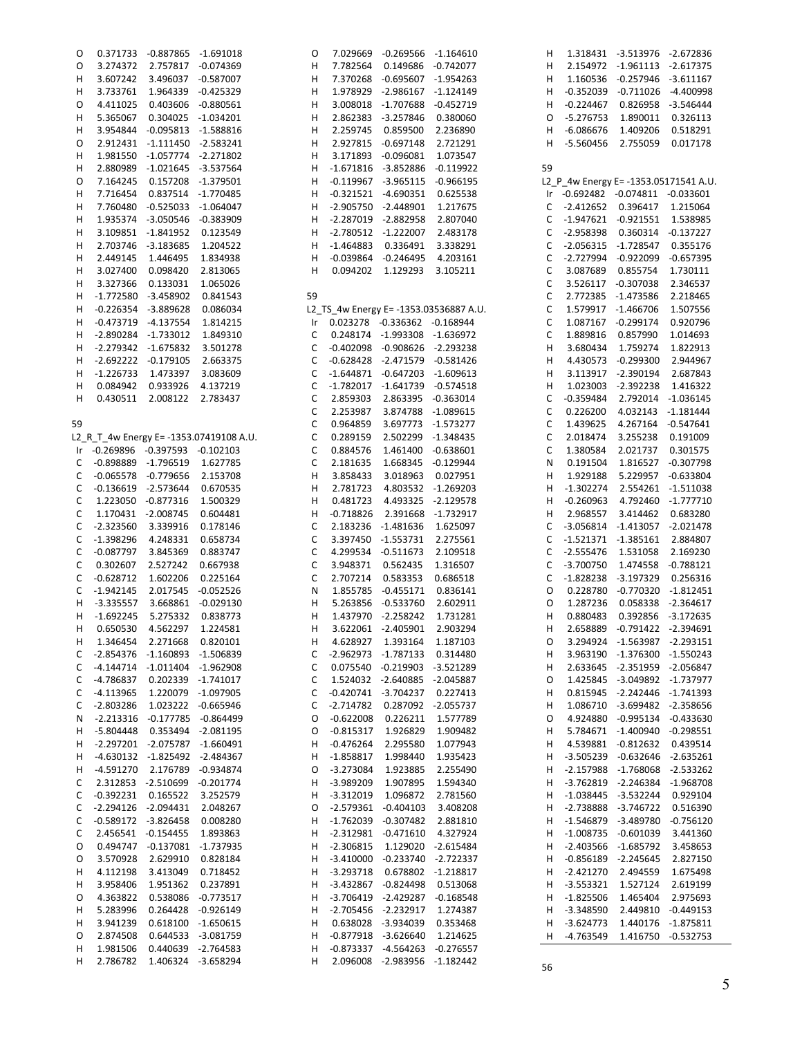```
O    0.371733  -0.887865  -1.691018
O    3.274372   2.757817  -0.074369
H    3.607242   3.496037  -0.587007
H    3.733761   1.964339  -0.425329
O    4.411025   0.403606  -0.880561
H    5.365067   0.304025  -1.034201
H    3.954844  -0.095813  -1.588816
O    2.912431  -1.111450  -2.583241
H    1.981550  -1.057774  -2.271802
H    2.880989  -1.021645  -3.537564
O    7.164245   0.157208  -1.379501
H    7.716454   0.837514  -1.770485
H    7.760480  -0.525033  -1.064047
H    1.935374  -3.050546  -0.383909
H    3.109851  -1.841952   0.123549
H    2.703746  -3.183685   1.204522
H    2.449145   1.446495   1.834938
H    3.027400   0.098420   2.813065
H    3.327366   0.133031   1.065026
H   -1.772580  -3.458902   0.841543
H   -0.226354  -3.889628   0.086034
H   -0.473719  -4.137554   1.814215
H   -2.890284  -1.733012   1.849310
H   -2.279342  -1.675832   3.501278
H   -2.692222  -0.179105   2.663375
H   -1.226733   1.473397   3.083609
H    0.084942   0.933926   4.137219
H    0.430511   2.008122   2.783437
```

```
59
L2_R_T_4w Energy E= -1353.07419108 A.U.
Ir  -0.269896  -0.397593  -0.102103
C   -0.898889  -1.796519   1.627785
C   -0.065578  -0.779656   2.153708
C   -0.136619  -2.573644   0.670535
C    1.223050  -0.877316   1.500329
C    1.170431  -2.008745   0.604481
C   -2.323560   3.339916   0.178146
C   -1.398296   4.248331   0.658734
C   -0.087797   3.845369   0.883747
C    0.302607   2.527242   0.667938
C   -0.628712   1.602206   0.225164
C   -1.942145   2.017545  -0.052526
H   -3.335557   3.668861  -0.029130
H   -1.692245   5.275332   0.838773
H    0.650530   4.562297   1.224581
H    1.346454   2.271668   0.820101
C   -2.854376  -1.160893  -1.506839
C   -4.144714  -1.011404  -1.962908
C   -4.786837   0.202339  -1.741017
C   -4.113965   1.220079  -1.097905
C   -2.803286   1.023222  -0.665946
N   -2.213316  -0.177785  -0.864499
H   -5.804448   0.353494  -2.081195
H   -2.297201  -2.075787  -1.660491
H   -4.630132  -1.825492  -2.484367
H   -4.591270   2.176789  -0.934874
C    2.312853  -2.510699  -0.201774
C   -0.392231   0.165522   3.252579
C   -2.294126  -2.094431   2.048267
C   -0.589172  -3.826458   0.008280
C    2.456541  -0.154455   1.893863
O    0.494747  -0.137081  -1.737935
O    3.570928   2.629910   0.828184
H    4.112198   3.413049   0.718452
H    3.958406   1.951362   0.237891
O    4.363822   0.538086  -0.773517
H    5.283996   0.264428  -0.926149
H    3.941239   0.618100  -1.650615
O    2.874508   0.644533  -3.081759
H    1.981506   0.440639  -2.764583
H    2.786782   1.406324  -3.658294
O    7.029669  -0.269566  -1.164610
H    7.782564   0.149686  -0.742077
H    7.370268  -0.695607  -1.954263
H    1.978929  -2.986167  -1.124149
H    3.008018  -1.707688  -0.452719
H    2.862383  -3.257846   0.380060
H    2.259745   0.859500   2.236890
H    2.927815  -0.697148   2.721291
H    3.171893  -0.096081   1.073547
H   -1.671816  -3.852886  -0.119922
H   -0.119967  -3.965115  -0.966195
H   -0.321521  -4.690351   0.625538
H   -2.905750  -2.448901   1.217675
H   -2.287019  -2.882958   2.807040
H   -2.780512  -1.222007   2.483178
H   -1.464883   0.336491   3.338291
H   -0.039864  -0.246495   4.203161
H    0.094202   1.129293   3.105211
```

```
59
L2_TS_4w Energy E= -1353.03536887 A.U.
Ir   0.023278  -0.336362  -0.168944
C    0.248174  -1.993308  -1.636972
C   -0.402098  -0.908626  -2.293238
C   -0.628428  -2.471579  -0.581426
C   -1.644871  -0.647203  -1.609613
C   -1.782017  -1.641739  -0.574518
C    2.859303   2.863395  -0.363014
C    2.253987   3.874788  -1.089615
C    0.964859   3.697773  -1.573277
C    0.289159   2.502299  -1.348435
C    0.884576   1.461400  -0.638601
C    2.181635   1.668345  -0.129944
H    3.858433   3.018963   0.027951
H    2.781723   4.803532  -1.269203
H    0.481723   4.493325  -2.129578
H   -0.718826   2.391668  -1.732917
C    2.183236  -1.481636   1.625097
C    3.397450  -1.553731   2.275561
C    4.299534  -0.511673   2.109518
C    3.948371   0.562435   1.316507
C    2.707214   0.583353   0.686518
N    1.855785  -0.455171   0.836141
H    5.263856  -0.533760   2.602911
H    1.437970  -2.258242   1.731281
H    3.622061  -2.405901   2.903294
H    4.628927   1.393164   1.187103
C   -2.962973  -1.787133   0.314480
C    0.075540  -0.219903  -3.521289
C    1.524032  -2.640885  -2.045887
C   -0.420741  -3.704237   0.227413
C   -2.714782   0.287092  -2.055737
O   -0.622008   0.226211   1.577789
O   -0.815317   1.926829   1.909482
H   -0.476264   2.295580   1.077943
H   -1.858817   1.998440   1.935423
O   -3.273084   1.923885   2.255490
H   -3.989209   1.907895   1.594340
H   -3.312019   1.096872   2.781560
O   -2.579361  -0.404103   3.408208
H   -1.762039  -0.307482   2.881810
H   -2.312981  -0.471610   4.327924
H   -2.306815   1.129020  -2.615484
H   -3.410000  -0.233740  -2.722337
H   -3.293718   0.678802  -1.218817
H   -3.432867  -0.824498   0.513068
H   -3.706419  -2.429287  -0.168548
H   -2.705456  -2.232917   1.274387
H    0.638028  -3.934039   0.353468
H   -0.877918  -3.626640   1.214625
H   -0.873337  -4.564263  -0.276557
H    2.096008  -2.983956  -1.182442
H    1.318431  -3.513976  -2.672836
H    2.154972  -1.961113  -2.617375
H    1.160536  -0.257946  -3.611167
H   -0.352039  -0.711026  -4.400998
H   -0.224467   0.826958  -3.546444
O   -5.276753   1.890011   0.326113
H   -6.086676   1.409206   0.518291
H   -5.560456   2.755059   0.017178
```

```
59
L2_P_4w Energy E= -1353.05171541 A.U.
Ir  -0.692482  -0.074811  -0.033601
C   -2.412652   0.396417   1.215064
C   -1.947621  -0.921551   1.538985
C   -2.958398   0.360314  -0.137227
C   -2.056315  -1.728547   0.355176
C   -2.727994  -0.922099  -0.657395
C    3.087689   0.855754   1.730111
C    3.526117  -0.307038   2.346537
C    2.772385  -1.473586   2.218465
C    1.579917  -1.466706   1.507556
C    1.087167  -0.299174   0.920796
C    1.889816   0.857990   1.014693
H    3.680434   1.759274   1.822913
H    4.430573  -0.299300   2.944967
H    3.113917  -2.390194   2.687843
H    1.023003  -2.392238   1.416322
C   -0.359484   2.792014  -1.036145
C    0.226200   4.032143  -1.181444
C    1.439625   4.267164  -0.547641
C    2.018474   3.255238   0.191009
C    1.380584   2.021737   0.301575
N    0.191504   1.816527  -0.307798
H    1.929188   5.229957  -0.633804
H   -1.302274   2.554261  -1.511038
H   -0.260963   4.792460  -1.777710
H    2.968557   3.414462   0.683280
C   -3.056814  -1.413057  -2.021478
C   -1.521371  -1.385161   2.884807
C   -2.555476   1.531058   2.169230
C   -3.700750   1.474558  -0.788121
C   -1.828238  -3.197329   0.256316
O    0.228780  -0.770320  -1.812451
O    1.287236   0.058338  -2.364617
H    0.880483   0.392856  -3.172635
H    2.658889  -0.791422  -2.394691
O    3.294924  -1.563987  -2.293151
H    3.963190  -1.376300  -1.550243
H    2.633645  -2.351959  -2.056847
O    1.425845  -3.049892  -1.737977
H    0.815945  -2.242446  -1.741393
H    1.086710  -3.699482  -2.358656
O    4.924880  -0.995134  -0.433630
H    5.784671  -1.400940  -0.298551
H    4.539881  -0.812632   0.439514
H   -3.505239  -0.632646  -2.635261
H   -2.157988  -1.768068  -2.533262
H   -3.762819  -2.246384  -1.968708
H   -1.038445  -3.532244   0.929104
H   -2.738888  -3.746722   0.516390
H   -1.546879  -3.489780  -0.756120
H   -1.008735  -0.601039   3.441360
H   -2.403566  -1.685792   3.458653
H   -0.856189  -2.245645   2.827150
H   -2.421270   2.494559   1.675498
H   -3.553321   1.527124   2.619199
H   -1.825506   1.465404   2.975693
H   -3.348590   2.449810  -0.449153
H   -3.624773   1.440176  -1.875811
H   -4.763549   1.416750  -0.532753
```

56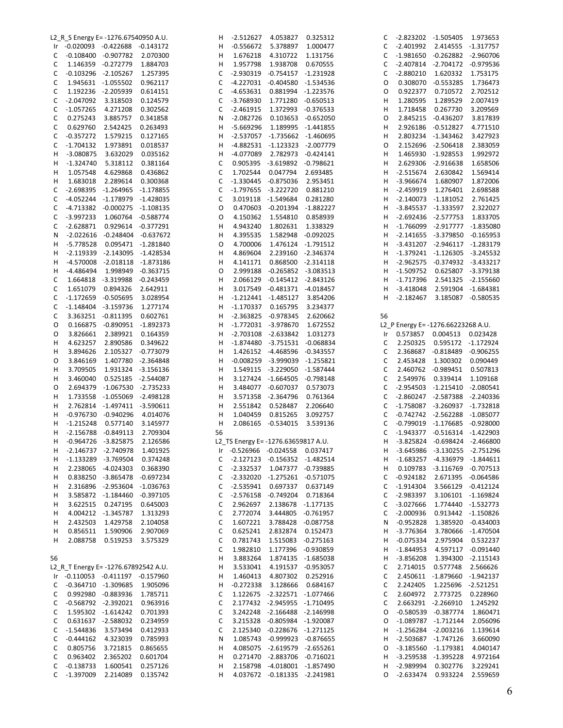L2_R_S Energy E= -1276.67540950 A.U.

```
Ir  -0.020093  -0.422688  -0.143172
C   -0.108400  -0.907782   2.070300
C    1.146359  -0.272779   1.884703
C   -0.103296  -2.105267   1.257395
C    1.945631  -1.055502   0.962117
C    1.192236  -2.205939   0.614151
C   -2.047092   3.318503   0.124579
C   -1.057265   4.271208   0.302562
C    0.275243   3.885757   0.341858
C    0.629760   2.542425   0.263493
C   -0.357272   1.579215   0.127165
C   -1.704132   1.973891   0.018537
H   -3.080875   3.632029   0.035162
H   -1.324740   5.318112   0.381164
H    1.057548   4.629868   0.436862
H    1.683018   2.289614   0.300368
C   -2.698395  -1.264965  -1.178855
C   -4.052244  -1.178979  -1.428035
C   -4.713382  -0.000275  -1.108135
C   -3.997233   1.060764  -0.588774
C   -2.628871   0.929614  -0.377291
N   -2.022616  -0.248404  -0.637672
H   -5.778528   0.095471  -1.281840
H   -2.119339  -2.143095  -1.428534
H   -4.570008  -2.018118  -1.873186
H   -4.486494   1.998949  -0.363715
C    1.664818  -3.319988  -0.243459
C    1.651079   0.894326   2.642911
C   -1.172659  -0.505695   3.028954
C   -1.148404  -3.159736   1.277174
C    3.363251  -0.811395   0.602761
O    0.166875  -0.890951  -1.892373
O    3.826661   2.389921   0.164359
H    4.623257   2.890586   0.349622
H    3.894626   2.105327  -0.773079
O    3.846169   1.407780  -2.364848
H    3.709505   1.931324  -3.156136
H    3.460040   0.525185  -2.544087
O    2.694379  -1.067530  -2.735233
H    1.733558  -1.055069  -2.498128
H    2.762814  -1.497411  -3.590611
H   -0.976730  -0.940296   4.014076
H   -1.215248   0.577140   3.145977
H   -2.156788  -0.849113   2.709304
H   -0.964726  -3.825875   2.126586
H   -2.146737  -2.740978   1.401925
H   -1.133289  -3.769504   0.374248
H    2.238065  -4.024303   0.368390
H    0.838250  -3.865478  -0.697234
H    2.316896  -2.953604  -1.036763
H    3.585872  -1.184460  -0.397105
H    3.622515   0.247195   0.645003
H    4.004212  -1.345787   1.313293
H    2.432503   1.429758   2.104058
H    0.856511   1.590906   2.907069
H    2.088758   0.519253   3.575329
```

56

L2_R_T Energy E= -1276.67892542 A.U.

```
Ir  -0.110053  -0.411197  -0.157960
C   -0.364710  -1.309685   1.905096
C    0.992980  -0.883936   1.785711
C   -0.568792  -2.392021   0.963916
C    1.595302  -1.614242   0.701393
C    0.631637  -2.588032   0.234959
C   -1.544836   3.573494   0.412933
C   -0.444162   4.323039   0.785993
C    0.805756   3.721815   0.865655
C    0.963402   2.365202   0.601704
C   -0.138733   1.600541   0.257126
C   -1.397009   2.214089   0.135742
H   -2.512627   4.053827   0.325312
H   -0.556672   5.378897   1.000477
H    1.676218   4.310722   1.131756
H    1.957798   1.938708   0.670555
C   -2.930319  -0.754157  -1.231928
C   -4.227031  -0.404580  -1.534536
C   -4.653631   0.881994  -1.223576
C   -3.768930   1.771280  -0.650513
C   -2.461915   1.372993  -0.376533
N   -2.082726   0.103653  -0.652050
H   -5.669296   1.189995  -1.441855
H   -2.537057  -1.735662  -1.460695
H   -4.882531  -1.123323  -2.007779
H   -4.077089   2.782973  -0.424141
C    0.905395  -3.619892  -0.798621
C    1.702544   0.047794   2.693485
C   -1.330445  -0.875036   2.953451
C   -1.797655  -3.222720   0.881210
C    3.019118  -1.549684   0.281280
O    0.470603  -0.201394  -1.882227
O    4.150362   1.554810   0.858939
H    4.943240   1.802631   1.338329
H    4.395535   1.582948  -0.092025
O    4.700006   1.476124  -1.791512
H    4.869604   2.239160  -2.346374
H    4.141171   0.868500  -2.314118
O    2.999188  -0.265852  -3.083513
H    2.066129  -0.145412  -2.843126
H    3.017549  -0.481371  -4.018457
H   -1.212441  -1.485127   3.854206
H   -1.170337   0.165795   3.234377
H   -2.363825  -0.978345   2.620662
H   -1.772031  -3.978670   1.672552
H   -2.703108  -2.633842   1.031273
H   -1.874480  -3.751531  -0.068834
H    1.426152  -4.468596  -0.343557
H   -0.008259  -3.999039  -1.255821
H    1.549115  -3.229050  -1.587444
H    3.127424  -1.664505  -0.798148
H    3.484077  -0.607037   0.573073
H    3.571358  -2.364796   0.761364
H    2.551842   0.528487   2.206640
H    1.040459   0.815265   3.092757
H    2.086165  -0.534015   3.539136
```

56

L2_TS Energy E= -1276.63659817 A.U.

```
Ir  -0.526966  -0.024558   0.037417
C   -2.127123  -0.156352  -1.482514
C   -2.332537   1.047377  -0.739885
C   -2.332020  -1.275261  -0.571075
C   -2.535941   0.697337   0.637149
C   -2.576158  -0.749204   0.718364
C    2.962697   2.138678  -1.177135
C    2.772074   3.444805  -0.761957
C    1.607221   3.788428  -0.087758
C    0.625241   2.832874   0.152473
C    0.781743   1.515083  -0.275163
C    1.982810   1.177396  -0.930859
H    3.883264   1.874135  -1.685038
H    3.533041   4.191537  -0.953057
H    1.460413   4.807302   0.252916
H   -0.272338   3.128666   0.684167
C    1.122675  -2.322571  -1.077466
C    2.177432  -2.945955  -1.710495
C    3.242248  -2.166488  -2.146998
C    3.215328  -0.805984  -1.920087
C    2.125340  -0.228676  -1.271125
N    1.085743  -0.999923  -0.876655
H    4.085075  -2.619579  -2.655261
H    0.271470  -2.883706  -0.716021
H    2.158798  -4.018001  -1.857490
H    4.037672  -0.181335  -2.241981
C   -2.823202  -1.505405   1.973653
C   -2.401992   2.414555  -1.317757
C   -1.981650  -0.262882  -2.960706
C   -2.407814  -2.704172  -0.979536
C   -2.880210   1.620332   1.753175
O    0.308070  -0.553285   1.736473
O    0.922377   0.710572   2.702512
H    1.280595   1.289529   2.007419
H    1.718458   0.267730   3.209569
O    2.845215  -0.436207   3.817839
H    2.926186  -0.512827   4.771510
H    2.803234  -1.343462   3.427923
O    2.152696  -2.506418   2.383059
H    1.465930  -1.928553   1.992972
H    2.629306  -2.916638   1.658506
H   -2.515674   2.630842   1.569414
H   -3.966674   1.680907   1.872006
H   -2.459919   1.276401   2.698588
H   -2.140073  -1.181052   2.761425
H   -3.845537  -1.333597   2.322027
H   -2.692436  -2.577753   1.833705
H   -1.766099  -2.917777  -1.835080
H   -2.141655  -3.379850  -0.165953
H   -3.431207  -2.946117  -1.283179
H   -1.379241  -1.126305  -3.245532
H   -2.962575  -0.374932  -3.433217
H   -1.509752   0.625807  -3.379138
H   -1.717396   2.541325  -2.155660
H   -3.418048   2.591904  -1.684381
H   -2.182467   3.185087  -0.580535
```

56

L2_P Energy E= -1276.66223268 A.U.

```
Ir   0.573857   0.004513   0.023428
C    2.250325   0.595172  -1.172924
C    2.368687  -0.818489  -0.906255
C    2.453428   1.300302   0.090449
C    2.460762  -0.989451   0.507813
C    2.549976   0.339414   1.109168
C   -2.954503  -1.215410  -2.080541
C   -2.860247  -2.587388  -2.240336
C   -1.758087  -3.260937  -1.732818
C   -0.742742  -2.562288  -1.085077
C   -0.799019  -1.176685  -0.928000
C   -1.943377  -0.516314  -1.422903
H   -3.825824  -0.698424  -2.466800
H   -3.645986  -3.130255  -2.751296
H   -1.683257  -4.336979  -1.844611
H    0.109783  -3.116769  -0.707513
C   -0.924182   2.671395  -0.064586
C   -1.914304   3.566129  -0.412124
C   -2.983397   3.106101  -1.169824
C   -3.027666   1.774440  -1.532773
C   -2.000936   0.913442  -1.150826
N   -0.952828   1.385920  -0.434003
H   -3.776364   3.780666  -1.470504
H   -0.075334   2.975904   0.532237
H   -1.844953   4.597117  -0.091440
H   -3.856208   1.394300  -2.115143
C    2.714015   0.577748   2.566626
C    2.450611  -1.879660  -1.942137
C    2.242405   1.225696  -2.521251
C    2.604972   2.773725   0.228960
C    2.663291  -2.266910   1.245292
O   -0.580539  -0.387774   1.860471
O   -1.089787  -1.712144   2.056096
H   -1.256284  -2.003216   1.139614
H   -2.503687  -1.747126   3.660090
O   -3.185560  -1.179381   4.040147
H   -3.259538  -1.395228   4.972164
H   -2.989994   0.302776   3.229241
O   -2.633474   0.933224   2.559659
```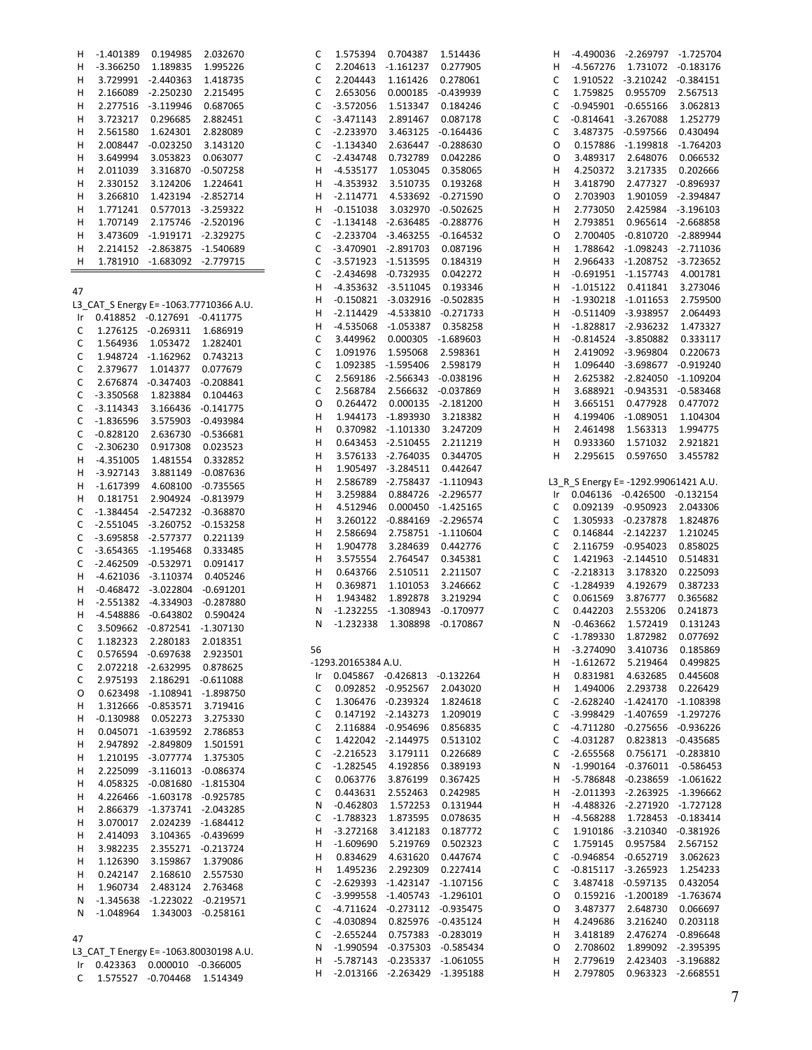```
H   -1.401389   0.194985   2.032670
H   -3.366250   1.189835   1.995226
H    3.729991  -2.440363   1.418735
H    2.166089  -2.250230   2.215495
H    2.277516  -3.119946   0.687065
H    3.723217   0.296685   2.882451
H    2.561580   1.624301   2.828089
H    2.008447  -0.023250   3.143120
H    3.649994   3.053823   0.063077
H    2.011039   3.316870  -0.507258
H    2.330152   3.124206   1.224641
H    3.266810   1.423194  -2.852714
H    1.771241   0.577013  -3.259322
H    1.707149   2.175746  -2.520196
H    3.473609  -1.919171  -2.329275
H    2.214152  -2.863875  -1.540689
H    1.781910  -1.683092  -2.779715
```

47
L3_CAT_S Energy E= -1063.77710366 A.U.

```
Ir   0.418852  -0.127691  -0.411775
C    1.276125  -0.269311   1.686919
C    1.564936   1.053472   1.282401
C    1.948724  -1.162962   0.743213
C    2.379677   1.014377   0.077679
C    2.676874  -0.347403  -0.208841
C   -3.350568   1.823884   0.104463
C   -3.114343   3.166436  -0.141775
C   -1.836596   3.575903  -0.493984
C   -0.828120   2.636730  -0.536681
C   -2.306230   0.917308   0.023523
H   -4.351005   1.481554   0.332852
H   -3.927143   3.881149  -0.087636
H   -1.617399   4.608100  -0.735565
H    0.181751   2.904924  -0.813979
C   -1.384454  -2.547232  -0.368870
C   -2.551045  -3.260752  -0.153258
C   -3.695858  -2.577377   0.221139
C   -3.654365  -1.195468   0.333485
C   -2.462509  -0.532971   0.091417
H   -4.621036  -3.110374   0.405246
H   -0.468472  -3.022804  -0.691201
H   -2.551382  -4.334903  -0.287880
H   -4.548886  -0.643802   0.590424
C    3.509662  -0.872541  -1.307130
C    1.182323   2.280183   2.018351
C    0.576594  -0.697638   2.923501
C    2.072218  -2.632995   0.878625
C    2.975193   2.186291  -0.611088
O    0.623498  -1.108941  -1.898750
H    1.312666  -0.853571   3.719416
H   -0.130988   0.052273   3.275330
H    0.045071  -1.639592   2.786853
H    2.947892  -2.849809   1.501591
H    1.210195  -3.077774   1.375305
H    2.225099  -3.116013  -0.086374
H    4.058325  -0.081680  -1.815304
H    4.226466  -1.603178  -0.925785
H    2.866379  -1.373741  -2.043285
H    3.070017   2.024239  -1.684412
H    2.414093   3.104365  -0.439699
H    3.982235   2.355271  -0.213724
H    1.126390   3.159867   1.379086
H    0.242147   2.168610   2.557530
H    1.960734   2.483124   2.763468
N   -1.345638  -1.223022  -0.219571
N   -1.048964   1.343003  -0.258161
```

47
L3_CAT_T Energy E= -1063.80030198 A.U.

```
Ir   0.423363   0.000010  -0.366005
C    1.575527  -0.704468   1.514349
C    1.575394   0.704387   1.514436
C    2.204613  -1.161237   0.277905
C    2.204443   1.161426   0.278061
C    2.653056   0.000185  -0.439939
C   -3.572056   1.513347   0.184246
C   -3.471143   2.891467   0.087178
C   -2.233970   3.463125  -0.164436
C   -1.134340   2.636447  -0.288630
C   -2.434748   0.732789   0.042286
H   -4.535177   1.053045   0.358065
H   -4.353932   3.510735   0.193268
H   -2.114771   4.533692  -0.271590
H   -0.151038   3.032970  -0.502625
C   -1.134148  -2.636485  -0.288776
C   -2.233704  -3.463255  -0.164532
C   -3.470901  -2.891703   0.087196
C   -3.571923  -1.513595   0.184319
C   -2.434698  -0.732935   0.042272
H   -4.353632  -3.511045   0.193346
H   -0.150821  -3.032916  -0.502835
H   -2.114429  -4.533810  -0.271733
H   -4.535068  -1.053387   0.358258
C    3.449962   0.000305  -1.689603
C    1.091976   1.595068   2.598361
C    1.092385  -1.595406   2.598179
C    2.569186  -2.566343  -0.038196
C    2.568784   2.566632  -0.037869
O    0.264472   0.000135  -2.181200
H    1.944173  -1.893930   3.218382
H    0.370982  -1.101330   3.247209
H    0.643453  -2.510455   2.211219
H    3.576133  -2.764035   0.344705
H    1.905497  -3.284511   0.442647
H    2.586789  -2.758437  -1.110943
H    3.259884   0.884726  -2.296577
H    4.512946   0.000450  -1.425165
H    3.260122  -0.884169  -2.296574
H    2.586694   2.758751  -1.110604
H    1.904778   3.284639   0.442776
H    3.575554   2.764547   0.345381
H    0.643766   2.510511   2.211507
H    0.369871   1.101053   3.246662
H    1.943482   1.892878   3.219294
N   -1.232255  -1.308943  -0.170977
N   -1.232338   1.308898  -0.170867
```

56
-1293.20165384 A.U.

```
Ir   0.045867  -0.426813  -0.132264
C    0.092852  -0.952567   2.043020
C    1.306476  -0.239324   1.824618
C    0.147192  -2.143273   1.209019
C    2.116884  -0.954696   0.856835
C    1.422042  -2.144975   0.513102
C   -2.216523   3.179111   0.226689
C   -1.282545   4.192856   0.389193
C    0.063776   3.876199   0.367425
C    0.443631   2.552463   0.242985
N   -0.462803   1.572253   0.131944
C   -1.788323   1.873595   0.078635
H   -3.272168   3.412183   0.187772
H   -1.609690   5.219769   0.502323
H    0.834629   4.631620   0.447674
H    1.495236   2.292309   0.227414
C   -2.629393  -1.423147  -1.107156
C   -3.999558  -1.405743  -1.296101
C   -4.711624  -0.273112  -0.935475
C   -4.030894   0.825976  -0.435124
C   -2.655244   0.757383  -0.283019
N   -1.990594  -0.375303  -0.585434
H   -5.787143  -0.235337  -1.061055
H   -2.013166  -2.263429  -1.395188
H   -4.490036  -2.269797  -1.725704
H   -4.567276   1.731072  -0.183176
C    1.910522  -3.210242  -0.384151
C    1.759825   0.955709   2.567513
C   -0.945901  -0.655166   3.062813
C   -0.814641  -3.267088   1.252779
C    3.487375  -0.597566   0.430494
O    0.157886  -1.199818  -1.764203
O    3.489317   2.648076   0.066532
H    4.250372   3.217335   0.202666
H    3.418790   2.477327  -0.896937
O    2.703903   1.901059  -2.394847
H    2.773050   2.425984  -3.196103
H    2.793851   0.965614  -2.668858
O    2.700405  -0.810720  -2.889944
H    1.788642  -1.098243  -2.711036
H    2.966433  -1.208752  -3.723652
H   -0.691951  -1.157743   4.001781
H   -1.015122   0.411841   3.273046
H   -1.930218  -1.011653   2.759500
H   -0.511409  -3.938957   2.064493
H   -1.828817  -2.936232   1.473327
H   -0.814524  -3.850882   0.333117
H    2.419092  -3.969804   0.220673
H    1.096440  -3.698677  -0.919240
H    2.625382  -2.824050  -1.109204
H    3.688921  -0.943531  -0.583468
H    3.665151   0.477928   0.477072
H    4.199406  -1.089051   1.104304
H    2.461498   1.563313   1.994775
H    0.933360   1.571032   2.921821
H    2.295615   0.597650   3.455782
```

L3_R_S Energy E= -1292.99061421 A.U.

```
Ir   0.046136  -0.426500  -0.132154
C    0.092139  -0.950923   2.043306
C    1.305933  -0.237878   1.824876
C    0.146844  -2.142237   1.210245
C    2.116759  -0.954023   0.858025
C    1.421963  -2.144510   0.514831
C   -2.218313   3.178320   0.225093
C   -1.284939   4.192679   0.387233
C    0.061569   3.876777   0.365682
C    0.442203   2.553206   0.241873
N   -0.463662   1.572419   0.131243
C   -1.789330   1.872982   0.077692
H   -3.274090   3.410736   0.185869
H   -1.612672   5.219464   0.499825
H    0.831981   4.632685   0.445608
H    1.494006   2.293738   0.226429
C   -2.628240  -1.424170  -1.108398
C   -3.998429  -1.407659  -1.297276
C   -4.711280  -0.275656  -0.936226
C   -4.031287   0.823011  -0.435685
C   -2.655568   0.756171  -0.283810
N   -1.990164  -0.376011  -0.586453
H   -5.786848  -0.238659  -1.061622
H   -2.011393  -2.263925  -1.396662
H   -4.488326  -2.271920  -1.727128
H   -4.568288   1.728453  -0.183414
C    1.910186  -3.210340  -0.381926
C    1.759145   0.957584   2.567152
C   -0.946854  -0.652719   3.062623
C   -0.815117  -3.265923   1.254233
C    3.487418  -0.597135   0.432054
O    0.159216  -1.200189  -1.763674
O    3.487377   2.648730   0.066697
H    4.249686   3.216240   0.203118
H    3.418189   2.476274  -0.896648
O    2.708602   1.899092  -2.395395
H    2.779619   2.423403  -3.196882
H    2.797805   0.963323  -2.668551
```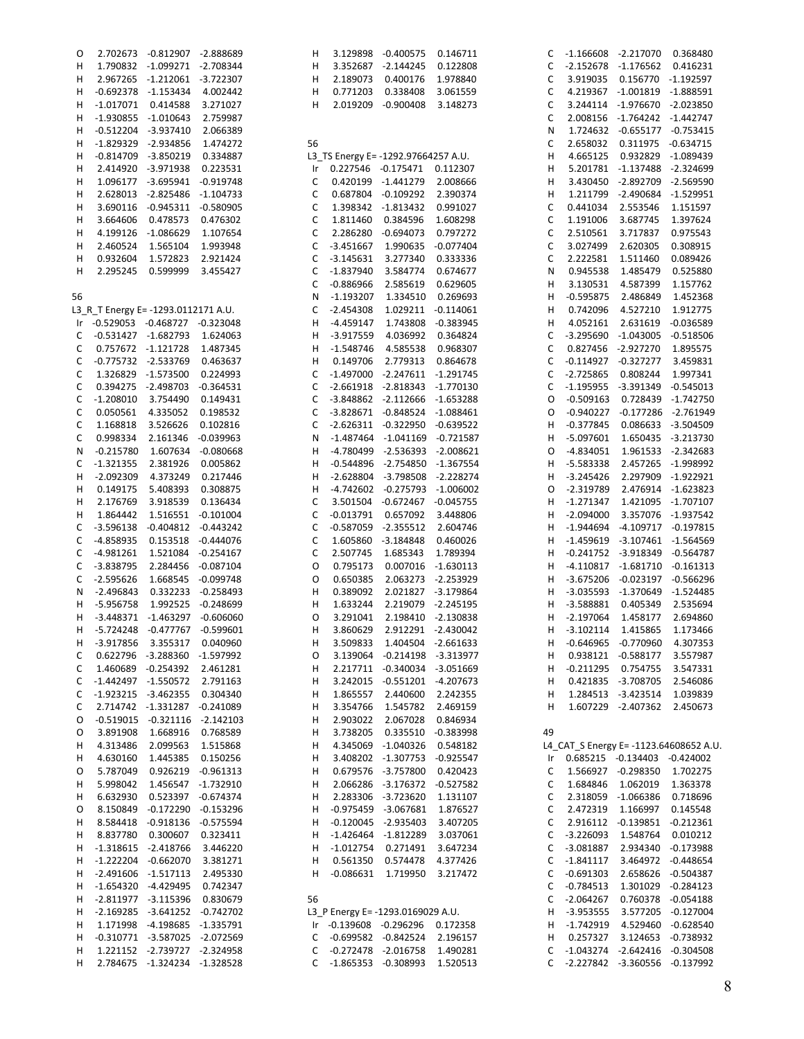```
O    2.702673  -0.812907  -2.888689
H    1.790832  -1.099271  -2.708344
H    2.967265  -1.212061  -3.722307
H   -0.692378  -1.153434   4.002442
H   -1.017071   0.414588   3.271027
H   -1.930855  -1.010643   2.759987
H   -0.512204  -3.937410   2.066389
H   -1.829329  -2.934856   1.474272
H   -0.814709  -3.850219   0.334887
H    2.414920  -3.971938   0.223531
H    1.096177  -3.695941  -0.919748
H    2.628013  -2.825486  -1.104733
H    3.690116  -0.945311  -0.580905
H    3.664606   0.478573   0.476302
H    4.199126  -1.086629   1.107654
H    2.460524   1.565104   1.993948
H    0.932604   1.572823   2.921424
H    2.295245   0.599999   3.455427

56
L3_R_T Energy E= -1293.0112171 A.U.
Ir  -0.529053  -0.468727  -0.323048
C   -0.531427  -1.682793   1.624063
C    0.757672  -1.121728   1.487345
C   -0.775732  -2.533769   0.463637
C    1.326829  -1.573500   0.224993
C    0.394275  -2.498703  -0.364531
C   -1.208010   3.754490   0.149431
C    0.050561   4.335052   0.198532
C    1.168818   3.526626   0.102816
C    0.998334   2.161346  -0.039963
N   -0.215780   1.607634  -0.080668
C   -1.321355   2.381926   0.005862
H   -2.092309   4.373249   0.217446
H    0.149175   5.408393   0.308875
H    2.176769   3.918539   0.136434
H    1.864442   1.516551  -0.101004
C   -3.596138  -0.404812  -0.443242
C   -4.858935   0.153518  -0.444076
C   -4.981261   1.521084  -0.254167
C   -3.838795   2.284456  -0.087104
C   -2.595626   1.668545  -0.099748
N   -2.496843   0.332233  -0.258493
H   -5.956758   1.992525  -0.248699
H   -3.448371  -1.463297  -0.606060
H   -5.724248  -0.477767  -0.599601
H   -3.917856   3.355317   0.040960
C    0.622796  -3.288360  -1.597992
C    1.460689  -0.254392   2.461281
C   -1.442497  -1.550572   2.791163
C   -1.923215  -3.462355   0.304340
C    2.714742  -1.331287  -0.241089
O   -0.519015  -0.321116  -2.142103
O    3.891908   1.668916   0.768589
H    4.313486   2.099563   1.515868
H    4.630160   1.445385   0.150256
O    5.787049   0.926219  -0.961313
H    5.998042   1.456547  -1.732910
H    6.632930   0.523397  -0.674374
O    8.150849  -0.172290  -0.153296
H    8.584418  -0.918136  -0.575594
H    8.837780   0.300607   0.323411
H   -1.318615  -2.418766   3.446220
H   -1.222204  -0.662070   3.381271
H   -2.491606  -1.517113   2.495330
H   -1.654320  -4.429495   0.742347
H   -2.811977  -3.115396   0.830679
H   -2.169285  -3.641252  -0.742702
H    1.171998  -4.198685  -1.335791
H   -0.310771  -3.587025  -2.072569
H    1.221152  -2.739727  -2.324958
H    2.784675  -1.324234  -1.328528
H    3.129898  -0.400575   0.146711
H    3.352687  -2.144245   0.122808
H    2.189073   0.400176   1.978840
H    0.771203   0.338408   3.061559
H    2.019209  -0.900408   3.148273

56
L3_TS Energy E= -1292.97664257 A.U.
Ir   0.227546  -0.175471   0.112307
C    0.420199  -1.441279   2.008666
C    0.687804  -0.109292   2.390374
C    1.398342  -1.813432   0.991027
C    1.811460   0.384596   1.608298
C    2.286280  -0.694073   0.797272
C   -3.451667   1.990635  -0.077404
C   -3.145631   3.277340   0.333336
C   -1.837940   3.584774   0.674677
C   -0.886966   2.585619   0.629605
N   -1.193207   1.334510   0.269693
C   -2.454308   1.029211  -0.114061
H   -4.459147   1.743808  -0.383945
H   -3.917559   4.036992   0.364824
H   -1.548746   4.585538   0.968307
H    0.149706   2.779313   0.864678
C   -1.497000  -2.247611  -1.291745
C   -2.661918  -2.818343  -1.770130
C   -3.848862  -2.112666  -1.653288
C   -3.828671  -0.848524  -1.088461
C   -2.626311  -0.322950  -0.639522
N   -1.487464  -1.041169  -0.721587
H   -4.780499  -2.536393  -2.008621
H   -0.544896  -2.754850  -1.367554
H   -2.628804  -3.798508  -2.228274
H   -4.742602  -0.275793  -1.006002
C    3.501504  -0.672467  -0.045755
C   -0.013791   0.657092   3.448806
C   -0.587059  -2.355512   2.604746
C    1.605860  -3.184848   0.460026
C    2.507745   1.685343   1.789394
O    0.795173   0.007016  -1.630113
O    0.650385   2.063273  -2.253929
H    0.389092   2.021827  -3.179864
H    1.633244   2.219079  -2.245195
O    3.291041   2.198410  -2.130838
H    3.860629   2.912291  -2.430042
H    3.509833   1.404504  -2.661633
O    3.139064  -0.214198  -3.313977
H    2.217711  -0.340034  -3.051669
H    3.242015  -0.551201  -4.207673
H    1.865557   2.440600   2.242355
H    3.354766   1.545782   2.469159
H    2.903022   2.067028   0.846934
H    3.738205   0.335510  -0.383998
H    4.345069  -1.040326   0.548182
H    3.408202  -1.307753  -0.925547
H    0.679576  -3.757800   0.420423
H    2.066286  -3.176372  -0.527582
H    2.283306  -3.723620   1.131107
H   -0.975459  -3.067681   1.876527
H   -0.120045  -2.935403   3.407205
H   -1.426464  -1.812289   3.037061
H   -1.012754   0.271491   3.647234
H    0.561350   0.574478   4.377426
H   -0.086631   1.719950   3.217472

56
L3_P Energy E= -1293.0169029 A.U.
Ir  -0.139608  -0.296296   0.172358
C   -0.699582  -0.842524   2.196157
C   -0.272478  -2.016758   1.490281
C   -1.865353  -0.308993   1.520513
C   -1.166608  -2.217070   0.368480
C   -2.152678  -1.176562   0.416231
C    3.919035   0.156770  -1.192597
C    4.219367  -1.001819  -1.888591
C    3.244114  -1.976670  -2.023850
C    2.008156  -1.764242  -1.442747
N    1.724632  -0.655177  -0.753415
C    2.658032   0.311975  -0.634715
H    4.665125   0.932829  -1.089439
H    5.201781  -1.137488  -2.324699
H    3.430450  -2.892709  -2.569590
H    1.211799  -2.490684  -1.529951
C    0.441034   2.553546   1.151597
C    1.191006   3.687745   1.397624
C    2.510561   3.717837   0.975543
C    3.027499   2.620305   0.308915
C    2.222581   1.511460   0.089426
N    0.945538   1.485479   0.525880
H    3.130531   4.587399   1.157762
H   -0.595875   2.486849   1.452368
H    0.742096   4.527210   1.912775
H    4.052161   2.631619  -0.036589
C   -3.295690  -1.043005  -0.518506
C    0.827456  -2.927270   1.895575
C   -0.114927  -0.327277   3.459831
C   -2.725865   0.808244   1.997341
C   -1.195955  -3.391349  -0.545013
O   -0.509163   0.728439  -1.742750
O   -0.940227  -0.177286  -2.761949
H   -0.377845   0.086633  -3.504509
H   -5.097601   1.650435  -3.213730
O   -4.834051   1.961533  -2.342683
H   -5.583338   2.457265  -1.998992
H   -3.245426   2.297909  -1.922921
O   -2.319789   2.476914  -1.623823
H   -1.271347   1.421095  -1.707107
H   -2.094000   3.357076  -1.937542
H   -1.944694  -4.109717  -0.197815
H   -1.459619  -3.107461  -1.564569
H   -0.241752  -3.918349  -0.564787
H   -4.110817  -1.681710  -0.161313
H   -3.675206  -0.023197  -0.566296
H   -3.035593  -1.370649  -1.524485
H   -3.588881   0.405349   2.535694
H   -2.197064   1.458177   2.694860
H   -3.102114   1.415865   1.173466
H   -0.646965  -0.770960   4.307353
H    0.938121  -0.588177   3.557987
H   -0.211295   0.754755   3.547331
H    0.421835  -3.708705   2.546086
H    1.284513  -3.423514   1.039839
H    1.607229  -2.407362   2.450673

49
L4_CAT_S Energy E= -1123.64608652 A.U.
Ir   0.685215  -0.134403  -0.424002
C    1.566927  -0.298350   1.702275
C    1.684846   1.062019   1.363378
C    2.318059  -1.066386   0.718696
C    2.472319   1.166997   0.145548
C    2.916112  -0.139851  -0.212361
C   -3.226093   1.548764   0.010212
C   -3.081887   2.934340  -0.173988
C   -1.841117   3.464972  -0.448654
C   -0.691303   2.658626  -0.504387
C   -0.784513   1.301029  -0.284123
C   -2.064267   0.760378  -0.054188
H   -3.953555   3.577205  -0.127004
H   -1.742919   4.529460  -0.628540
H    0.257327   3.124653  -0.738932
C   -1.043274  -2.642416  -0.304508
C   -2.227842  -3.360556  -0.137992
```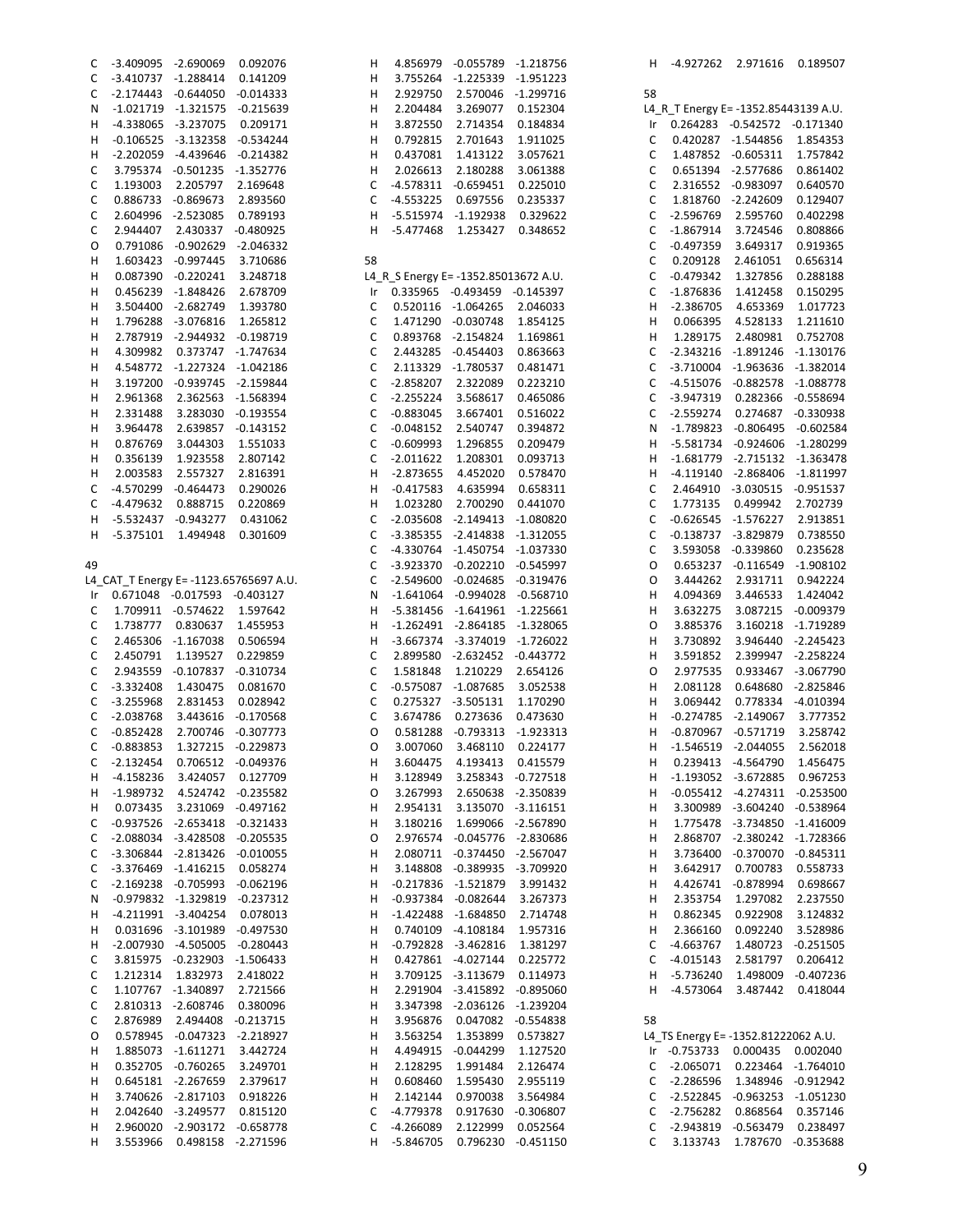```
C   -3.409095  -2.690069   0.092076
C   -3.410737  -1.288414   0.141209
C   -2.174443  -0.644050  -0.014333
N   -1.021719  -1.321575  -0.215639
H   -4.338065  -3.237075   0.209171
H   -0.106525  -3.132358  -0.534244
H   -2.202059  -4.439646  -0.214382
C    3.795374  -0.501235  -1.352776
C    1.193003   2.205797   2.169648
C    0.886733  -0.869673   2.893560
C    2.604996  -2.523085   0.789193
C    2.944407   2.430337  -0.480925
O    0.791086  -0.902629  -2.046332
H    1.603423  -0.997445   3.710686
H    0.087390  -0.220241   3.248718
H    0.456239  -1.848426   2.678709
H    3.504400  -2.682749   1.393780
H    1.796288  -3.076816   1.265812
H    2.787919  -2.944932  -0.198719
H    4.309982   0.373747  -1.747634
H    4.548772  -1.227324  -1.042186
H    3.197200  -0.939745  -2.159844
H    2.961368   2.362563  -1.568394
H    2.331488   3.283030  -0.193554
H    3.964478   2.639857  -0.143152
H    0.876769   3.044303   1.551033
H    0.356139   1.923558   2.807142
H    2.003583   2.557327   2.816391
C   -4.570299  -0.464473   0.290026
C   -4.479632   0.888715   0.220869
H   -5.532437  -0.943277   0.431062
H   -5.375101   1.494948   0.301609

49
L4_CAT_T Energy E= -1123.65765697 A.U.
Ir   0.671048  -0.017593  -0.403127
C    1.709911  -0.574622   1.597642
C    1.738777   0.830637   1.455953
C    2.465306  -1.167038   0.506594
C    2.450791   1.139527   0.229859
C    2.943559  -0.107837  -0.310734
C   -3.332408   1.430475   0.081670
C   -3.255968   2.831453   0.028942
C   -2.038768   3.443616  -0.170568
C   -0.852428   2.700746  -0.307773
C   -0.883853   1.327215  -0.229873
C   -2.132454   0.706512  -0.049376
H   -4.158236   3.424057   0.127709
H   -1.989732   4.524742  -0.235582
H    0.073435   3.231069  -0.497162
C   -0.937526  -2.653418  -0.321433
C   -2.088034  -3.428508  -0.205535
C   -3.306844  -2.813426  -0.010055
C   -3.376469  -1.416215   0.058274
C   -2.169238  -0.705993  -0.062196
N   -0.979832  -1.329819  -0.237312
H   -4.211991  -3.404254   0.078013
H    0.031696  -3.101989  -0.497530
H   -2.007930  -4.505005  -0.280443
C    3.815975  -0.232903  -1.506433
C    1.212314   1.832973   2.418022
C    1.107767  -1.340897   2.721566
C    2.810313  -2.608746   0.380096
C    2.876989   2.494408  -0.213715
O    0.578945  -0.047323  -2.218927
H    1.885073  -1.611271   3.442724
H    0.352705  -0.760265   3.249701
H    0.645181  -2.267659   2.379617
H    3.740626  -2.817103   0.918226
H    2.042640  -3.249577   0.815120
H    2.960020  -2.903172  -0.658778
H    3.553966   0.498158  -2.271596
H    4.856979  -0.055789  -1.218756
H    3.755264  -1.225339  -1.951223
H    2.929750   2.570046  -1.299716
H    2.204484   3.269077   0.152304
H    3.872550   2.714354   0.184834
H    0.792815   2.701643   1.911025
H    0.437081   1.413122   3.057621
H    2.026613   2.180288   3.061388
C   -4.578311  -0.659451   0.225010
C   -4.553225   0.697556   0.235337
H   -5.515974  -1.192938   0.329622
H   -5.477468   1.253427   0.348652

58
L4_R_S Energy E= -1352.85013672 A.U.
Ir   0.335965  -0.493459  -0.145397
C    0.520116  -1.064265   2.046033
C    1.471290  -0.030748   1.854125
C    0.893768  -2.154824   1.169861
C    2.443285  -0.454403   0.863663
C    2.113329  -1.780537   0.481471
C   -2.858207   2.322089   0.223210
C   -2.255224   3.568617   0.465086
C   -0.883045   3.667401   0.516022
C   -0.048152   2.540747   0.394872
C   -0.609993   1.296855   0.209479
C   -2.011622   1.208301   0.093713
H   -2.873655   4.452020   0.578470
H   -0.417583   4.635994   0.658311
H    1.023280   2.700290   0.441070
C   -2.035608  -2.149413  -1.080820
C   -3.385355  -2.414838  -1.312055
C   -4.330764  -1.450754  -1.037330
C   -3.923370  -0.202210  -0.545997
C   -2.549600  -0.024685  -0.319476
N   -1.641064  -0.994028  -0.568710
H   -5.381456  -1.641961  -1.225661
H   -1.262491  -2.864185  -1.328065
H   -3.667374  -3.374019  -1.726022
C    2.899580  -2.632452  -0.443772
C    1.581848   1.210229   2.654126
C   -0.575087  -1.087685   3.052538
C    0.275327  -3.505131   1.170290
C    3.674786   0.273636   0.473630
O    0.581288  -0.793313  -1.923313
O    3.007060   3.468110   0.224177
H    3.604475   4.193413   0.415579
H    3.128949   3.258343  -0.727518
O    3.267993   2.650638  -2.350839
H    2.954131   3.135070  -3.116151
H    3.180216   1.699066  -2.567890
O    2.976574  -0.045776  -2.830686
H    2.080711  -0.374450  -2.567047
H    3.148808  -0.389935  -3.709920
H   -0.217836  -1.521879   3.991432
H   -0.937384  -0.082644   3.267373
H   -1.422488  -1.684850   2.714748
H    0.740109  -4.108184   1.957316
H   -0.792828  -3.462816   1.381297
H    0.427861  -4.027144   0.225772
H    3.709125  -3.113679   0.114973
H    2.291904  -3.415892  -0.895060
H    3.347398  -2.036126  -1.239204
H    3.956876   0.047082  -0.554838
H    3.563254   1.353899   0.573827
H    4.494915  -0.044299   1.127520
H    2.128295   1.991484   2.126474
H    0.608460   1.595430   2.955119
H    2.142144   0.970038   3.564984
C   -4.779378   0.917630  -0.306807
C   -4.266089   2.122999   0.052564
H   -5.846705   0.796230  -0.451150
H   -4.927262   2.971616   0.189507

58
L4_R_T Energy E= -1352.85443139 A.U.
Ir   0.264283  -0.542572  -0.171340
C    0.420287  -1.544856   1.854353
C    1.487852  -0.605311   1.757842
C    0.651394  -2.577686   0.861402
C    2.316552  -0.983097   0.640570
C    1.818760  -2.242609   0.129407
C   -2.596769   2.595760   0.402298
C   -1.867914   3.724546   0.808866
C   -0.497359   3.649317   0.919365
C    0.209128   2.461051   0.656314
C   -0.479342   1.327856   0.288188
C   -1.876836   1.412458   0.150295
H   -2.386705   4.653369   1.017723
H    0.066395   4.528133   1.211610
H    1.289175   2.480981   0.752708
C   -2.343216  -1.891246  -1.130176
C   -3.710004  -1.963636  -1.382014
C   -4.515076  -0.882578  -1.088778
C   -3.947319   0.282366  -0.558694
C   -2.559274   0.274687  -0.330938
N   -1.789823  -0.806495  -0.602584
H   -5.581734  -0.924606  -1.280299
H   -1.681779  -2.715132  -1.363478
H   -4.119140  -2.868406  -1.811997
C    2.464910  -3.030515  -0.951537
C    1.773135   0.499942   2.702739
C   -0.626545  -1.576227   2.913851
C   -0.138737  -3.829879   0.738550
C    3.593058  -0.339860   0.235628
O    0.653237  -0.116549  -1.908102
O    3.444262   2.931711   0.942224
H    4.094369   3.446533   1.424042
H    3.632275   3.087215  -0.009379
O    3.885376   3.160218  -1.719289
H    3.730892   3.946440  -2.245423
H    3.591852   2.399947  -2.258224
O    2.977535   0.933467  -3.067790
H    2.081128   0.648680  -2.825846
H    3.069442   0.778334  -4.010394
H   -0.274785  -2.149067   3.777352
H   -0.870967  -0.571719   3.258742
H   -1.546519  -2.044055   2.562018
H    0.239413  -4.564790   1.456475
H   -1.193052  -3.672885   0.967253
H   -0.055412  -4.274311  -0.253500
H    3.300989  -3.604240  -0.538964
H    1.775478  -3.734850  -1.416009
H    2.868707  -2.380242  -1.728366
H    3.736400  -0.370070  -0.845311
H    3.642917   0.700783   0.558733
H    4.426741  -0.878994   0.698667
H    2.353754   1.297082   2.237550
H    0.862345   0.922908   3.124832
H    2.366160   0.092240   3.528986
C   -4.663767   1.480723  -0.251505
C   -4.015143   2.581797   0.206412
H   -5.736240   1.498009  -0.407236
H   -4.573064   3.487442   0.418044

58
L4_TS Energy E= -1352.81222062 A.U.
Ir  -0.753733   0.000435   0.002040
C   -2.065071   0.223464  -1.764010
C   -2.286596   1.348946  -0.912942
C   -2.522845  -0.963253  -1.051230
C   -2.756282   0.868564   0.357146
C   -2.943819  -0.563479   0.238497
C    3.133743   1.787670  -0.353688
```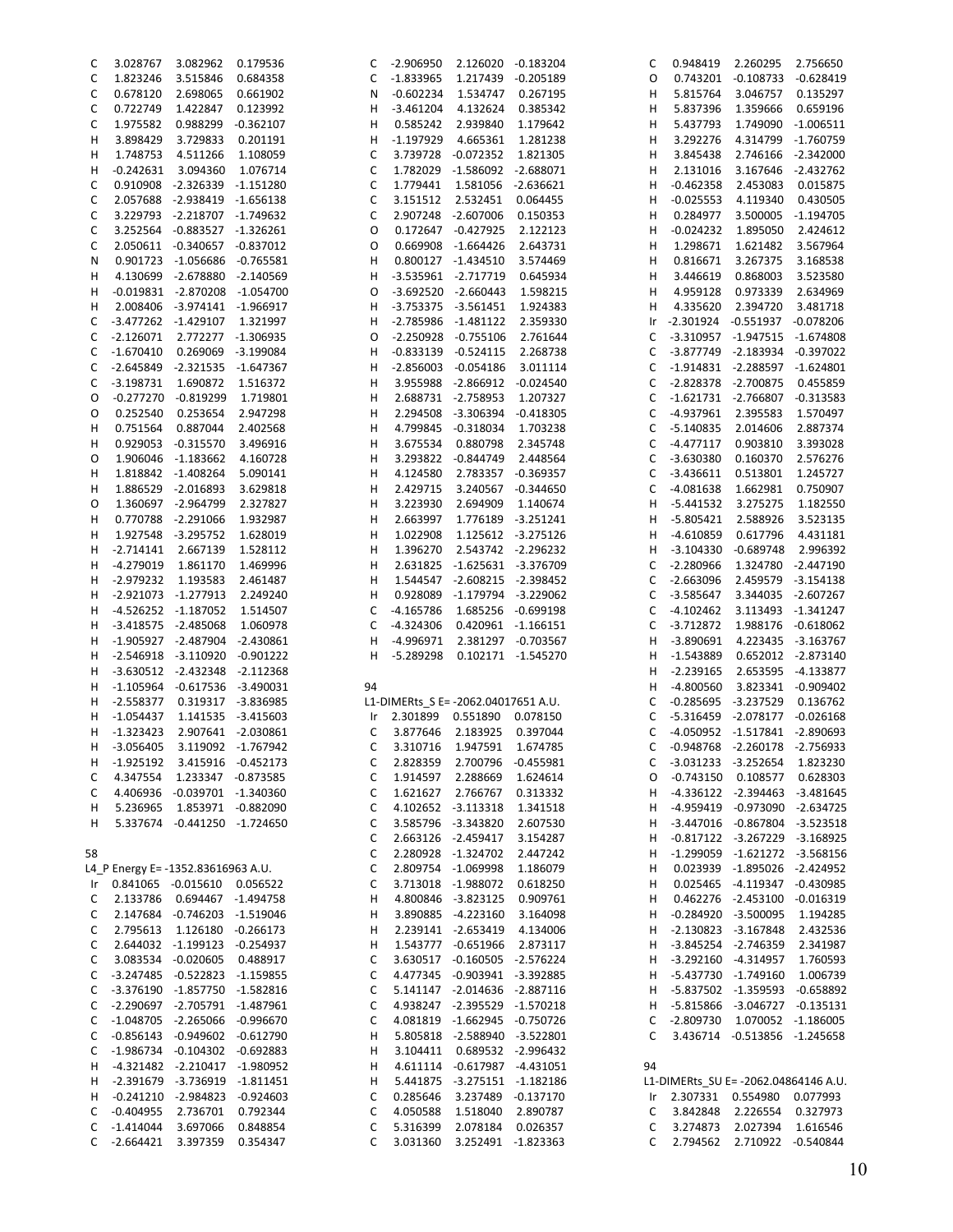```
C   3.028767   3.082962   0.179536
C   1.823246   3.515846   0.684358
C   0.678120   2.698065   0.661902
C   0.722749   1.422847   0.123992
C   1.975582   0.988299  -0.362107
H   3.898429   3.729833   0.201191
H   1.748753   4.511266   1.108059
H  -0.242631   3.094360   1.076714
C   0.910908  -2.326339  -1.151280
C   2.057688  -2.938419  -1.656138
C   3.229793  -2.218707  -1.749632
C   3.252564  -0.883527  -1.326261
C   2.050611  -0.340657  -0.837012
N   0.901723  -1.056686  -0.765581
H   4.130699  -2.678880  -2.140569
H  -0.019831  -2.870208  -1.054700
H   2.008406  -3.974141  -1.966917
C  -3.477262  -1.429107   1.321997
C  -2.126071   2.772277  -1.306935
C  -1.670410   0.269069  -3.199084
C  -2.645849  -2.321535  -1.647367
C  -3.198731   1.690872   1.516372
O  -0.277270  -0.819299   1.719801
O   0.252540   0.253654   2.947298
H   0.751564   0.887044   2.402568
H   0.929053  -0.315570   3.496916
O   1.906046  -1.183662   4.160728
H   1.818842  -1.408264   5.090141
H   1.886529  -2.016893   3.629818
O   1.360697  -2.964799   2.327827
H   0.770788  -2.291066   1.932987
H   1.927548  -3.295752   1.628019
H  -2.714141   2.667139   1.528112
H  -4.279019   1.861170   1.469996
H  -2.979232   1.193583   2.461487
H  -2.921073  -1.277913   2.249240
H  -4.526252  -1.187052   1.514507
H  -3.418575  -2.485068   1.060978
H  -1.905927  -2.487904  -2.430861
H  -2.546918  -3.110920  -0.901222
H  -3.630512  -2.432348  -2.112368
H  -1.105964  -0.617536  -3.490031
H  -2.558377   0.319317  -3.836985
H  -1.054437   1.141535  -3.415603
H  -1.323423   2.907641  -2.030861
H  -3.056405   3.119092  -1.767942
H  -1.925192   3.415916  -0.452173
C   4.347554   1.233347  -0.873585
C   4.406936  -0.039701  -1.340360
H   5.236965   1.853971  -0.882090
H   5.337674  -0.441250  -1.724650

58
L4_P Energy E= -1352.83616963 A.U.
Ir   0.841065  -0.015610   0.056522
C   2.133786   0.694467  -1.494758
C   2.147684  -0.746203  -1.519046
C   2.795613   1.126180  -0.266173
C   2.644032  -1.199123  -0.254937
C   3.083534  -0.020605   0.488917
C  -3.247485  -0.522823  -1.159855
C  -3.376190  -1.857750  -1.582816
C  -2.290697  -2.705791  -1.487961
C  -1.048705  -2.265066  -0.996670
C  -0.856143  -0.949602  -0.612790
C  -1.986734  -0.104302  -0.692883
H  -4.321482  -2.210417  -1.980952
H  -2.391679  -3.736919  -1.811451
H  -0.241210  -2.984823  -0.924603
C  -0.404955   2.736701   0.792344
C  -1.414044   3.697066   0.848854
C  -2.664421   3.397359   0.354347
C  -2.906950   2.126020  -0.183204
C  -1.833965   1.217439  -0.205189
N  -0.602234   1.534747   0.267195
H  -3.461204   4.132624   0.385342
H   0.585242   2.939840   1.179642
H  -1.197929   4.665361   1.281238
C   3.739728  -0.072352   1.821305
C   1.782029  -1.586092  -2.688071
C   1.779441   1.581056  -2.636621
C   3.151512   2.532451   0.064455
C   2.907248  -2.607066   0.150353
O   0.172647  -0.427925   2.122123
O   0.669908  -1.664426   2.643731
H   0.800127  -1.434510   3.574469
H  -3.535961  -2.717719   0.645934
O  -3.692520  -2.660443   1.598215
H  -3.753375  -3.561451   1.924383
H  -2.785986  -1.481122   2.359330
O  -2.250928  -0.755106   2.761644
H  -0.833139  -0.524115   2.268738
H  -2.856003  -0.054186   3.011114
H   3.955988  -2.866912  -0.024540
H   2.688731  -2.758953   1.207327
H   2.294508  -3.306394  -0.418305
H   4.799845  -0.318034   1.703238
H   3.675534   0.880798   2.345748
H   3.293822  -0.844749   2.448564
H   4.124580   2.783357  -0.369357
H   2.429715   3.240567  -0.344650
H   3.223930   2.694909   1.140674
H   2.663997   1.776189  -3.251241
H   1.022908   1.125612  -3.275126
H   1.396270   2.543742  -2.296232
H   2.631825  -1.625631  -3.376709
H   1.544547  -2.608215  -2.398452
H   0.928089  -1.179794  -3.229062
C  -4.165786   1.685256  -0.699198
C  -4.324306   0.420961  -1.166151
H  -4.996971   2.381297  -0.703567
H  -5.289298   0.102171  -1.545270

94
L1-DIMERts_S E= -2062.04017651 A.U.
Ir   2.301899   0.551890   0.078150
C   3.877646   2.183925   0.397044
C   3.310716   1.947591   1.674785
C   2.828359   2.700796  -0.455981
C   1.914597   2.288669   1.624614
C   1.621627   2.766767   0.313332
C   4.102652  -3.113318   1.341518
C   3.585796  -3.343820   2.607530
C   2.663126  -2.459417   3.154287
C   2.280928  -1.324702   2.447242
C   2.809754  -1.069998   1.186079
C   3.713018  -1.988072   0.618250
H   4.800846  -3.823125   0.909761
H   3.890885  -4.223160   3.164098
H   2.239141  -2.653419   4.134006
H   1.543777  -0.651966   2.873117
C   3.630517  -0.160505  -2.576224
C   4.477345  -0.903941  -3.392885
C   5.141147  -2.014636  -2.887116
C   4.938247  -2.395529  -1.570218
C   4.081619  -1.662945  -0.750726
H   5.805818  -2.588940  -3.522801
H   3.104411   0.689532  -2.996432
H   4.611114  -0.617987  -4.431051
H   5.441875  -3.275151  -1.182186
C   0.285646   3.237489  -0.137170
C   4.050588   1.518040   2.890787
C   5.316399   2.078184   0.026357
C   3.031360   3.252491  -1.823363
C   0.948419   2.260295   2.756650
O   0.743201  -0.108733  -0.628419
H   5.815768   3.046757   0.135297
H   5.837396   1.359666   0.659196
H   5.437793   1.749090  -1.006511
H   3.292276   4.314799  -1.760759
H   3.845438   2.746166  -2.342000
H   2.131016   3.167646  -2.432762
H  -0.462358   2.453083   0.015875
H  -0.025553   4.119340   0.430505
H   0.284977   3.500005  -1.194705
H  -0.024232   1.895050   2.424612
H   1.298671   1.621482   3.567964
H   0.816671   3.267375   3.168538
H   3.446619   0.868003   3.523580
H   4.959128   0.973339   2.634969
H   4.335620   2.394720   3.481718
Ir  -2.301924  -0.551937  -0.078206
C  -3.310957  -1.947515  -1.674808
C  -3.877749  -2.183934  -0.397022
C  -1.914831  -2.288597  -1.624801
C  -2.828378  -2.700875   0.455859
C  -1.621731  -2.766807  -0.313583
C  -4.937961   2.395583   1.570497
C  -5.140835   2.014606   2.887374
C  -4.477117   0.903810   3.393028
C  -3.630380   0.160370   2.576276
C  -3.436611   0.513801   1.245727
C  -4.081638   1.662981   0.750907
H  -5.441532   3.275275   1.182550
H  -5.805421   2.588926   3.523135
H  -4.610859   0.617796   4.431181
H  -3.104330  -0.689748   2.996392
C  -2.280966   1.324780  -2.447190
C  -2.663096   2.459579  -3.154138
C  -3.585647   3.344035  -2.607267
C  -4.102462   3.113493  -1.341247
C  -3.712872   1.988176  -0.618062
H  -3.890691   4.223435  -3.163767
H  -1.543889   0.652012  -2.873140
H  -2.239165   2.653595  -4.133877
H  -4.800560   3.823341  -0.909402
C  -0.285695  -3.237529   0.136762
C  -5.316459  -2.078177  -0.026168
C  -4.050952  -1.517841  -2.890693
C  -0.948768  -2.260178  -2.756933
C  -3.031233  -3.252654   1.823230
O  -0.743150   0.108577   0.628303
H  -4.336122  -2.394463  -3.481645
H  -4.959419  -0.973090  -2.634725
H  -3.447016  -0.867804  -3.523518
H  -0.817122  -3.267229  -3.168925
H  -1.299059  -1.621272  -3.568156
H   0.023939  -1.895026  -2.424952
H   0.025465  -4.119347  -0.430985
H   0.462276  -2.453100  -0.016319
H  -0.284920  -3.500095   1.194285
H  -2.130823  -3.167848   2.432536
H  -3.845254  -2.746359   2.341987
H  -3.292160  -4.314957   1.760593
H  -5.437730  -1.749160   1.006739
H  -5.837502  -1.359593  -0.658892
H  -5.815866  -3.046727  -0.135131
C  -2.809730   1.070052  -1.186005
C   3.436714  -0.513856  -1.245658

94
L1-DIMERts_SU E= -2062.04864146 A.U.
Ir   2.307331   0.554980   0.077993
C   3.842848   2.226554   0.327973
C   3.274873   2.027394   1.616546
C   2.794562   2.710922  -0.540844
```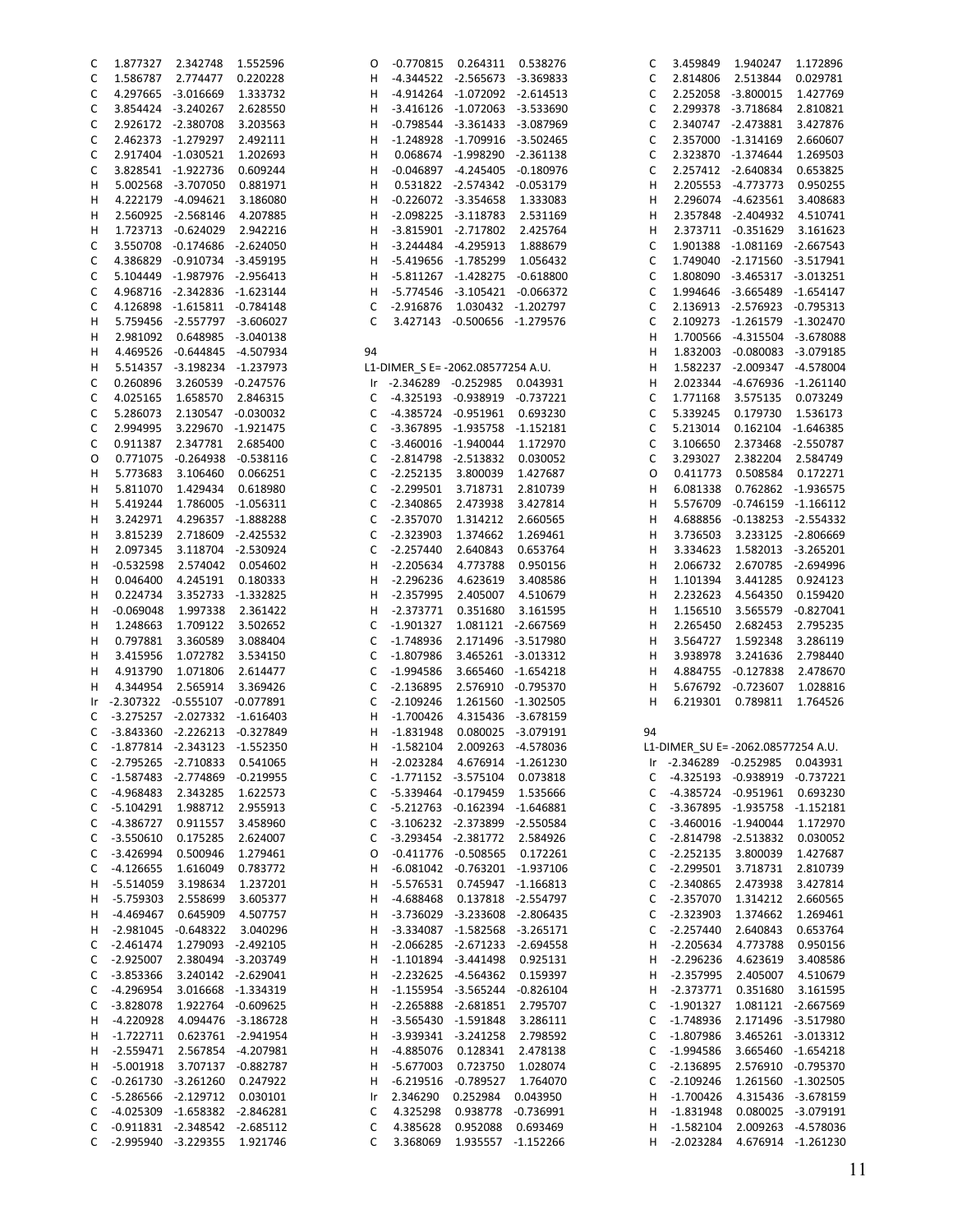```
C    1.877327   2.342748   1.552596
C    1.586787   2.774477   0.220228
C    4.297665  -3.016669   1.333732
C    3.854424  -3.240267   2.628550
C    2.926172  -2.380708   3.203563
C    2.462373  -1.279297   2.492111
C    2.917404  -1.030521   1.202693
C    3.828541  -1.922736   0.609244
H    5.002568  -3.707050   0.881971
H    4.222179  -4.094621   3.186080
H    2.560925  -2.568146   4.207885
H    1.723713  -0.624029   2.942216
C    3.550708  -0.174686  -2.624050
C    4.386829  -0.910734  -3.459195
C    5.104449  -1.987976  -2.956413
C    4.968716  -2.342836  -1.623144
C    4.126898  -1.615811  -0.784148
H    5.759456  -2.557797  -3.606027
H    2.981092   0.648985  -3.040138
H    4.469526  -0.644845  -4.507934
H    5.514357  -3.198234  -1.237973
C    0.260896   3.260539  -0.247576
C    4.025165   1.658570   2.846315
C    5.286073   2.130547  -0.030032
C    2.994995   3.229670  -1.921475
C    0.911387   2.347781   2.685400
O    0.771075  -0.264938  -0.538116
H    5.773683   3.106460   0.066251
H    5.811070   1.429434   0.618980
H    5.419244   1.786005  -1.056311
H    3.242971   4.296357  -1.888288
H    3.815239   2.718609  -2.425532
H    2.097345   3.118704  -2.530924
H   -0.532598   2.574042   0.054602
H    0.046400   4.245191   0.180333
H    0.224734   3.352733  -1.332825
H   -0.069048   1.997338   2.361422
H    1.248663   1.709122   3.502652
H    0.797881   3.360589   3.088404
H    3.415956   1.072782   3.534150
H    4.913790   1.071806   2.614477
H    4.344954   2.565914   3.369426
Ir  -2.307322  -0.555107  -0.077891
C   -3.275257  -2.027332  -1.616403
C   -3.843360  -2.226213  -0.327849
C   -1.877814  -2.343123  -1.552350
C   -2.795265  -2.710833   0.541065
C   -1.587483  -2.774869  -0.219955
C   -4.968483   2.343285   1.622573
C   -5.104291   1.988712   2.955913
C   -4.386727   0.911557   3.458960
C   -3.550610   0.175285   2.624007
C   -3.426994   0.500946   1.279461
C   -4.126655   1.616049   0.783772
H   -5.514059   3.198634   1.237201
H   -5.759303   2.558699   3.605377
H   -4.469467   0.645909   4.507757
H   -2.981045  -0.648322   3.040296
C   -2.461474   1.279093  -2.492105
C   -2.925007   2.380494  -3.203749
C   -3.853366   3.240142  -2.629041
C   -4.296954   3.016668  -1.334319
C   -3.828078   1.922764  -0.609625
H   -4.220928   4.094476  -3.186728
H   -1.722711   0.623761  -2.941954
H   -2.559471   2.567854  -4.207981
H   -5.001918   3.707137  -0.882787
C   -0.261730  -3.261260   0.247922
C   -5.286566  -2.129712   0.030101
C   -4.025309  -1.658382  -2.846281
C   -0.911831  -2.348542  -2.685112
C   -2.995940  -3.229355   1.921746
O   -0.770815   0.264311   0.538276
H   -4.344522  -2.565673  -3.369833
H   -4.914264  -1.072092  -2.614513
H   -3.416126  -1.072063  -3.533690
H   -0.798544  -3.361433  -3.087969
H   -1.248928  -1.709916  -3.502465
H    0.068674  -1.998290  -2.361138
H   -0.046897  -4.245405  -0.180976
H    0.531822  -2.574342  -0.053179
H   -0.226072  -3.354658   1.333083
H   -2.098225  -3.118773   2.531169
H   -3.815901  -2.717802   2.425764
H   -3.244484  -4.295913   1.888679
H   -5.419656  -1.785299   1.056432
H   -5.811267  -1.428275  -0.618800
H   -5.774546  -3.105421  -0.066372
C   -2.916876   1.030432  -1.202797
C    3.427143  -0.500656  -1.279576

94
L1-DIMER_S E= -2062.08577254 A.U.
Ir  -2.346289  -0.252985   0.043931
C   -4.325193  -0.938919  -0.737221
C   -4.385724  -0.951961   0.693230
C   -3.367895  -1.935758  -1.152181
C   -3.460016  -1.940044   1.172970
C   -2.814798  -2.513832   0.030052
C   -2.252135   3.800039   1.427687
C   -2.299501   3.718731   2.810739
C   -2.340865   2.473938   3.427814
C   -2.357070   1.314212   2.660565
C   -2.323903   1.374662   1.269461
C   -2.257440   2.640843   0.653764
H   -2.205634   4.773788   0.950156
H   -2.296236   4.623619   3.408586
H   -2.357995   2.405007   4.510679
H   -2.373771   0.351680   3.161595
C   -1.901327   1.081121  -2.667569
C   -1.748936   2.171496  -3.517980
C   -1.807986   3.465261  -3.013312
C   -1.994586   3.665460  -1.654218
C   -2.136895   2.576910  -0.795370
C   -2.109246   1.261560  -1.302505
H   -1.700426   4.315436  -3.678159
H   -1.831948   0.080025  -3.079191
H   -1.582104   2.009263  -4.578036
H   -2.023284   4.676914  -1.261230
C   -1.771152  -3.575104   0.073818
C   -5.339464  -0.179459   1.535666
C   -5.212763  -0.162394  -1.646881
C   -3.106232  -2.373899  -2.550584
C   -3.293454  -2.381772   2.584926
O   -0.411776  -0.508565   0.172261
H   -6.081042  -0.763201  -1.937106
H   -5.576531   0.745947  -1.166813
H   -4.688468   0.137818  -2.554797
H   -3.736029  -3.233608  -2.806435
H   -3.334087  -1.582568  -3.265171
H   -2.066285  -2.671233  -2.694558
H   -1.101894  -3.441498   0.925131
H   -2.232625  -4.564362   0.159397
H   -1.155954  -3.565244  -0.826104
H   -2.265888  -2.681851   2.795707
H   -3.565430  -1.591848   3.286111
H   -3.939341  -3.241258   2.798592
H   -4.885076   0.128341   2.478138
H   -5.677003   0.723750   1.028074
H   -6.219516  -0.789527   1.764070
Ir   2.346290   0.252984   0.043950
C    4.325298   0.938778  -0.736991
C    4.385628   0.952088   0.693469
C    3.368069   1.935557  -1.152266
C    3.459849   1.940247   1.172896
C    2.814806   2.513844   0.029781
C    2.252058  -3.800015   1.427769
C    2.299378  -3.718684   2.810821
C    2.340747  -2.473881   3.427876
C    2.357000  -1.314169   2.660607
C    2.323870  -1.374644   1.269503
C    2.257412  -2.640834   0.653825
H    2.205553  -4.773773   0.950255
H    2.296074  -4.623561   3.408683
H    2.357848  -2.404932   4.510741
H    2.373711  -0.351629   3.161623
C    1.901388  -1.081169  -2.667543
C    1.749040  -2.171560  -3.517941
C    1.808090  -3.465317  -3.013251
C    1.994646  -3.665489  -1.654147
C    2.136913  -2.576923  -0.795313
C    2.109273  -1.261579  -1.302470
H    1.700566  -4.315504  -3.678088
H    1.832003  -0.080083  -3.079185
H    1.582237  -2.009347  -4.578004
H    2.023344  -4.676936  -1.261140
C    1.771168   3.575135   0.073249
C    5.339245   0.179730   1.536173
C    5.213014   0.162104  -1.646385
C    3.106650   2.373468  -2.550787
C    3.293027   2.382204   2.584749
O    0.411773   0.508584   0.172271
H    6.081338   0.762862  -1.936575
H    5.576709  -0.746159  -1.166112
H    4.688856  -0.138253  -2.554332
H    3.736503   3.233125  -2.806669
H    3.334623   1.582013  -3.265201
H    2.066732   2.670785  -2.694996
H    1.101394   3.441285   0.924123
H    2.232623   4.564350   0.159420
H    1.156510   3.565579  -0.827041
H    2.265450   2.682453   2.795235
H    3.564727   1.592348   3.286119
H    3.938978   3.241636   2.798440
H    4.884755  -0.127838   2.478670
H    5.676792  -0.723607   1.028816
H    6.219301   0.789811   1.764526

94
L1-DIMER_SU E= -2062.08577254 A.U.
Ir  -2.346289  -0.252985   0.043931
C   -4.325193  -0.938919  -0.737221
C   -4.385724  -0.951961   0.693230
C   -3.367895  -1.935758  -1.152181
C   -3.460016  -1.940044   1.172970
C   -2.814798  -2.513832   0.030052
C   -2.252135   3.800039   1.427687
C   -2.299501   3.718731   2.810739
C   -2.340865   2.473938   3.427814
C   -2.357070   1.314212   2.660565
C   -2.323903   1.374662   1.269461
C   -2.257440   2.640843   0.653764
H   -2.205634   4.773788   0.950156
H   -2.296236   4.623619   3.408586
H   -2.357995   2.405007   4.510679
H   -2.373771   0.351680   3.161595
C   -1.901327   1.081121  -2.667569
C   -1.748936   2.171496  -3.517980
C   -1.807986   3.465261  -3.013312
C   -1.994586   3.665460  -1.654218
C   -2.136895   2.576910  -0.795370
C   -2.109246   1.261560  -1.302505
H   -1.700426   4.315436  -3.678159
H   -1.831948   0.080025  -3.079191
H   -1.582104   2.009263  -4.578036
H   -2.023284   4.676914  -1.261230
```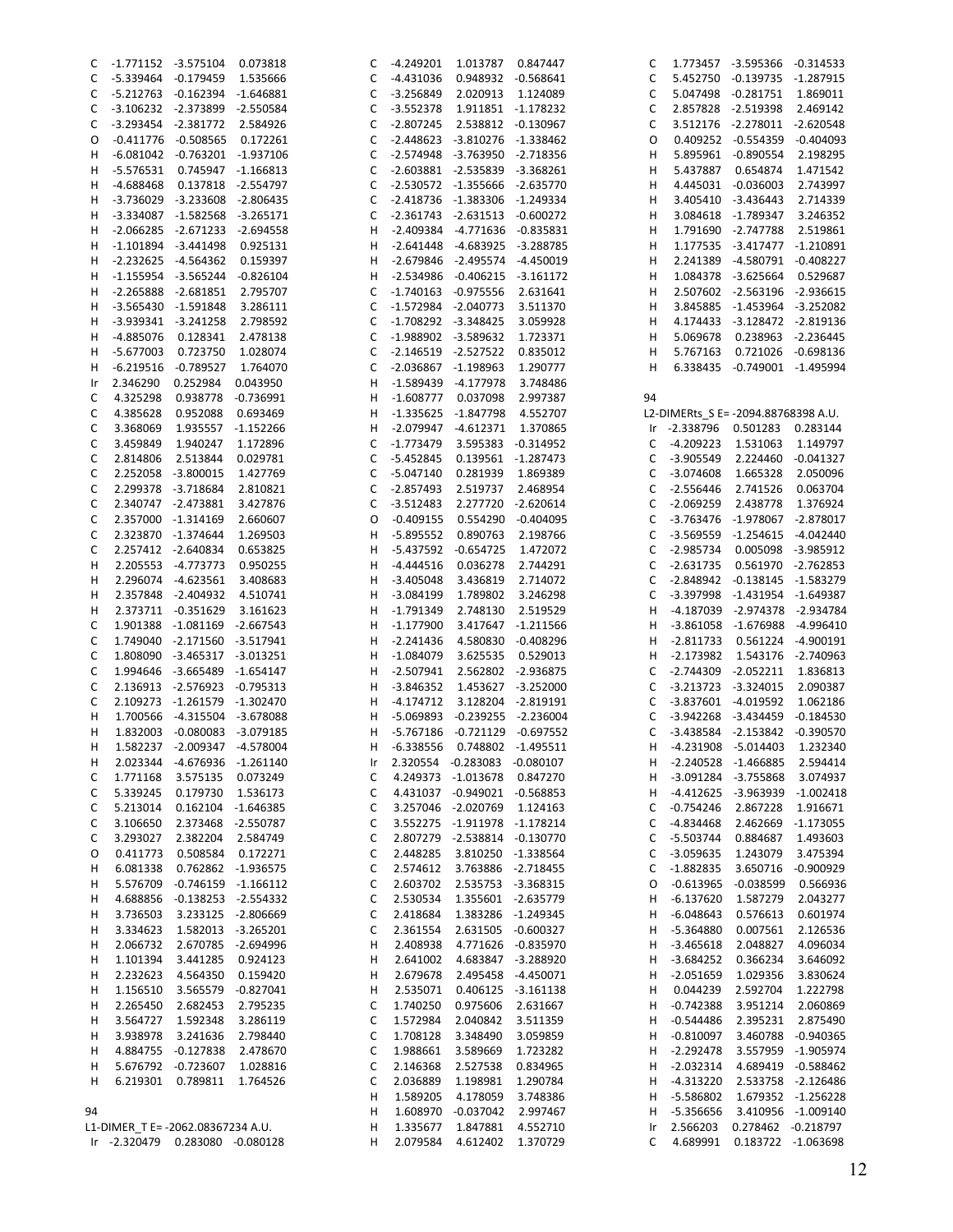```
C   -1.771152  -3.575104   0.073818
C   -5.339464  -0.179459   1.535666
C   -5.212763  -0.162394  -1.646881
C   -3.106232  -2.373899  -2.550584
C   -3.293454  -2.381772   2.584926
O   -0.411776  -0.508565   0.172261
H   -6.081042  -0.763201  -1.937106
H   -5.576531   0.745947  -1.166813
H   -4.688468   0.137818  -2.554797
H   -3.736029  -3.233608  -2.806435
H   -3.334087  -1.582568  -3.265171
H   -2.066285  -2.671233  -2.694558
H   -1.101894  -3.441498   0.925131
H   -2.232625  -4.564362   0.159397
H   -1.155954  -3.565244  -0.826104
H   -2.265888  -2.681851   2.795707
H   -3.565430  -1.591848   3.286111
H   -3.939341  -3.241258   2.798592
H   -4.885076   0.128341   2.478138
H   -5.677003   0.723750   1.028074
H   -6.219516  -0.789527   1.764070
Ir   2.346290   0.252984   0.043950
C    4.325298   0.938778  -0.736991
C    4.385628   0.952088   0.693469
C    3.368069   1.935557  -1.152266
C    3.459849   1.940247   1.172896
C    2.814806   2.513844   0.029781
C    2.252058  -3.800015   1.427769
C    2.299378  -3.718684   2.810821
C    2.340747  -2.473881   3.427876
C    2.357000  -1.314169   2.660607
C    2.323870  -1.374644   1.269503
C    2.257412  -2.640834   0.653825
H    2.205553  -4.773773   0.950255
H    2.296074  -4.623561   3.408683
H    2.357848  -2.404932   4.510741
H    2.373711  -0.351629   3.161623
C    1.901388  -1.081169  -2.667543
C    1.749040  -2.171560  -3.517941
C    1.808090  -3.465317  -3.013251
C    1.994646  -3.665489  -1.654147
C    2.136913  -2.576923  -0.795313
C    2.109273  -1.261579  -1.302470
H    1.700566  -4.315504  -3.678088
H    1.832003  -0.080083  -3.079185
H    1.582237  -2.009347  -4.578004
H    2.023344  -4.676936  -1.261140
C    1.771168   3.575135   0.073249
C    5.339245   0.179730   1.536173
C    5.213014   0.162104  -1.646385
C    3.106650   2.373468  -2.550787
C    3.293027   2.382204   2.584749
O    0.411773   0.508584   0.172271
H    6.081338   0.762862  -1.936575
H    5.576709  -0.746159  -1.166112
H    4.688856  -0.138253  -2.554332
H    3.736503   3.233125  -2.806669
H    3.334623   1.582013  -3.265201
H    2.066732   2.670785  -2.694996
H    1.101394   3.441285   0.924123
H    2.232623   4.564350   0.159420
H    1.156510   3.565579  -0.827041
H    2.265450   2.682453   2.795235
H    3.564727   1.592348   3.286119
H    3.938978   3.241636   2.798440
H    4.884755  -0.127838   2.478670
H    5.676792  -0.723607   1.028816
H    6.219301   0.789811   1.764526

94
L1-DIMER_T E= -2062.08367234 A.U.
Ir  -2.320479   0.283080  -0.080128
C   -4.249201   1.013787   0.847447
C   -4.431036   0.948932  -0.568641
C   -3.256849   2.020913   1.124089
C   -3.552378   1.911851  -1.178232
C   -2.807245   2.538812  -0.130967
C   -2.448623  -3.810276  -1.338462
C   -2.574948  -3.763950  -2.718356
C   -2.603881  -2.535839  -3.368261
C   -2.530572  -1.355666  -2.635770
C   -2.418736  -1.383306  -1.249334
C   -2.361743  -2.631513  -0.600272
H   -2.409384  -4.771636  -0.835831
H   -2.641448  -4.683925  -3.288785
H   -2.679846  -2.495574  -4.450019
H   -2.534986  -0.406215  -3.161172
C   -1.740163  -0.975556   2.631641
C   -1.572984  -2.040773   3.511370
C   -1.708292  -3.348425   3.059928
C   -1.988902  -3.589632   1.723371
C   -2.146519  -2.527522   0.835012
C   -2.036867  -1.198963   1.290777
H   -1.589439  -4.177978   3.748486
H   -1.608777   0.037098   2.997387
H   -1.335625  -1.847798   4.552707
H   -2.079947  -4.612371   1.370865
C   -1.773479   3.595383  -0.314952
C   -5.452845   0.139561  -1.287473
C   -5.047140   0.281939   1.869389
C   -2.857493   2.519737   2.468954
C   -3.512483   2.277720  -2.620614
O   -0.409155   0.554290  -0.404095
H   -5.895552   0.890763   2.198766
H   -5.437592  -0.654725   1.472072
H   -4.444516   0.036278   2.744291
H   -3.405048   3.436819   2.714072
H   -3.084199   1.789802   3.246298
H   -1.791349   2.748130   2.519529
H   -1.177900   3.417647  -1.211566
H   -2.241436   4.580830  -0.408296
H   -1.084079   3.625535   0.529013
H   -2.507941   2.562802  -2.936875
H   -3.846352   1.453627  -3.252000
H   -4.174712   3.128204  -2.819191
H   -5.069893  -0.239255  -2.236004
H   -5.767186  -0.721129  -0.697552
H   -6.338556   0.748802  -1.495511
Ir   2.320554  -0.283083  -0.080107
C    4.249373  -1.013678   0.847270
C    4.431037  -0.949021  -0.568853
C    3.257046  -2.020769   1.124163
C    3.552275  -1.911978  -1.178214
C    2.807279  -2.538814  -0.130770
C    2.448285   3.810250  -1.338564
C    2.574612   3.763886  -2.718455
C    2.603702   2.535753  -3.368315
C    2.530534   1.355601  -2.635779
C    2.418684   1.383286  -1.249345
C    2.361554   2.631505  -0.600327
H    2.408938   4.771626  -0.835970
H    2.641002   4.683847  -3.288920
H    2.679678   2.495458  -4.450071
H    2.535071   0.406125  -3.161138
C    1.740250   0.975606   2.631667
C    1.572984   2.040842   3.511359
C    1.708128   3.348490   3.059859
C    1.988661   3.589669   1.723282
C    2.146368   2.527538   0.834965
C    2.036889   1.198981   1.290784
H    1.589205   4.178059   3.748386
H    1.608970  -0.037042   2.997467
H    1.335677   1.847881   4.552710
H    2.079584   4.612402   1.370729
C    1.773457  -3.595366  -0.314533
C    5.452750  -0.139735  -1.287915
C    5.047498  -0.281751   1.869011
C    2.857828  -2.519398   2.469142
C    3.512176  -2.278011  -2.620548
O    0.409252  -0.554359  -0.404093
H    5.895961  -0.890554   2.198295
H    5.437887   0.654874   1.471542
H    4.445031  -0.036003   2.743997
H    3.405410  -3.436443   2.714339
H    3.084618  -1.789347   3.246352
H    1.791690  -2.747788   2.519861
H    1.177535  -3.417477  -1.210891
H    2.241389  -4.580791  -0.408227
H    1.084378  -3.625664   0.529687
H    2.507602  -2.563196  -2.936615
H    3.845885  -1.453964  -3.252082
H    4.174433  -3.128472  -2.819136
H    5.069678   0.238963  -2.236445
H    5.767163   0.721026  -0.698136
H    6.338435  -0.749001  -1.495994

94
L2-DIMERts_S E= -2094.88768398 A.U.
Ir  -2.338796   0.501283   0.283144
C   -4.209223   1.531063   1.149797
C   -3.905549   2.224460  -0.041327
C   -3.074608   1.665328   2.050096
C   -2.556446   2.741526   0.063704
C   -2.069259   2.438778   1.376924
C   -3.763476  -1.978067  -2.878017
C   -3.569559  -1.254615  -4.042440
C   -2.985734   0.005098  -3.985912
C   -2.631735   0.561970  -2.762853
C   -2.848942  -0.138145  -1.583279
C   -3.397998  -1.431954  -1.649387
H   -4.187039  -2.974378  -2.934784
H   -3.861058  -1.676988  -4.996410
H   -2.811733   0.561224  -4.900191
H   -2.173982   1.543176  -2.740963
C   -2.744309  -2.052211   1.836813
C   -3.213723  -3.324015   2.090387
C   -3.837601  -4.019592   1.062186
C   -3.942268  -3.434459  -0.184530
C   -3.438584  -2.153842  -0.390570
H   -4.231908  -5.014403   1.232340
H   -2.240528  -1.466885   2.594414
H   -3.091284  -3.755868   3.074937
H   -4.412625  -3.963939  -1.002418
C   -0.754246   2.867228   1.916671
C   -4.834468   2.462669  -1.173055
C   -5.503744   0.884687   1.493603
C   -3.059635   1.243079   3.475394
C   -1.882835   3.650716  -0.900929
O   -0.613965  -0.038599   0.566936
H   -6.137620   1.587279   2.043277
H   -6.048643   0.576613   0.601974
H   -5.364880   0.007561   2.126536
H   -3.465618   2.048827   4.096034
H   -3.684252   0.366234   3.646092
H   -2.051659   1.029356   3.830624
H    0.044239   2.592704   1.222798
H   -0.742388   3.951214   2.060869
H   -0.544486   2.395231   2.875490
H   -0.810097   3.460788  -0.940365
H   -2.292478   3.557959  -1.905974
H   -2.032314   4.689419  -0.588462
H   -4.313220   2.533758  -2.126486
H   -5.586802   1.679352  -1.256228
H   -5.356656   3.410956  -1.009140
Ir   2.566203   0.278462  -0.218797
C    4.689991   0.183722  -1.063698
```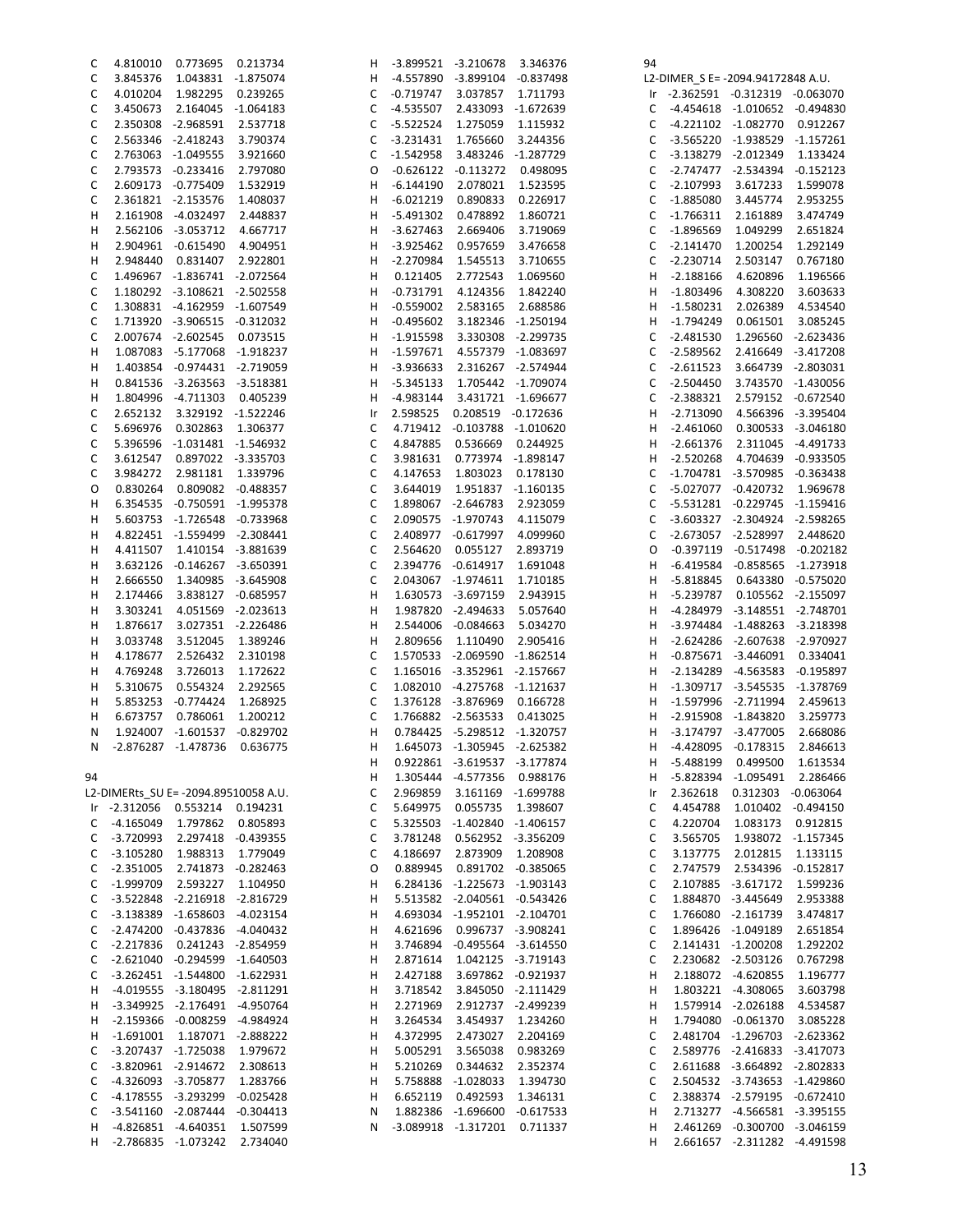```
C   4.810010   0.773695   0.213734
C   3.845376   1.043831  -1.875074
C   4.010204   1.982295   0.239265
C   3.450673   2.164045  -1.064183
C   2.350308  -2.968591   2.537718
C   2.563346  -2.418243   3.790374
C   2.763063  -1.049555   3.921660
C   2.793573  -0.233416   2.797080
C   2.609173  -0.775409   1.532919
C   2.361821  -2.153576   1.408037
H   2.161908  -4.032497   2.448837
H   2.562106  -3.053712   4.667717
H   2.904961  -0.615490   4.904951
H   2.948440   0.831407   2.922801
C   1.496967  -1.836741  -2.072564
C   1.180292  -3.108621  -2.502558
C   1.308831  -4.162959  -1.607549
C   1.713920  -3.906515  -0.312032
C   2.007674  -2.602545   0.073515
H   1.087083  -5.177068  -1.918237
H   1.403854  -0.974431  -2.719059
H   0.841536  -3.263563  -3.518381
H   1.804996  -4.711303   0.405239
C   2.652132   3.329192  -1.522246
C   5.696976   0.302863   1.306377
C   5.396596  -1.031481  -1.546932
C   3.612547   0.897022  -3.335703
C   3.984272   2.981181   1.339796
O   0.830264   0.809082  -0.488357
H   6.354535  -0.750591  -1.995378
H   5.603753  -1.726548  -0.733968
H   4.822451  -1.559499  -2.308441
H   4.411507   1.410154  -3.881639
H   3.632126  -0.146267  -3.650391
H   2.666550   1.340985  -3.645908
H   2.174466   3.838127  -0.685957
H   3.303241   4.051569  -2.023613
H   1.876617   3.027351  -2.226486
H   3.033748   3.512045   1.389246
H   4.178677   2.526432   2.310198
H   4.769248   3.726013   1.172622
H   5.310675   0.554324   2.292565
H   5.853253  -0.774424   1.268925
H   6.673757   0.786061   1.200212
N   1.924007  -1.601537  -0.829702
N  -2.876287  -1.478736   0.636775

94
L2-DIMERts_SU E= -2094.89510058 A.U.
Ir  -2.312056   0.553214   0.194231
C  -4.165049   1.797862   0.805893
C  -3.720993   2.297418  -0.439355
C  -3.105280   1.988313   1.779049
C  -2.351005   2.741873  -0.282463
C  -1.999709   2.593227   1.104950
C  -3.522848  -2.216918  -2.816729
C  -3.138389  -1.658603  -4.023154
C  -2.474200  -0.437836  -4.040432
C  -2.217836   0.241243  -2.854959
C  -2.621040  -0.294599  -1.640503
C  -3.262451  -1.544800  -1.622931
H  -4.019555  -3.180495  -2.811291
H  -3.349925  -2.176491  -4.950764
H  -2.159366  -0.008259  -4.984924
H  -1.691001   1.187071  -2.888222
C  -3.207437  -1.725038   1.979672
C  -3.820961  -2.914672   2.308613
C  -4.326093  -3.705877   1.283766
C  -4.178555  -3.293299  -0.025428
C  -3.541160  -2.087444  -0.304413
H  -4.826851  -4.640351   1.507599
H  -2.786835  -1.073242   2.734040
H  -3.899521  -3.210678   3.346376
H  -4.557890  -3.899104  -0.837498
C  -0.719747   3.037857   1.711793
C  -4.535507   2.433093  -1.672639
C  -5.522524   1.275059   1.115932
C  -3.231431   1.765660   3.244356
C  -1.542958   3.483246  -1.287729
O  -0.626122  -0.113272   0.498095
H  -6.144190   2.078021   1.523595
H  -6.021219   0.890833   0.226917
H  -5.491302   0.478892   1.860721
H  -3.627463   2.669406   3.719069
H  -3.925462   0.957659   3.476658
H  -2.270984   1.545513   3.710655
H   0.121405   2.772543   1.069560
H  -0.731791   4.124356   1.842240
H  -0.559002   2.583165   2.688586
H  -0.495602   3.182346  -1.250194
H  -1.915598   3.330308  -2.299735
H  -1.597671   4.557379  -1.083697
H  -3.936633   2.316267  -2.574944
H  -5.345133   1.705442  -1.709074
H  -4.983144   3.431721  -1.696677
Ir   2.598525   0.208519  -0.172636
C   4.719412  -0.103788  -1.010620
C   4.847885   0.536669   0.244925
C   3.981631   0.773974  -1.898147
C   4.147653   1.803023   0.178130
C   3.644019   1.951837  -1.160135
C   1.898067  -2.646783   2.923059
C   2.090575  -1.970743   4.115079
C   2.408977  -0.617997   4.099960
C   2.564620   0.055127   2.893719
C   2.394776  -0.614917   1.691048
C   2.043067  -1.974611   1.710185
H   1.630573  -3.697159   2.943915
H   1.987820  -2.494633   5.057640
H   2.544006  -0.084663   5.034270
H   2.809656   1.110490   2.905416
C   1.570533  -2.069590  -1.862514
C   1.165016  -3.352961  -2.157667
C   1.082010  -4.275768  -1.121637
C   1.376128  -3.876969   0.166728
C   1.766882  -2.563533   0.413025
H   0.784425  -5.298512  -1.320757
H   1.645073  -1.305945  -2.625382
H   0.922861  -3.619537  -3.177874
H   1.305444  -4.577356   0.988176
C   2.969859   3.161169  -1.699788
C   5.649975   0.055735   1.398607
C   5.325503  -1.402840  -1.406157
C   3.781248   0.562952  -3.356209
C   4.186697   2.873909   1.208908
O   0.889945   0.891702  -0.385065
H   6.284136  -1.225673  -1.903143
H   5.513582  -2.040561  -0.543426
H   4.693034  -1.952101  -2.104701
H   4.621696   0.996737  -3.908241
H   3.746894  -0.495562  -3.614550
H   2.871614   1.042125  -3.719143
H   2.427188   3.697862  -0.921937
H   3.718542   3.845050  -2.111429
H   2.271969   2.912737  -2.499239
H   3.264534   3.454937   1.234260
H   4.372995   2.473027   2.204169
H   5.005291   3.565038   0.983269
H   5.210269   0.344632   2.352374
H   5.758888  -1.028033   1.394730
H   6.652119   0.492593   1.346131
N   1.882386  -1.696600  -0.617533
N  -3.089918  -1.317201   0.711337

94
L2-DIMER_S E= -2094.94172848 A.U.
Ir  -2.362591  -0.312319  -0.063070
C  -4.454618  -1.010652  -0.494830
C  -4.221102  -1.082770   0.912267
C  -3.565220  -1.938529  -1.157261
C  -3.138279  -2.012349   1.133424
C  -2.747477  -2.534394  -0.152123
C  -2.107993   3.617233   1.599078
C  -1.885080   3.445774   2.953255
C  -1.766311   2.161889   3.474749
C  -1.896569   1.049299   2.651824
C  -2.141470   1.200254   1.292149
C  -2.230714   2.503147   0.767180
H  -2.188166   4.620896   1.196566
H  -1.803496   4.308220   3.603633
H  -1.580231   2.026389   4.534540
H  -1.794249   0.061501   3.085245
C  -2.481530   1.296560  -2.623436
C  -2.589562   2.416649  -3.417208
C  -2.611523   3.664739  -2.803031
C  -2.504450   3.743570  -1.430056
C  -2.388321   2.579152  -0.672540
H  -2.713090   4.566396  -3.395404
H  -2.461060   0.300533  -3.046180
H  -2.661376   2.311045  -4.491733
H  -2.520268   4.704639  -0.933505
C  -1.704781  -3.570985  -0.363438
C  -5.027077  -0.420732   1.969678
C  -5.531281  -0.229745  -1.159416
C  -3.603327  -2.304924  -2.598265
C  -2.673057  -2.528997   2.448620
O  -0.397119  -0.517498  -0.202182
H  -6.419584  -0.858565  -1.273918
H  -5.818845   0.643380  -0.575020
H  -5.239787   0.105562  -2.155097
H  -4.284979  -3.148551  -2.748701
H  -3.974484  -1.488263  -3.218398
H  -2.624286  -2.607638  -2.970927
H  -0.875671  -3.446091   0.334041
H  -2.134289  -4.563583  -0.195897
H  -1.309717  -3.545535  -1.378769
H  -1.597996  -2.711994   2.459613
H  -2.915908  -1.843820   3.259773
H  -3.174797  -3.477005   2.668086
H  -4.428095  -0.178315   2.846613
H  -5.488199   0.499500   1.613534
H  -5.828394  -1.095491   2.286466
Ir   2.362618   0.312303  -0.063064
C   4.454788   1.010402  -0.494150
C   4.220704   1.083170   0.912815
C   3.565705   1.938072  -1.157345
C   3.137775   2.012815   1.133115
C   2.747579   2.534396  -0.152817
C   2.107885  -3.617172   1.599236
C   1.884870  -3.445649   2.953388
C   1.766080  -2.161739   3.474817
C   1.896426  -1.049189   2.651854
C   2.141431  -1.200208   1.292202
C   2.230682  -2.503126   0.767298
H   2.188072  -4.620855   1.196777
H   1.803221  -4.308065   3.603798
H   1.579914  -2.026188   4.534587
H   1.794080  -0.061370   3.085228
C   2.481704  -1.296703  -2.623362
C   2.589776  -2.416833  -3.417073
C   2.611688  -3.664892  -2.802833
C   2.504532  -3.743653  -1.429860
C   2.388374  -2.579195  -0.672410
H   2.713277  -4.566581  -3.395155
H   2.461269  -0.300700  -3.046159
H   2.661657  -2.311282  -4.491598
```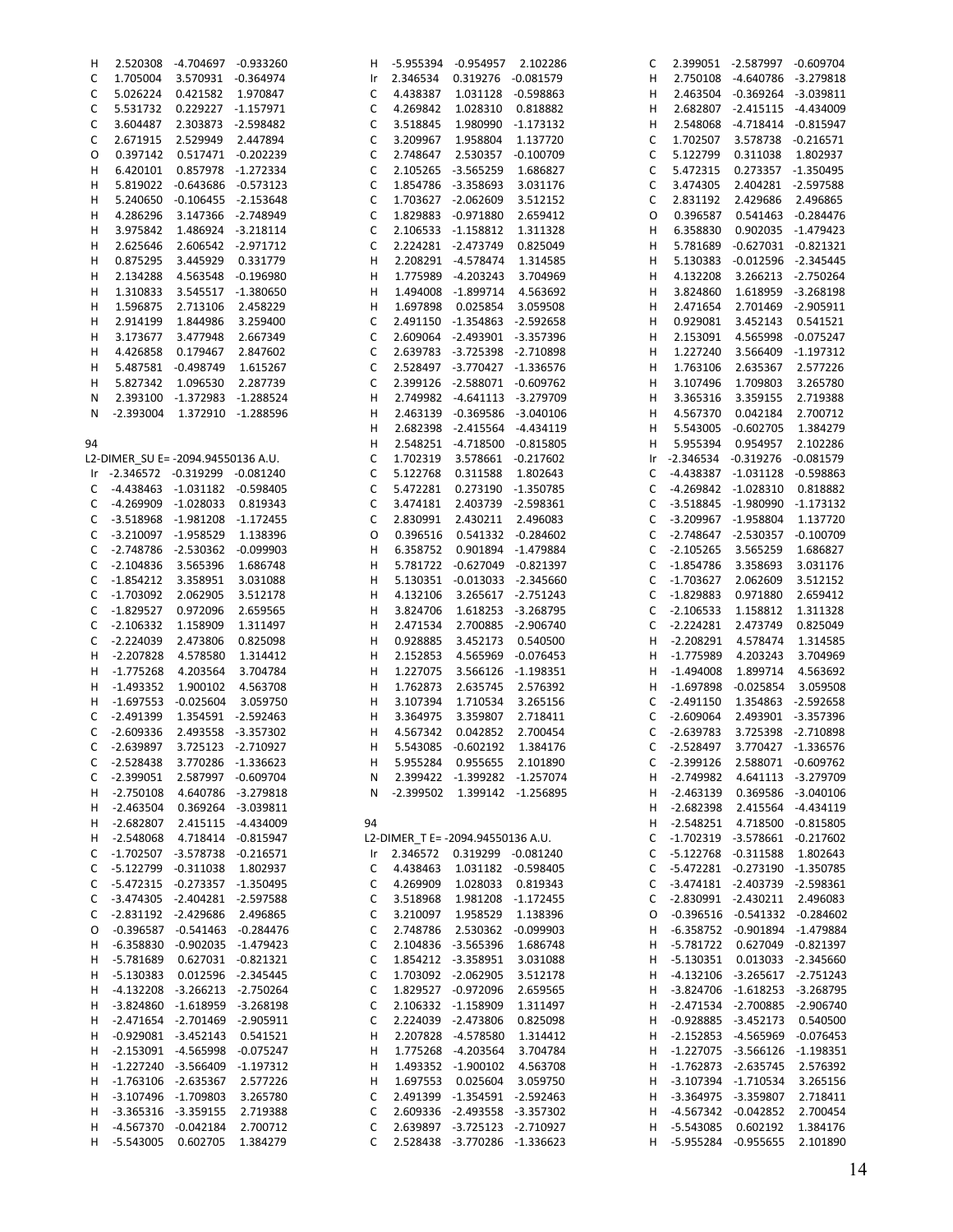```
H    2.520308   -4.704697   -0.933260
C    1.705004    3.570931   -0.364974
C    5.026224    0.421582    1.970847
C    5.531732    0.229227   -1.157971
C    3.604487    2.303873   -2.598482
C    2.671915    2.529949    2.447894
O    0.397142    0.517471   -0.202239
H    6.420101    0.857978   -1.272334
H    5.819022   -0.643686   -0.573123
H    5.240650   -0.106455   -2.153648
H    4.286296    3.147366   -2.748949
H    3.975842    1.486924   -3.218114
H    2.625646    2.606542   -2.971712
H    0.875295    3.445929    0.331779
H    2.134288    4.563548   -0.196980
H    1.310833    3.545517   -1.380650
H    1.596875    2.713106    2.458229
H    2.914199    1.844986    3.259400
H    3.173677    3.477948    2.667349
H    4.426858    0.179467    2.847602
H    5.487581   -0.498749    1.615267
H    5.827342    1.096530    2.287739
N    2.393100   -1.372983   -1.288524
N   -2.393004    1.372910   -1.288596

94
L2-DIMER_SU E= -2094.94550136 A.U.
Ir  -2.346572   -0.319299   -0.081240
C   -4.438463   -1.031182   -0.598405
C   -4.269909   -1.028033    0.819343
C   -3.518968   -1.981208   -1.172455
C   -3.210097   -1.958529    1.138396
C   -2.748786   -2.530362   -0.099903
C   -2.104836    3.565396    1.686748
C   -1.854212    3.358951    3.031088
C   -1.703092    2.062905    3.512178
C   -1.829527    0.972096    2.659565
C   -2.106332    1.158909    1.311497
C   -2.224039    2.473806    0.825098
H   -2.207828    4.578580    1.314412
H   -1.775268    4.203564    3.704784
H   -1.493352    1.900102    4.563708
H   -1.697553   -0.025604    3.059750
C   -2.491399    1.354591   -2.592463
C   -2.609336    2.493558   -3.357302
C   -2.639897    3.725123   -2.710927
C   -2.528438    3.770286   -1.336623
C   -2.399051    2.587997   -0.609704
H   -2.750108    4.640786   -3.279818
H   -2.463504    0.369264   -3.039811
H   -2.682807    2.415115   -4.434009
H   -2.548068    4.718414   -0.815947
C   -1.702507   -3.578738   -0.216571
C   -5.122799   -0.311038    1.802937
C   -5.472315   -0.273357   -1.350495
C   -3.474305   -2.404281   -2.597588
C   -2.831192   -2.429686    2.496865
O   -0.396587   -0.541463   -0.284476
H   -6.358830   -0.902035   -1.479423
H   -5.781689    0.627031   -0.821321
H   -5.130383    0.012596   -2.345445
H   -4.132208   -3.266213   -2.750264
H   -3.824860   -1.618959   -3.268198
H   -2.471654   -2.701469   -2.905911
H   -0.929081   -3.452143    0.541521
H   -2.153091   -4.565998   -0.075247
H   -1.227240   -3.566409   -1.197312
H   -1.763106   -2.635367    2.577226
H   -3.107496   -1.709803    3.265780
H   -3.365316   -3.359155    2.719388
H   -4.567370   -0.042184    2.700712
H   -5.543005    0.602705    1.384279
H   -5.955394   -0.954957    2.102286
Ir   2.346534    0.319276   -0.081579
C    4.438387    1.031128   -0.598863
C    4.269842    1.028310    0.818882
C    3.518845    1.980990   -1.173132
C    3.209967    1.958804    1.137720
C    2.748647    2.530357   -0.100709
C    2.105265   -3.565259    1.686827
C    1.854786   -3.358693    3.031176
C    1.703627   -2.062609    3.512152
C    1.829883   -0.971880    2.659412
C    2.106533   -1.158812    1.311328
C    2.224281   -2.473749    0.825049
H    2.208291   -4.578474    1.314585
H    1.775989   -4.203243    3.704969
H    1.494008   -1.899714    4.563692
H    1.697898    0.025854    3.059508
C    2.491150   -1.354863   -2.592658
C    2.609064   -2.493901   -3.357396
C    2.639783   -3.725398   -2.710898
C    2.528497   -3.770427   -1.336576
C    2.399126   -2.588071   -0.609762
H    2.749982   -4.641113   -3.279709
H    2.463139   -0.369586   -3.040106
H    2.682398   -2.415564   -4.434119
H    2.548251   -4.718500   -0.815805
C    1.702319    3.578661   -0.217602
C    5.122768    0.311588    1.802643
C    5.472281    0.273190   -1.350785
C    3.474181    2.403739   -2.598361
C    2.830991    2.430211    2.496083
O    0.396516    0.541332   -0.284602
H    6.358752    0.901894   -1.479884
H    5.781722   -0.627049   -0.821397
H    5.130351   -0.013033   -2.345660
H    4.132106    3.265617   -2.751243
H    3.824706    1.618253   -3.268795
H    2.471534    2.700885   -2.906740
H    0.928885    3.452173    0.540500
H    2.152853    4.565969   -0.076453
H    1.227075    3.566126   -1.198351
H    1.762873    2.635745    2.576392
H    3.107394    1.710534    3.265156
H    3.364975    3.359807    2.718411
H    4.567342    0.042852    2.700454
H    5.543085   -0.602192    1.384176
H    5.955284    0.955655    2.101890
N    2.399422   -1.399282   -1.257074
N   -2.399502    1.399142   -1.256895

94
L2-DIMER_T E= -2094.94550136 A.U.
Ir   2.346572    0.319299   -0.081240
C    4.438463    1.031182   -0.598405
C    4.269909    1.028033    0.819343
C    3.518968    1.981208   -1.172455
C    3.210097    1.958529    1.138396
C    2.748786    2.530362   -0.099903
C    2.104836   -3.565396    1.686748
C    1.854212   -3.358951    3.031088
C    1.703092   -2.062905    3.512178
C    1.829527   -0.972096    2.659565
C    2.106332   -1.158909    1.311497
C    2.224039   -2.473806    0.825098
H    2.207828   -4.578580    1.314412
H    1.775268   -4.203564    3.704784
H    1.493352   -1.900102    4.563708
H    1.697553    0.025604    3.059750
C    2.491399   -1.354591   -2.592463
C    2.609336   -2.493558   -3.357302
C    2.639897   -3.725123   -2.710927
C    2.528438   -3.770286   -1.336623
C    2.399051   -2.587997   -0.609704
H    2.750108   -4.640786   -3.279818
H    2.463504   -0.369264   -3.039811
H    2.682807   -2.415115   -4.434009
H    2.548068   -4.718414   -0.815947
C    1.702507    3.578738   -0.216571
C    5.122799    0.311038    1.802937
C    5.472315    0.273357   -1.350495
C    3.474305    2.404281   -2.597588
C    2.831192    2.429686    2.496865
O    0.396587    0.541463   -0.284476
H    6.358830    0.902035   -1.479423
H    5.781689   -0.627031   -0.821321
H    5.130383   -0.012596   -2.345445
H    4.132208    3.266213   -2.750264
H    3.824860    1.618959   -3.268198
H    2.471654    2.701469   -2.905911
H    0.929081    3.452143    0.541521
H    2.153091    4.565998   -0.075247
H    1.227240    3.566409   -1.197312
H    1.763106    2.635367    2.577226
H    3.107496    1.709803    3.265780
H    3.365316    3.359155    2.719388
H    4.567370    0.042184    2.700712
H    5.543005   -0.602705    1.384279
H    5.955394    0.954957    2.102286
Ir  -2.346534   -0.319276   -0.081579
C   -4.438387   -1.031128   -0.598863
C   -4.269842   -1.028310    0.818882
C   -3.518845   -1.980990   -1.173132
C   -3.209967   -1.958804    1.137720
C   -2.748647   -2.530357   -0.100709
C   -2.105265    3.565259    1.686827
C   -1.854786    3.358693    3.031176
C   -1.703627    2.062609    3.512152
C   -1.829883    0.971880    2.659412
C   -2.106533    1.158812    1.311328
C   -2.224281    2.473749    0.825049
H   -2.208291    4.578474    1.314585
H   -1.775989    4.203243    3.704969
H   -1.494008    1.899714    4.563692
H   -1.697898   -0.025854    3.059508
C   -2.491150    1.354863   -2.592658
C   -2.609064    2.493901   -3.357396
C   -2.639783    3.725398   -2.710898
C   -2.528497    3.770427   -1.336576
C   -2.399126    2.588071   -0.609762
H   -2.749982    4.641113   -3.279709
H   -2.463139    0.369586   -3.040106
H   -2.682398    2.415564   -4.434119
H   -2.548251    4.718500   -0.815805
C   -1.702319   -3.578661   -0.217602
C   -5.122768   -0.311588    1.802643
C   -5.472281   -0.273190   -1.350785
C   -3.474181   -2.403739   -2.598361
C   -2.830991   -2.430211    2.496083
O   -0.396516   -0.541332   -0.284602
H   -6.358752   -0.901894   -1.479884
H   -5.781722    0.627049   -0.821397
H   -5.130351    0.013033   -2.345660
H   -4.132106   -3.265617   -2.751243
H   -3.824706   -1.618253   -3.268795
H   -2.471534   -2.700885   -2.906740
H   -0.928885   -3.452173    0.540500
H   -2.152853   -4.565969   -0.076453
H   -1.227075   -3.566126   -1.198351
H   -1.762873   -2.635745    2.576392
H   -3.107394   -1.710534    3.265156
H   -3.364975   -3.359807    2.718411
H   -4.567342   -0.042852    2.700454
H   -5.543085    0.602192    1.384176
H   -5.955284   -0.955655    2.101890
```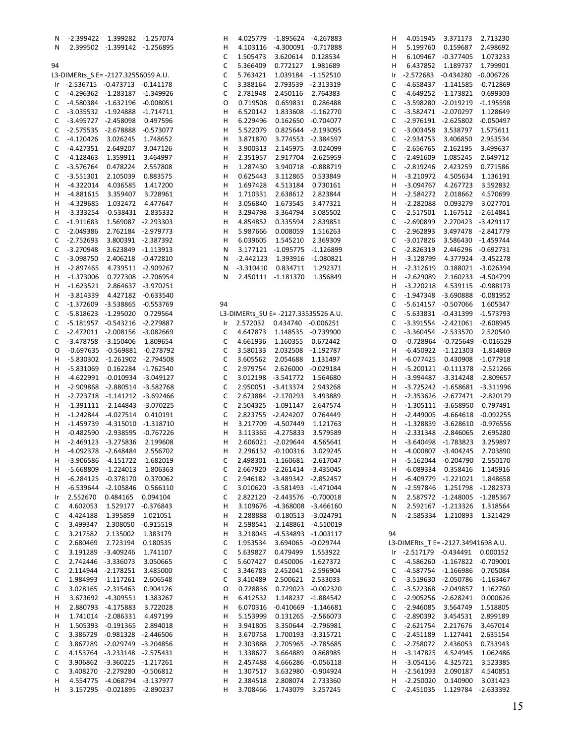```
N   -2.399422   1.399282  -1.257074
N    2.399502  -1.399142  -1.256895

94
L3-DIMERts_S E= -2127.32556059 A.U.
Ir  -2.536715  -0.473713  -0.141178
C   -4.296362  -1.283187  -1.349926
C   -4.580384  -1.632196  -0.008051
C   -3.035532  -1.924888  -1.714711
C   -3.495727  -2.458098   0.497596
C   -2.575535  -2.678888  -0.573077
C   -4.120426   3.026245   1.748652
C   -4.427351   2.649207   3.047126
C   -4.128463   1.359911   3.464997
C   -3.576764   0.478224   2.557808
C   -3.551301   2.105039   0.883575
H   -4.322014   4.036585   1.417200
H   -4.881615   3.359407   3.728961
H   -4.329685   1.032472   4.477647
H   -3.333254  -0.538431   2.835332
C   -1.911683   1.569087  -2.293303
C   -2.049386   2.762184  -2.979773
C   -2.752693   3.800391  -2.387392
C   -3.270948   3.623849  -1.113913
C   -3.098750   2.406218  -0.472810
H   -2.897465   4.739511  -2.909267
H   -1.373006   0.727308  -2.706954
H   -1.623521   2.864637  -3.970251
H   -3.814339   4.427182  -0.633540
C   -1.372609  -3.538865  -0.553769
C   -5.818623  -1.295020   0.729564
C   -5.181957  -0.543216  -2.279887
C   -2.472011  -2.008156  -3.082669
C   -3.478758  -3.150406   1.809654
O   -0.697635  -0.569881  -0.278792
H   -5.830302  -1.261902  -2.794508
H   -5.831069   0.162284  -1.762540
H   -4.622991  -0.010934  -3.049127
H   -2.909868  -2.880514  -3.582768
H   -2.723718  -1.141212  -3.692466
H   -1.391111  -2.144843  -3.070225
H   -1.242844  -4.027514   0.410191
H   -1.459739  -4.315010  -1.318710
H   -0.482590  -2.938595  -0.767226
H   -2.469123  -3.275836   2.199608
H   -4.092378  -2.648484   2.556702
H   -3.906586  -4.151722   1.682019
H   -5.668809  -1.224013   1.806363
H   -6.284125  -0.378170   0.370062
H   -6.539644  -2.105846   0.566110
Ir   2.552670   0.484165   0.094104
C    4.602053   1.529177  -0.376843
C    4.424188   1.395859   1.021051
C    3.499347   2.308050  -0.915519
C    3.217582   2.135002   1.383179
C    2.680469   2.723194   0.180535
C    3.191289  -3.409246   1.741107
C    2.742446  -3.336073   3.050665
C    2.114944  -2.178251   3.485000
C    1.984993  -1.117261   2.606548
C    3.028165  -2.315463   0.904126
H    3.673692  -4.309551   1.383267
H    2.880793  -4.175883   3.722028
H    1.741014  -2.086331   4.497199
H    1.505393  -0.191365   2.894018
C    3.386729  -0.981328  -2.446506
C    3.867289  -2.029749  -3.204856
C    4.153764  -3.233148  -2.575431
C    3.906862  -3.360225  -1.217261
C    3.408270  -2.279280  -0.506812
H    4.554775  -4.068794  -3.137977
H    3.157295  -0.021895  -2.890237
H    4.025779  -1.895624  -4.267883
H    4.103116  -4.300091  -0.717888
C    1.505473   3.620614   0.128534
C    5.366409   0.772127   1.981689
C    5.763421   1.039184  -1.152510
C    3.388164   2.793539  -2.313319
C    2.781948   2.450116   2.764383
O    0.719508   0.659831   0.286488
H    6.520142   1.833608  -1.162770
H    6.229496   0.162650  -0.704077
H    5.522079   0.825644  -2.193095
H    3.871870   3.774553  -2.384597
H    3.900313   2.145975  -3.024099
H    2.351957   2.917704  -2.625959
H    1.287430   3.940718  -0.888719
H    0.625443   3.112865   0.533849
H    1.697428   4.513184   0.730161
H    1.710331   2.638612   2.823844
H    3.056840   1.673545   3.477321
H    3.294798   3.364794   3.085502
H    4.854852   0.335594   2.839851
H    5.987666   0.008059   1.516263
H    6.039605   1.545210   2.369309
N    3.177121  -1.095775  -1.126899
N   -2.442123   1.393916  -1.080821
N   -3.310410   0.834711   1.292371
N    2.450111  -1.181370   1.356849

94
L3-DIMERts_SU E= -2127.33535526 A.U.
Ir   2.572032   0.434740  -0.006251
C    4.647873   1.148535  -0.739900
C    4.661936   1.160355   0.672442
C    3.580133   2.032508  -1.192787
C    3.605562   2.054688   1.131497
C    2.979754   2.626000  -0.029184
C    3.012198  -3.541772   1.564680
C    2.950051  -3.413374   2.943268
C    2.673884  -2.170293   3.493889
C    2.504325  -1.091147   2.647574
C    2.823755  -2.424207   0.764449
H    3.217709  -4.507449   1.121763
H    3.113365  -4.275833   3.579589
H    2.606021  -2.029644   4.565641
H    2.296132  -0.100316   3.029245
C    2.498301  -1.160681  -2.617047
C    2.667920  -2.261414  -3.435045
C    2.946182  -3.489342  -2.852457
C    3.010620  -3.581493  -1.471044
C    2.822120  -2.443576  -0.700018
H    3.109676  -4.368008  -3.466160
H    2.288888  -0.180513  -3.024791
H    2.598541  -2.148861  -4.510019
H    3.218045  -4.534893  -1.003117
C    1.953534   3.694065  -0.029744
C    5.639827   0.479499   1.553922
C    5.607427   0.450006  -1.627372
C    3.346783   2.452041  -2.596904
C    3.410489   2.500621   2.533033
O    0.728836   0.729023  -0.002320
H    6.412532   1.148237  -1.884542
H    6.070316  -0.410669  -1.146681
H    5.153999   0.131265  -2.566073
H    3.941805   3.350644  -2.796981
H    3.670758   1.700193  -3.315721
H    2.303888   2.705965  -2.785685
H    1.338627   3.664889   0.868985
H    2.457488   4.666286  -0.056118
H    1.307517   3.632980  -0.904924
H    2.384518   2.808074   2.733360
H    3.708466   1.743079   3.257245
H    4.051945   3.371173   2.713230
H    5.199760   0.159687   2.498692
H    6.109467  -0.377405   1.073233
H    6.437852   1.189737   1.799901
Ir  -2.572683  -0.434280  -0.006726
C   -4.658437  -1.141585  -0.712869
C   -4.649252  -1.173821   0.699303
C   -3.598280  -2.019219  -1.195598
C   -3.582471  -2.070297   1.128649
C   -2.976191  -2.625802  -0.050497
C   -3.003458   3.538797   1.575611
C   -2.934753   3.406850   2.953534
C   -2.656765   2.162195   3.499637
C   -2.491609   1.085245   2.649712
C   -2.819246   2.423259   0.771586
H   -3.210972   4.505634   1.136191
H   -3.094767   4.267723   3.592832
H   -2.584272   2.018662   4.570699
H   -2.282088   0.093279   3.027701
C   -2.517501   1.167512  -2.614841
C   -2.690899   2.270423  -3.429117
C   -2.962893   3.497478  -2.841779
C   -3.017826   3.586430  -1.459744
C   -2.826319   2.446296  -0.692731
H   -3.128799   4.377924  -3.452278
H   -2.312619   0.188021  -3.026394
H   -2.629089   2.160233  -4.504799
H   -3.220218   4.539115  -0.988173
C   -1.947348  -3.690888  -0.081952
C   -5.614157  -0.507066   1.605347
C   -5.633831  -0.431399  -1.573793
C   -3.391554  -2.421061  -2.608945
C   -3.360454  -2.533570   2.520540
O   -0.728964  -0.725649  -0.016529
H   -6.450922  -1.121303  -1.814869
H   -6.077425   0.430908  -1.077918
H   -5.200121  -0.111378  -2.521266
H   -3.994487  -3.314248  -2.809657
H   -3.725242  -1.658681  -3.311996
H   -2.353626  -2.677471  -2.820179
H   -1.305111  -3.658950   0.797491
H   -2.449005  -4.664618  -0.092255
H   -1.328839  -3.628610  -0.976556
H   -2.331348  -2.846065   2.695280
H   -3.640498  -1.783823   3.259897
H   -4.000807  -3.404245   2.703890
H   -5.162044  -0.204790   2.550170
H   -6.089334   0.358416   1.145916
H   -6.409779  -1.221021   1.848658
N   -2.597846   1.251798  -1.282373
N    2.587972  -1.248005  -1.285367
N    2.592167  -1.213326   1.318564
N   -2.585334   1.210893   1.321429

94
L3-DIMERts_T E= -2127.34941698 A.U.
Ir  -2.517179  -0.434491   0.000152
C   -4.586260  -1.167822  -0.709001
C   -4.587754  -1.166986   0.705084
C   -3.519630  -2.050786  -1.163467
C   -3.522368  -2.049857   1.162760
C   -2.905256  -2.628241   0.000626
C   -2.946085   3.564749   1.518805
C   -2.890392   3.454531   2.899189
C   -2.621754   2.217676   3.467014
C   -2.451189   1.127441   2.635154
C   -2.758072   2.436053   0.733943
H   -3.147825   4.524945   1.062486
H   -3.054156   4.325721   3.523385
H   -2.561093   2.090187   4.540851
H   -2.250020   0.140900   3.031423
C   -2.451035   1.129784  -2.633392
```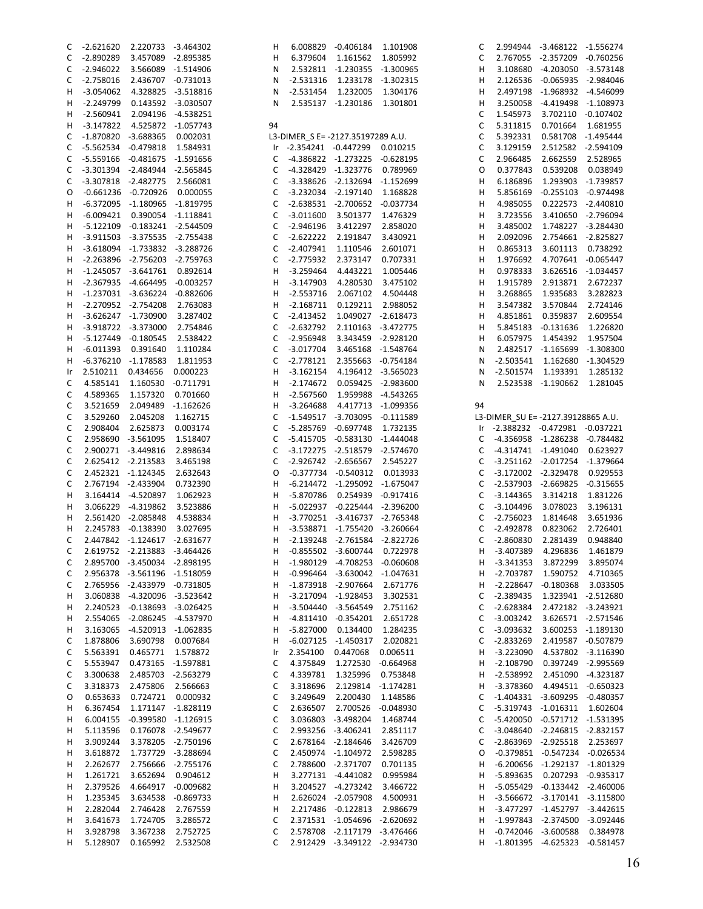```
C   -2.621620   2.220733  -3.464302
C   -2.890289   3.457089  -2.895385
C   -2.946022   3.566089  -1.514906
C   -2.758016   2.436707  -0.731013
H   -3.054062   4.328825  -3.518816
H   -2.249799   0.143592  -3.030507
H   -2.560941   2.094196  -4.538251
H   -3.147822   4.525872  -1.057743
C   -1.870820  -3.688365   0.002031
C   -5.562534  -0.479818   1.584931
C   -5.559166  -0.481675  -1.591656
C   -3.301394  -2.484944  -2.565845
C   -3.307818  -2.482775   2.566081
O   -0.661236  -0.720926   0.000055
H   -6.372095  -1.180965  -1.819795
H   -6.009421   0.390054  -1.118841
H   -5.122109  -0.183241  -2.544509
H   -3.911503  -3.375535  -2.755438
H   -3.618094  -1.733832  -3.288726
H   -2.263896  -2.756203  -2.759763
H   -1.245057  -3.641761   0.892614
H   -2.367935  -4.664495  -0.003257
H   -1.237031  -3.636224  -0.882606
H   -2.270952  -2.754208   2.763083
H   -3.626247  -1.730900   3.287402
H   -3.918722  -3.373000   2.754846
H   -5.127449  -0.180545   2.538422
H   -6.011393   0.391640   1.110284
H   -6.376210  -1.178583   1.811953
Ir   2.510211   0.434656   0.000223
C    4.585141   1.160530  -0.711791
C    4.589365   1.157320   0.701660
C    3.521659   2.049489  -1.162626
C    3.529260   2.045208   1.162715
C    2.908404   2.625873   0.003174
C    2.958690  -3.561095   1.518407
C    2.900271  -3.449816   2.898634
C    2.625412  -2.213583   3.465198
C    2.452321  -1.124345   2.632643
C    2.767194  -2.433904   0.732390
H    3.164414  -4.520897   1.062923
H    3.066229  -4.319862   3.523886
H    2.561420  -2.085848   4.538834
H    2.245783  -0.138390   3.027695
C    2.447842  -1.124617  -2.631677
C    2.619752  -2.213883  -3.464426
C    2.895700  -3.450034  -2.898195
C    2.956378  -3.561196  -1.518059
C    2.765956  -2.433979  -0.731805
H    3.060838  -4.320096  -3.523642
H    2.240523  -0.138693  -3.026425
H    2.554065  -2.086245  -4.537970
H    3.163065  -4.520913  -1.062835
C    1.878806   3.690798   0.007684
C    5.563391   0.465771   1.578872
C    5.553947   0.473165  -1.597881
C    3.300638   2.485703  -2.563279
C    3.318373   2.475806   2.566663
O    0.653633   0.724721   0.000932
H    6.367454   1.171147  -1.828119
H    6.004155  -0.399580  -1.126915
H    5.113596   0.176078  -2.549677
H    3.909244   3.378205  -2.750196
H    3.618872   1.737729  -3.288694
H    2.262677   2.756666  -2.755176
H    1.261721   3.652694   0.904612
H    2.379526   4.664917  -0.009682
H    1.235345   3.634538  -0.869733
H    2.282044   2.746428   2.767559
H    3.641673   1.724705   3.286572
H    3.928798   3.367238   2.752725
H    5.128907   0.165992   2.532508
H    6.008829  -0.406184   1.101908
H    6.379604   1.161562   1.805992
N    2.532811  -1.230355  -1.300965
N   -2.531316   1.233178  -1.302315
N   -2.531454   1.232005   1.304176
N    2.535137  -1.230186   1.301801

94
L3-DIMER_S E= -2127.35197289 A.U.
Ir  -2.354241  -0.447299   0.010215
C   -4.386822  -1.273225  -0.628195
C   -4.328429  -1.323776   0.789969
C   -3.338626  -2.132694  -1.152699
C   -3.232034  -2.197140   1.168828
C   -2.638531  -2.700652  -0.037734
C   -3.011600   3.501377   1.476329
C   -2.946196   3.412297   2.858020
C   -2.622222   2.191847   3.430921
C   -2.407941   1.110546   2.601071
C   -2.775932   2.373147   0.707331
H   -3.259464   4.443221   1.005446
H   -3.147903   4.280530   3.475102
H   -2.553716   2.067102   4.504448
H   -2.168711   0.129211   2.988052
C   -2.413452   1.049027  -2.618473
C   -2.632792   2.110163  -3.472775
C   -2.956948   3.343459  -2.928120
C   -3.017704   3.465168  -1.548764
C   -2.778121   2.355663  -0.754184
H   -3.162154   4.196412  -3.565023
H   -2.174672   0.059425  -2.983600
H   -2.567560   1.959988  -4.543265
H   -3.264688   4.417713  -1.099356
C   -1.549517  -3.703095  -0.111589
C   -5.285769  -0.697748   1.732135
C   -5.415705  -0.583130  -1.444048
C   -3.172275  -2.518579  -2.574670
C   -2.926742  -2.656567   2.545227
O   -0.377734  -0.540312   0.013933
H   -6.214472  -1.295092  -1.675047
H   -5.870786   0.254939  -0.917416
H   -5.022937  -0.225444  -2.396200
H   -3.770251  -3.416737  -2.765348
H   -3.538871  -1.755420  -3.260664
H   -2.139248  -2.761584  -2.822726
H   -0.855502  -3.600744   0.722978
H   -1.980129  -4.708253  -0.060608
H   -0.996464  -3.630042  -1.047631
H   -1.873918  -2.907664   2.671776
H   -3.217094  -1.928453   3.302531
H   -3.504440  -3.564549   2.751162
H   -4.811410  -0.354201   2.651728
H   -5.827000   0.134400   1.284235
H   -6.027125  -1.450317   2.020821
Ir   2.354100   0.447068   0.006511
C    4.375849   1.272530  -0.664968
C    4.339781   1.325996   0.753848
C    3.318696   2.129814  -1.174281
C    3.249649   2.200430   1.148586
C    2.636507   2.700526  -0.048930
C    3.036803  -3.498204   1.468744
C    2.993256  -3.406241   2.851117
C    2.678164  -2.184646   3.426709
C    2.450974  -1.104922   2.598285
C    2.788600  -2.371707   0.701135
H    3.277131  -4.441082   0.995984
H    3.204527  -4.273242   3.466722
H    2.626024  -2.057908   4.500931
H    2.217486  -0.122813   2.986679
C    2.371531  -1.054696  -2.620692
C    2.578708  -2.117179  -3.476466
C    2.912429  -3.349122  -2.934730
C    2.994944  -3.468122  -1.556274
C    2.767055  -2.357209  -0.760256
H    3.108680  -4.203050  -3.573148
H    2.126536  -0.065935  -2.984046
H    2.497198  -1.968932  -4.546099
H    3.250058  -4.419498  -1.108973
C    1.545973   3.702110  -0.107402
C    5.311815   0.701664   1.681955
C    5.392331   0.581708  -1.495444
C    3.129159   2.512582  -2.594109
C    2.966485   2.662559   2.528965
O    0.377843   0.539208   0.038949
H    6.186896   1.293903  -1.739857
H    5.856169  -0.255103  -0.974498
H    4.985055   0.222573  -2.440810
H    3.723556   3.410650  -2.796094
H    3.485002   1.748227  -3.284430
H    2.092096   2.754661  -2.825827
H    0.865313   3.601113   0.738292
H    1.976692   4.707641  -0.065447
H    0.978333   3.626516  -1.034457
H    1.915789   2.913871   2.672237
H    3.268865   1.935683   3.282823
H    3.547382   3.570844   2.724146
H    4.851861   0.359837   2.609554
H    5.845183  -0.131636   1.226820
H    6.057975   1.454392   1.957504
N    2.482517  -1.165699  -1.308300
N   -2.503541   1.162680  -1.304529
N   -2.501574   1.193391   1.285132
N    2.523538  -1.190662   1.281045

94
L3-DIMER_SU E= -2127.39128865 A.U.
Ir  -2.388232  -0.472981  -0.037221
C   -4.356958  -1.286238  -0.784482
C   -4.314741  -1.491040   0.623927
C   -3.251162  -2.017254  -1.379664
C   -3.172002  -2.329478   0.929553
C   -2.537903  -2.669825  -0.315655
C   -3.144365   3.314218   1.831226
C   -3.104496   3.078023   3.196131
C   -2.756023   1.814648   3.651936
C   -2.492878   0.823062   2.726401
C   -2.860830   2.281439   0.948840
H   -3.407389   4.296836   1.461879
H   -3.341353   3.872299   3.895074
H   -2.703787   1.590752   4.710365
H   -2.228647  -0.180368   3.033505
C   -2.389435   1.323941  -2.512680
C   -2.628384   2.472182  -3.243921
C   -3.003242   3.626571  -2.571546
C   -3.093632   3.600253  -1.189130
C   -2.833269   2.419587  -0.507879
H   -3.223090   4.537802  -3.116390
H   -2.108790   0.397249  -2.995569
H   -2.538992   2.451090  -4.323187
H   -3.378360   4.494511  -0.650323
C   -1.404331  -3.609295  -0.480357
C   -5.319743  -1.016311   1.602604
C   -5.420050  -0.571712  -1.531395
C   -3.048640  -2.246815  -2.832157
C   -2.863969  -2.925518   2.253697
O   -0.379851  -0.547234  -0.026534
H   -6.200656  -1.292137  -1.801329
H   -5.893635   0.207293  -0.935317
H   -5.055429  -0.133442  -2.460006
H   -3.566672  -3.170141  -3.115800
H   -3.477297  -1.452797  -3.442615
H   -1.997843  -2.374500  -3.092446
H   -0.742046  -3.600588   0.384978
H   -1.801395  -4.625323  -0.581457
```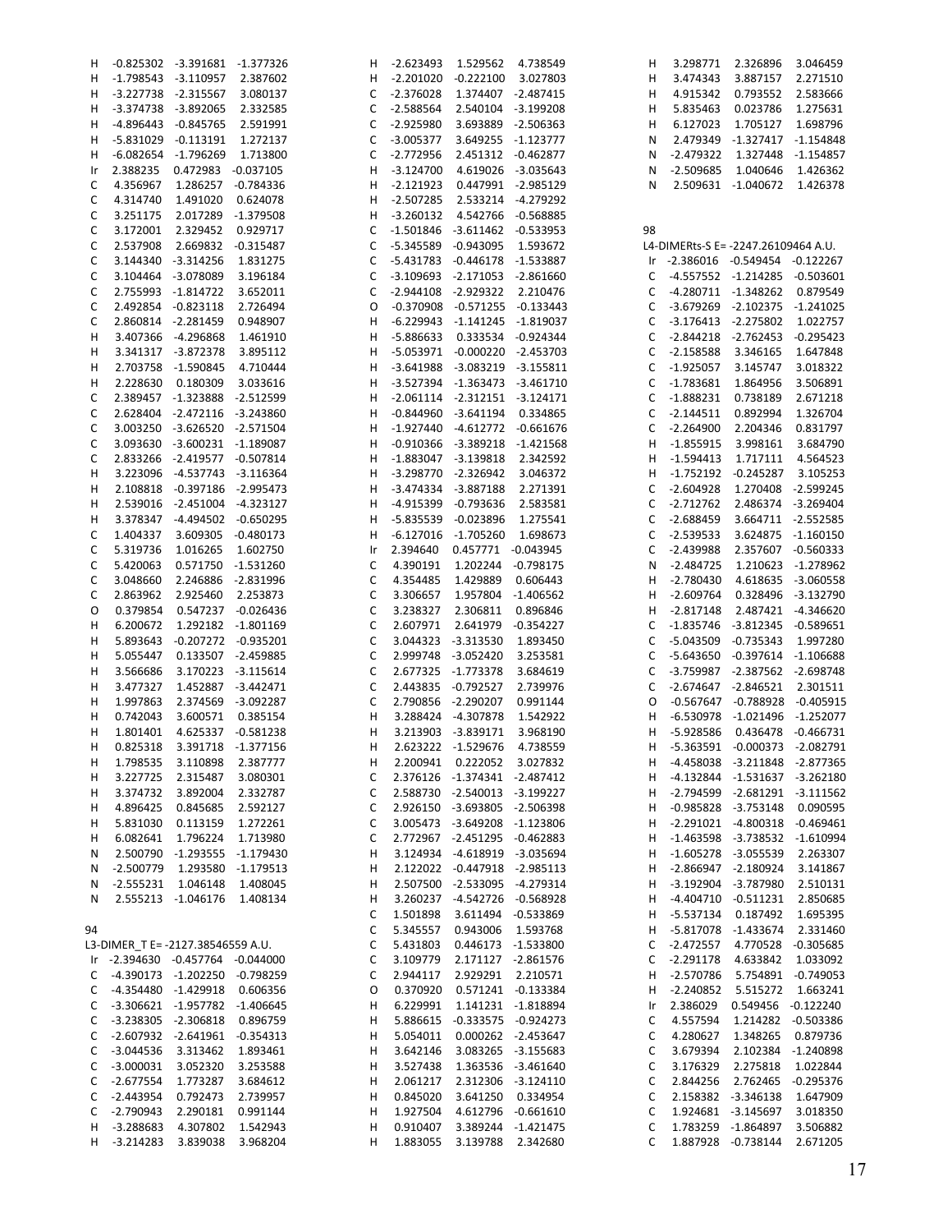```
H   -0.825302  -3.391681  -1.377326
H   -1.798543  -3.110957   2.387602
H   -3.227738  -2.315567   3.080137
H   -3.374738  -3.892065   2.332585
H   -4.896443  -0.845765   2.591991
H   -5.831029  -0.113191   1.272137
H   -6.082654  -1.796269   1.713800
Ir   2.388235   0.472983  -0.037105
C    4.356967   1.286257  -0.784336
C    4.314740   1.491020   0.624078
C    3.251175   2.017289  -1.379508
C    3.172001   2.329452   0.929717
C    2.537908   2.669832  -0.315487
C    3.144340  -3.314256   1.831275
C    3.104464  -3.078089   3.196184
C    2.755993  -1.814722   3.652011
C    2.492854  -0.823118   2.726494
C    2.860814  -2.281459   0.948907
H    3.407366  -4.296868   1.461910
H    3.341317  -3.872378   3.895112
H    2.703758  -1.590845   4.710444
H    2.228630   0.180309   3.033616
C    2.389457  -1.323888  -2.512599
C    2.628404  -2.472116  -3.243860
C    3.003250  -3.626520  -2.571504
C    3.093630  -3.600231  -1.189087
C    2.833266  -2.419577  -0.507814
H    3.223096  -4.537743  -3.116364
H    2.108818  -0.397186  -2.995473
H    2.539016  -2.451004  -4.323127
H    3.378347  -4.494502  -0.650295
C    1.404337   3.609305  -0.480173
C    5.319736   1.016265   1.602750
C    5.420063   0.571750  -1.531260
C    3.048660   2.246886  -2.831996
C    2.863962   2.925460   2.253873
O    0.379854   0.547237  -0.026436
H    6.200672   1.292182  -1.801169
H    5.893643  -0.207272  -0.935201
H    5.055447   0.133507  -2.459885
H    3.566686   3.170223  -3.115614
H    3.477327   1.452887  -3.442471
H    1.997863   2.374569  -3.092287
H    0.742043   3.600571   0.385154
H    1.801401   4.625337  -0.581238
H    0.825318   3.391718  -1.377156
H    1.798535   3.110898   2.387777
H    3.227725   2.315487   3.080301
H    3.374732   3.892004   2.332787
H    4.896425   0.845685   2.592127
H    5.831030   0.113159   1.272261
H    6.082641   1.796224   1.713980
N    2.500790  -1.293555  -1.179430
N   -2.500779   1.293580  -1.179513
N   -2.555231   1.046148   1.408045
N    2.555213  -1.046176   1.408134

94
L3-DIMER_T E= -2127.38546559 A.U.
Ir  -2.394630  -0.457764  -0.044000
C   -4.390173  -1.202250  -0.798259
C   -4.354480  -1.429918   0.606356
C   -3.306621  -1.957782  -1.406645
C   -3.238305  -2.306818   0.896759
C   -2.607932  -2.641961  -0.354313
C   -3.044536   3.313462   1.893461
C   -3.000031   3.052320   3.253588
C   -2.677554   1.773287   3.684612
C   -2.443954   0.792473   2.739957
C   -2.790943   2.290181   0.991144
H   -3.288683   4.307802   1.542943
H   -3.214283   3.839038   3.968204
H   -2.623493   1.529562   4.738549
H   -2.201020  -0.222100   3.027803
C   -2.376028   1.374407  -2.487415
C   -2.588564   2.540104  -3.199208
C   -2.925980   3.693889  -2.506363
C   -3.005377   3.649255  -1.123777
C   -2.772956   2.451312  -0.462877
H   -3.124700   4.619026  -3.035643
H   -2.121923   0.447991  -2.985129
H   -2.507285   2.533214  -4.279292
H   -3.260132   4.542766  -0.568885
C   -1.501846  -3.611462  -0.533953
C   -5.345589  -0.943095   1.593672
C   -5.431783  -0.446178  -1.533887
C   -3.109693  -2.171053  -2.861660
C   -2.944108  -2.929322   2.210476
O   -0.370908  -0.571255  -0.133443
H   -6.229943  -1.141245  -1.819037
H   -5.886633   0.333534  -0.924344
H   -5.053971  -0.000220  -2.453703
H   -3.641988  -3.083219  -3.155811
H   -3.527394  -1.363473  -3.461710
H   -2.061114  -2.312151  -3.124171
H   -0.844960  -3.641194   0.334865
H   -1.927440  -4.612772  -0.661676
H   -0.910366  -3.389218  -1.421568
H   -1.883047  -3.139818   2.342592
H   -3.298770  -2.326942   3.046372
H   -3.474334  -3.887188   2.271391
H   -4.915399  -0.793636   2.583581
H   -5.835539  -0.023896   1.275541
H   -6.127016  -1.705260   1.698673
Ir   2.394640   0.457771  -0.043945
C    4.390191   1.202244  -0.798175
C    4.354485   1.429889   0.606443
C    3.306657   1.957804  -1.406562
C    3.238327   2.306811   0.896846
C    2.607971   2.641979  -0.354227
C    3.044323  -3.313530   1.893450
C    2.999748  -3.052420   3.253581
C    2.677325  -1.773378   3.684619
C    2.443835  -0.792527   2.739976
C    2.790856  -2.290207   0.991144
H    3.288424  -4.307878   1.542922
H    3.213903  -3.839171   3.968190
H    2.623222  -1.529676   4.738559
H    2.200941   0.222052   3.027832
C    2.376126  -1.374341  -2.487412
C    2.588730  -2.540013  -3.199227
C    2.926150  -3.693805  -2.506398
C    3.005473  -3.649208  -1.123806
C    2.772967  -2.451295  -0.462883
H    3.124934  -4.618919  -3.035694
H    2.122022  -0.447918  -2.985113
H    2.507500  -2.533095  -4.279314
H    3.260237  -4.542726  -0.568928
C    1.501898   3.611494  -0.533869
C    5.345557   0.943006   1.593768
C    5.431803   0.446173  -1.533800
C    3.109779   2.171127  -2.861576
C    2.944117   2.929291   2.210571
O    0.370920   0.571241  -0.133384
H    6.229991   1.141231  -1.818894
H    5.886655  -0.333575  -0.924273
H    5.054011   0.000262  -2.453647
H    3.642146   3.083265  -3.155683
H    3.527438   1.363536  -3.461640
H    2.061217   2.312306  -3.124110
H    0.845020   3.641250   0.334954
H    1.927504   4.612796  -0.661610
H    0.910407   3.389244  -1.421475
H    1.883055   3.139788   2.342680
H    3.298771   2.326896   3.046459
H    3.474343   3.887157   2.271510
H    4.915342   0.793552   2.583666
H    5.835463   0.023786   1.275631
H    6.127023   1.705127   1.698796
N    2.479349  -1.327417  -1.154848
N   -2.479322   1.327448  -1.154857
N   -2.509685   1.040646   1.426362
N    2.509631  -1.040672   1.426378

98
L4-DIMERts-S E= -2247.26109464 A.U.
Ir  -2.386016  -0.549454  -0.122267
C   -4.557552  -1.214285  -0.503601
C   -4.280711  -1.348262   0.879549
C   -3.679269  -2.102375  -1.241025
C   -3.176413  -2.275802   1.022757
C   -2.844218  -2.762453  -0.295423
C   -2.158588   3.346165   1.647848
C   -1.925057   3.145747   3.018322
C   -1.783681   1.864956   3.506891
C   -1.888231   0.738189   2.671218
C   -2.144511   0.892994   1.326704
C   -2.264900   2.204346   0.831797
H   -1.855915   3.998161   3.684790
H   -1.594413   1.717111   4.564523
H   -1.752192  -0.245287   3.105253
C   -2.604928   1.270408  -2.599245
C   -2.712762   2.486374  -3.269404
C   -2.688459   3.664711  -2.552585
C   -2.539533   3.624875  -1.160150
C   -2.439988   2.357607  -0.560333
N   -2.484725   1.210623  -1.278962
H   -2.780430   4.618635  -3.060558
H   -2.609764   0.328496  -3.132790
H   -2.817148   2.487421  -4.346620
C   -1.835746  -3.812345  -0.589651
C   -5.043509  -0.735343   1.997280
C   -5.643650  -0.397614  -1.106688
C   -3.759987  -2.387562  -2.698748
C   -2.674647  -2.846521   2.301511
O   -0.567647  -0.788928  -0.405915
H   -6.530978  -1.021496  -1.252077
H   -5.928586   0.436478  -0.466731
H   -5.363591  -0.000373  -2.082791
H   -4.458038  -3.211848  -2.877365
H   -4.132844  -1.531637  -3.262180
H   -2.794599  -2.681291  -3.111562
H   -0.985828  -3.753148   0.090595
H   -2.291021  -4.800318  -0.469461
H   -1.463598  -3.738532  -1.610994
H   -1.605278  -3.055539   2.263307
H   -2.866947  -2.180924   3.141867
H   -3.192904  -3.787980   2.510131
H   -4.404710  -0.511231   2.850685
H   -5.537134   0.187492   1.695395
H   -5.817078  -1.433674   2.331460
C   -2.472557   4.770528  -0.305685
C   -2.291178   4.633842   1.033092
H   -2.570786   5.754891  -0.749053
H   -2.240852   5.515272   1.663241
Ir   2.386029   0.549456  -0.122240
C    4.557594   1.214282  -0.503386
C    4.280627   1.348265   0.879736
C    3.679394   2.102384  -1.240898
C    3.176329   2.275818   1.022844
C    2.844256   2.762465  -0.295376
C    2.158382  -3.346138   1.647909
C    1.924681  -3.145697   3.018350
C    1.783259  -1.864897   3.506882
C    1.887928  -0.738144   2.671205
```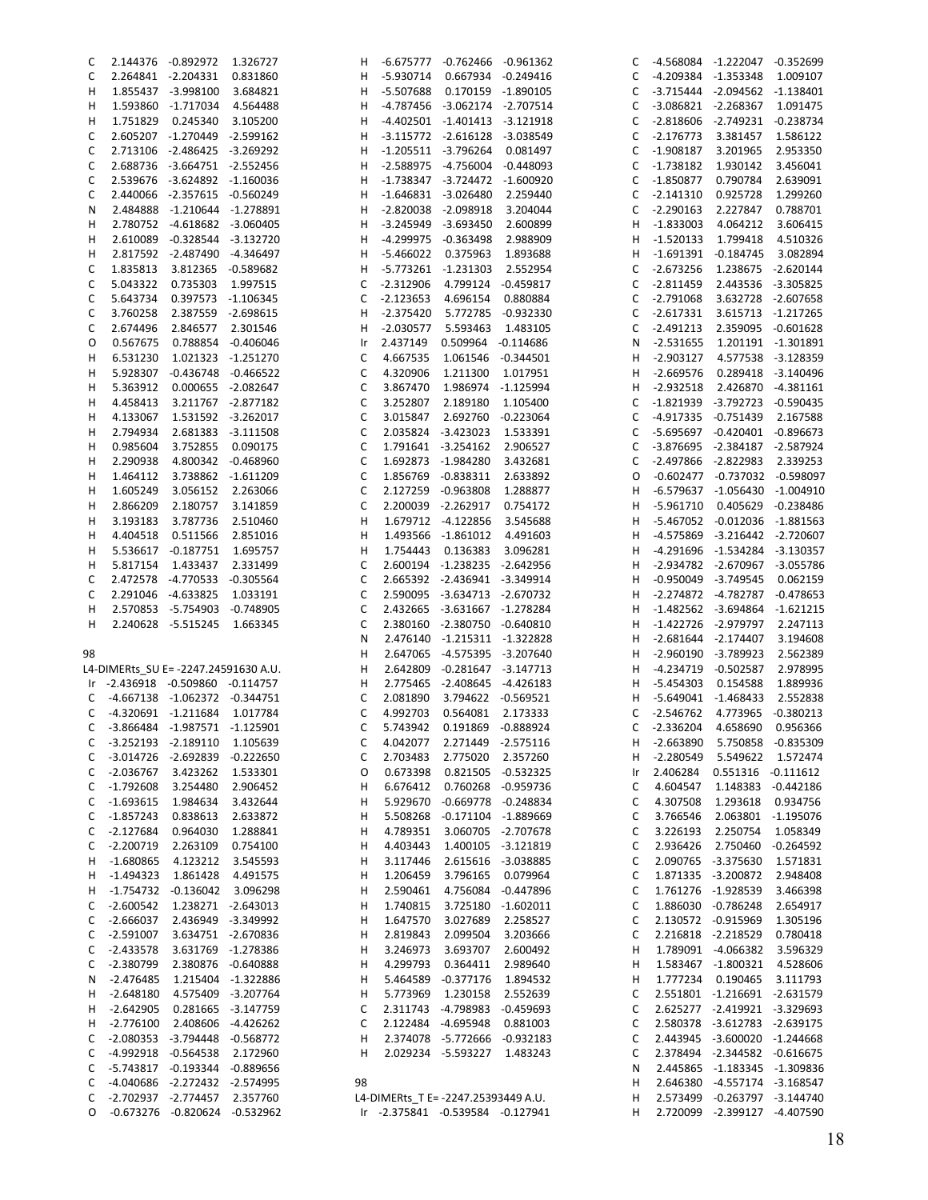```
C     2.144376   -0.892972    1.326727
C     2.264841   -2.204331    0.831860
H     1.855437   -3.998100    3.684821
H     1.593860   -1.717034    4.564488
H     1.751829    0.245340    3.105200
C     2.605207   -1.270449   -2.599162
C     2.713106   -2.486425   -3.269292
C     2.688736   -3.664751   -2.552456
C     2.539676   -3.624892   -1.160036
C     2.440066   -2.357615   -0.560249
N     2.484888   -1.210644   -1.278891
H     2.780752   -4.618682   -3.060405
H     2.610089   -0.328544   -3.132720
H     2.817592   -2.487490   -4.346497
C     1.835813    3.812365   -0.589682
C     5.043322    0.735303    1.997515
C     5.643734    0.397573   -1.106345
C     3.760258    2.387559   -2.698615
C     2.674496    2.846577    2.301546
O     0.567675    0.788854   -0.406046
H     6.531230    1.021323   -1.251270
H     5.928307   -0.436748   -0.466522
H     5.363912    0.000655   -2.082647
H     4.458413    3.211767   -2.877182
H     4.133067    1.531592   -3.262017
H     2.794934    2.681383   -3.111508
H     0.985604    3.752855    0.090175
H     2.290938    4.800342   -0.468960
H     1.464112    3.738862   -1.611209
H     1.605249    3.056152    2.263066
H     2.866209    2.180757    3.141859
H     3.193183    3.787736    2.510460
H     4.404518    0.511566    2.851016
H     5.536617   -0.187751    1.695757
H     5.817154    1.433437    2.331499
C     2.472578   -4.770533   -0.305564
C     2.291046   -4.633825    1.033191
H     2.570853   -5.754903   -0.748905
H     2.240628   -5.515245    1.663345

98
L4-DIMERts_SU E= -2247.24591630 A.U.
Ir   -2.436918   -0.509860   -0.114757
C    -4.667138   -1.062372   -0.344751
C    -4.320691   -1.211684    1.017784
C    -3.866484   -1.987571   -1.125901
C    -3.252193   -2.189110    1.105639
C    -3.014726   -2.692839   -0.222650
C    -2.036767    3.423262    1.533301
C    -1.792608    3.254480    2.906452
C    -1.693615    1.984634    3.432644
C    -1.857243    0.838613    2.633872
C    -2.127684    0.964030    1.288841
C    -2.200719    2.263109    0.754100
H    -1.680865    4.123212    3.545593
H    -1.494323    1.861428    4.491575
H    -1.754732   -0.136042    3.096298
C    -2.600542    1.238271   -2.643013
C    -2.666037    2.436949   -3.349992
C    -2.591007    3.634751   -2.670836
C    -2.433578    3.631769   -1.278386
C    -2.380799    2.380876   -0.640888
N    -2.476485    1.215404   -1.322886
H    -2.648180    4.575409   -3.207764
H    -2.642905    0.281665   -3.147759
H    -2.776100    2.408606   -4.426262
C    -2.080353   -3.794448   -0.568772
C    -4.992918   -0.564538    2.172960
C    -5.743817   -0.193344   -0.889656
C    -4.040686   -2.272432   -2.574995
C    -2.702937   -2.774457    2.357760
O    -0.673276   -0.820624   -0.532962
H    -6.675777   -0.762466   -0.961362
H    -5.930714    0.667934   -0.249416
H    -5.507688    0.170159   -1.890105
H    -4.787456   -3.062174   -2.707514
H    -4.402501   -1.401413   -3.121918
H    -3.115772   -2.616128   -3.038549
H    -1.205511   -3.796264    0.081497
H    -2.588975   -4.756004   -0.448093
H    -1.738347   -3.724472   -1.600920
H    -1.646831   -3.026480    2.259440
H    -2.820038   -2.098918    3.204044
H    -3.245949   -3.693450    2.600899
H    -4.299975   -0.363498    2.988909
H    -5.466022    0.375963    1.893688
H    -5.773261   -1.231303    2.552954
C    -2.312906    4.799124   -0.459817
C    -2.123653    4.696154    0.880884
H    -2.375420    5.772785   -0.932330
H    -2.030577    5.593463    1.483105
Ir    2.437149    0.509964   -0.114686
C     4.667535    1.061546   -0.344501
C     4.320906    1.211300    1.017951
C     3.867470    1.986974   -1.125994
C     3.252807    2.189180    1.105400
C     3.015847    2.692760   -0.223064
C     2.035824   -3.423023    1.533391
C     1.791641   -3.254162    2.906527
C     1.692873   -1.984280    3.432681
C     1.856769   -0.838311    2.633892
C     2.127259   -0.963808    1.288877
C     2.200039   -2.262917    0.754172
H     1.679712   -4.122856    3.545688
H     1.493566   -1.861012    4.491603
H     1.754443    0.136383    3.096281
C     2.600194   -1.238235   -2.642956
C     2.665392   -2.436941   -3.349914
C     2.590095   -3.634713   -2.670732
C     2.432665   -3.631667   -1.278284
C     2.380160   -2.380750   -0.640810
N     2.476140   -1.215311   -1.322828
H     2.647065   -4.575395   -3.207640
H     2.642809   -0.281647   -3.147713
H     2.775465   -2.408645   -4.426183
C     2.081890    3.794622   -0.569521
C     4.992703    0.564081    2.173333
C     5.743942    0.191869   -0.888924
C     4.042077    2.271449   -2.575116
C     2.703483    2.775020    2.357260
O     0.673398    0.821505   -0.532325
H     6.676412    0.760268   -0.959736
H     5.929670   -0.669778   -0.248834
H     5.508268   -0.171104   -1.889669
H     4.789351    3.060705   -2.707678
H     4.403443    1.400105   -3.121819
H     3.117446    2.615616   -3.038885
H     1.206459    3.796165    0.079964
H     2.590461    4.756084   -0.447896
H     1.740815    3.725180   -1.602011
H     1.647570    3.027689    2.258527
H     2.819843    2.099504    3.203666
H     3.246973    3.693707    2.600492
H     4.299793    0.364411    2.989640
H     5.464589   -0.377176    1.894532
H     5.773969    1.230158    2.552639
C     2.311743   -4.798983   -0.459693
C     2.122484   -4.695948    0.881003
H     2.374078   -5.772666   -0.932183
H     2.029234   -5.593227    1.483243

98
L4-DIMERts_T E= -2247.25393449 A.U.
Ir   -2.375841   -0.539584   -0.127941
C    -4.568084   -1.222047   -0.352699
C    -4.209384   -1.353348    1.009107
C    -3.715444   -2.094562   -1.138401
C    -3.086821   -2.268367    1.091475
C    -2.818606   -2.749231   -0.238734
C    -2.176773    3.381457    1.586122
C    -1.908187    3.201965    2.953350
C    -1.738182    1.930142    3.456041
C    -1.850877    0.790784    2.639091
C    -2.141310    0.925728    1.299260
C    -2.290163    2.227847    0.788701
H    -1.833003    4.064212    3.606415
H    -1.520133    1.799418    4.510326
H    -1.691391   -0.184745    3.082894
C    -2.673256    1.238675   -2.620144
C    -2.811459    2.443536   -3.305825
C    -2.791068    3.632728   -2.607658
C    -2.617331    3.615713   -1.217265
C    -2.491213    2.359095   -0.601628
N    -2.531655    1.201191   -1.301891
H    -2.903127    4.577538   -3.128359
H    -2.669576    0.289418   -3.140496
H    -2.932518    2.426870   -4.381161
C    -1.821939   -3.792723   -0.590435
C    -4.917335   -0.751439    2.167588
C    -5.695697   -0.420401   -0.896673
C    -3.876695   -2.384187   -2.587924
C    -2.497866   -2.822983    2.339253
O    -0.602477   -0.737032   -0.598097
H    -6.579637   -1.056430   -1.004910
H    -5.961710    0.405629   -0.238486
H    -5.467052   -0.012036   -1.881563
H    -4.575869   -3.216442   -2.720607
H    -4.291696   -1.534284   -3.130357
H    -2.934782   -2.670967   -3.055786
H    -0.950049   -3.749545    0.062159
H    -2.274872   -4.782787   -0.478653
H    -1.482562   -3.694864   -1.621215
H    -1.422726   -2.979797    2.247113
H    -2.681644   -2.174407    3.194608
H    -2.960190   -3.789923    2.562389
H    -4.234719   -0.502587    2.978995
H    -5.454303    0.154588    1.889936
H    -5.649041   -1.468433    2.552838
C    -2.546762    4.773965   -0.380213
C    -2.336204    4.658690    0.956366
H    -2.663890    5.750858   -0.835309
H    -2.280549    5.549622    1.572474
Ir    2.406284    0.551316   -0.111612
C     4.604547    1.148383   -0.442186
C     4.307508    1.293618    0.934756
C     3.766546    2.063801   -1.195076
C     3.226193    2.250754    1.058349
C     2.936426    2.750460   -0.264592
C     2.090765   -3.375630    1.571831
C     1.871335   -3.200872    2.948408
C     1.761276   -1.928539    3.466398
C     1.886030   -0.786248    2.654917
C     2.130572   -0.915969    1.305196
C     2.216818   -2.218529    0.780418
H     1.789091   -4.066382    3.596329
H     1.583467   -1.800321    4.528606
H     1.777234    0.190465    3.111793
C     2.551801   -1.216691   -2.631579
C     2.625277   -2.419921   -3.329693
C     2.580378   -3.612783   -2.639175
C     2.443945   -3.600020   -1.244668
C     2.378494   -2.344582   -0.616675
N     2.445865   -1.183345   -1.309836
H     2.646380   -4.557174   -3.168547
H     2.573499   -0.263797   -3.144740
H     2.720099   -2.399127   -4.407590
```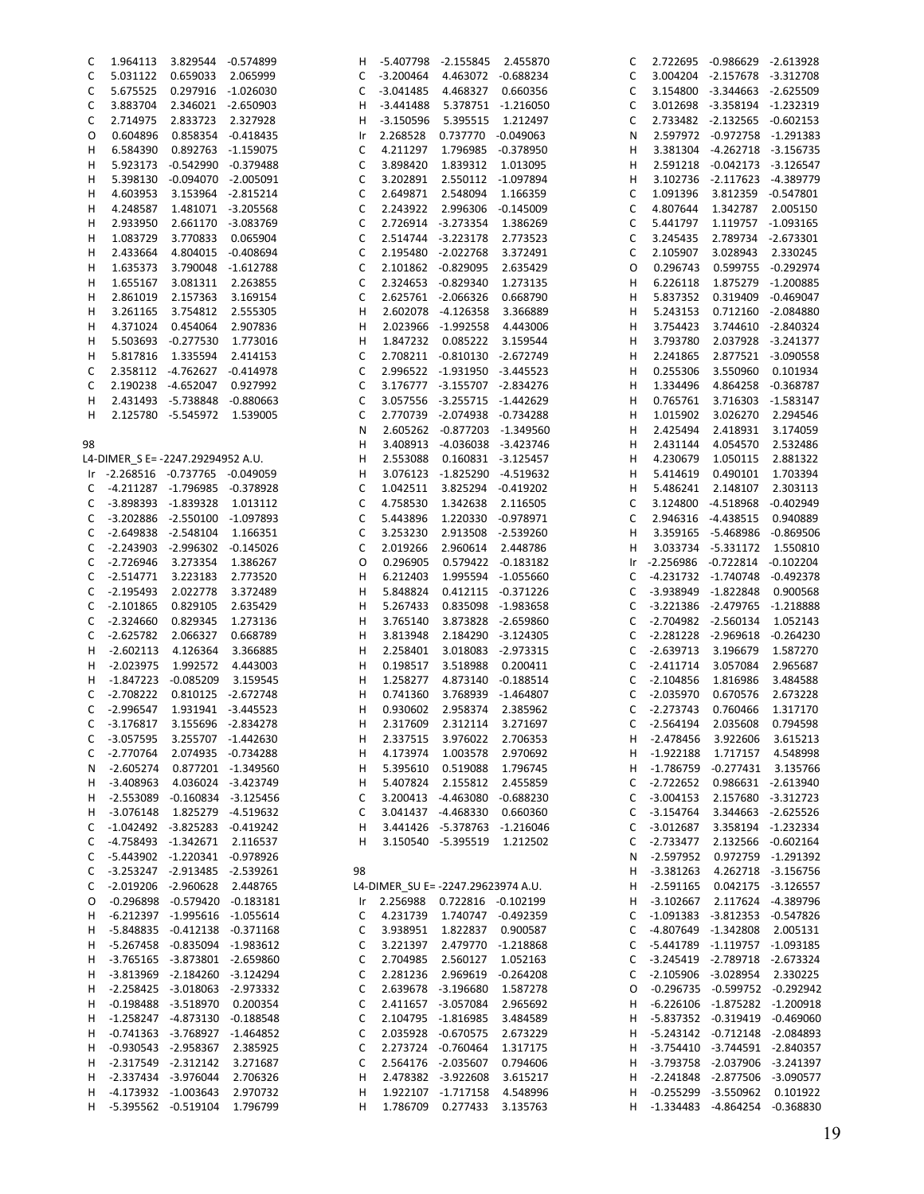```
C    1.964113    3.829544   -0.574899
C    5.031122    0.659033    2.065999
C    5.675525    0.297916   -1.026030
C    3.883704    2.346021   -2.650903
C    2.714975    2.833723    2.327928
O    0.604896    0.858354   -0.418435
H    6.584390    0.892763   -1.159075
H    5.923173   -0.542990   -0.379488
H    5.398130   -0.094070   -2.005091
H    4.603953    3.153964   -2.815214
H    4.248587    1.481071   -3.205568
H    2.933950    2.661170   -3.083769
H    1.083729    3.770833    0.065904
H    2.433664    4.804015   -0.408694
H    1.635373    3.790048   -1.612788
H    1.655167    3.081311    2.263855
H    2.861019    2.157363    3.169154
H    3.261165    3.754812    2.555305
H    4.371024    0.454064    2.907836
H    5.503693   -0.277530    1.773016
H    5.817816    1.335594    2.414153
C    2.358112   -4.762627   -0.414978
C    2.190238   -4.652047    0.927992
H    2.431493   -5.738848   -0.880663
H    2.125780   -5.545972    1.539005
```

98

L4-DIMER_S E= -2247.29294952 A.U.

```
Ir  -2.268516   -0.737765   -0.049059
C   -4.211287   -1.796985   -0.378928
C   -3.898393   -1.839328    1.013112
C   -3.202886   -2.550100   -1.097893
C   -2.649838   -2.548104    1.166351
C   -2.243903   -2.996302   -0.145026
C   -2.726946    3.273354    1.386267
C   -2.514771    3.223183    2.773520
C   -2.195493    2.022778    3.372489
C   -2.101865    0.829105    2.635429
C   -2.324660    0.829345    1.273136
C   -2.625782    2.066327    0.668789
H   -2.602113    4.126364    3.366885
H   -2.023975    1.992572    4.443003
H   -1.847223   -0.085209    3.159545
C   -2.708222    0.810125   -2.672748
C   -2.996547    1.931941   -3.445523
C   -3.176817    3.155696   -2.834278
C   -3.057595    3.255707   -1.442630
C   -2.770764    2.074935   -0.734288
N   -2.605274    0.877201   -1.349560
H   -3.408963    4.036024   -3.423749
H   -2.553089   -0.160834   -3.125456
H   -3.076148    1.825279   -4.519632
C   -1.042492   -3.825283   -0.419242
C   -4.758493   -1.342671    2.116537
C   -5.443902   -1.220341   -0.978926
C   -3.253247   -2.913485   -2.539261
C   -2.019206   -2.960628    2.448765
O   -0.296898   -0.579420   -0.183181
H   -6.212397   -1.995616   -1.055614
H   -5.848835   -0.412138   -0.371168
H   -5.267458   -0.835094   -1.983612
H   -3.765165   -3.873801   -2.659860
H   -3.813969   -2.184260   -3.124294
H   -2.258425   -3.018063   -2.973332
H   -0.198488   -3.518970    0.200354
H   -1.258247   -4.873130   -0.188548
H   -0.741363   -3.768927   -1.464852
H   -0.930543   -2.958367    2.385925
H   -2.317549   -2.312142    3.271687
H   -2.337434   -3.976044    2.706326
H   -4.173932   -1.003643    2.970732
H   -5.395562   -0.519104    1.796799
H   -5.407798   -2.155845    2.455870
C   -3.200464    4.463072   -0.688234
C   -3.041485    4.468327    0.660356
H   -3.441488    5.378751   -1.216050
H   -3.150596    5.395515    1.212497
Ir   2.268528    0.737770   -0.049063
C    4.211297    1.796985   -0.378950
C    3.898420    1.839312    1.013095
C    3.202951    2.550112   -1.097894
C    2.649871    2.548094    1.166359
C    2.243922    2.996306   -0.145009
C    2.726914   -3.273354    1.386269
C    2.514744   -3.223178    2.773523
C    2.195480   -2.022768    3.372491
C    2.101862   -0.829095    2.635429
C    2.324653   -0.829340    1.273135
C    2.625761   -2.066326    0.668790
H    2.602078   -4.126358    3.366889
H    2.023966   -1.992558    4.443006
H    1.847232    0.085222    3.159544
C    2.708211   -0.810130   -2.672749
C    2.996522   -1.931950   -3.445523
C    3.176777   -3.155707   -2.834276
C    3.057556   -3.255715   -1.442629
C    2.770739   -2.074938   -0.734288
N    2.605262   -0.877203   -1.349560
H    3.408913   -4.036038   -3.423746
H    2.553088    0.160831   -3.125457
H    3.076123   -1.825290   -4.519632
C    1.042511    3.825294   -0.419202
C    4.758530    1.342638    2.116505
C    5.443896    1.220330   -0.978971
C    3.253230    2.913508   -2.539260
C    2.019266    2.960614    2.448786
O    0.296905    0.579422   -0.183182
H    6.212403    1.995594   -1.055660
H    5.848824    0.412115   -0.371226
H    5.267433    0.835098   -1.983658
H    3.765140    3.873828   -2.659860
H    3.813948    2.184290   -3.124305
H    2.258401    3.018083   -2.973315
H    0.198517    3.518988    0.200411
H    1.258277    4.873140   -0.188514
H    0.741360    3.768939   -1.464807
H    0.930602    2.958374    2.385962
H    2.317609    2.312114    3.271697
H    2.337515    3.976022    2.706353
H    4.173974    1.003578    2.970692
H    5.395610    0.519088    1.796745
H    5.407842    2.155812    2.455859
C    3.200413   -4.463080   -0.688230
C    3.041437   -4.468330    0.660360
H    3.441426   -5.378763   -1.216046
H    3.150540   -5.395519    1.212502
```

98

L4-DIMER_SU E= -2247.29623974 A.U.

```
Ir   2.256988    0.722816   -0.102199
C    4.231739    1.740747   -0.492359
C    3.938951    1.822837    0.900587
C    3.221397    2.479770   -1.218868
C    2.704985    2.560127    1.052163
C    2.281236    2.969619   -0.264208
C    2.639678   -3.196680    1.587278
C    2.411657   -3.057084    2.965692
C    2.104795   -1.816985    3.484589
C    2.035928   -0.670575    2.673229
C    2.273724   -0.760464    1.317175
C    2.564176   -2.035607    0.794606
H    2.478382   -3.922608    3.615217
H    1.922107   -1.717158    4.548996
H    1.786709    0.277433    3.135763
C    2.722695   -0.986629   -2.613928
C    3.004204   -2.157678   -3.312708
C    3.154800   -3.344663   -2.625509
C    3.012698   -3.358194   -1.232319
C    2.733482   -2.132565   -0.602153
N    2.597972   -0.972758   -1.291383
H    3.381304   -4.262718   -3.156735
H    2.591218   -0.042173   -3.126547
H    3.102736   -2.117623   -4.389779
C    1.091396    3.812359   -0.547801
C    4.807644    1.342787    2.005150
C    5.441797    1.119757   -1.093165
C    3.245435    2.789734   -2.673301
C    2.105907    3.028943    2.330245
O    0.296743    0.599755   -0.292974
H    6.226118    1.875279   -1.200885
H    5.837352    0.319409   -0.469047
H    5.243153    0.712160   -2.084880
H    3.754423    3.744610   -2.840324
H    3.793780    2.037928   -3.241377
H    2.241865    2.877521   -3.090558
H    0.255306    3.550960    0.101934
H    1.334496    4.864258   -0.368787
H    0.765761    3.716303   -1.583147
H    1.015902    3.026270    2.294546
H    2.425494    2.418931    3.174059
H    2.431144    4.054570    2.532486
H    4.230679    1.050115    2.881322
H    5.414619    0.490101    1.703394
H    5.486241    2.148107    2.303113
C    3.124800   -4.518968   -0.402949
C    2.946316   -4.438515    0.940889
H    3.359165   -5.468986   -0.869506
H    3.033734   -5.331172    1.550810
Ir  -2.256986   -0.722814   -0.102204
C   -4.231732   -1.740748   -0.492378
C   -3.938949   -1.822848    0.900568
C   -3.221386   -2.479765   -1.218888
C   -2.704982   -2.560134    1.052143
C   -2.281228   -2.969618   -0.264230
C   -2.639713    3.196679    1.587270
C   -2.411714    3.057084    2.965687
C   -2.104856    1.816986    3.484588
C   -2.035970    0.670576    2.673228
C   -2.273743    0.760466    1.317170
C   -2.564194    2.035608    0.794598
H   -2.478456    3.922606    3.615213
H   -1.922188    1.717157    4.548998
H   -1.786759   -0.277431    3.135766
C   -2.722652    0.986631   -2.613940
C   -3.004153    2.157680   -3.312723
C   -3.154764    3.344663   -2.625526
C   -3.012687    3.358194   -1.232334
C   -2.733477    2.132566   -0.602164
N   -2.597952    0.972759   -1.291392
H   -3.381263    4.262718   -3.156756
H   -2.591165    0.042175   -3.126557
H   -3.102667    2.117624   -4.389796
C   -1.091383   -3.812353   -0.547826
C   -4.807649   -1.342808    2.005131
C   -5.441789   -1.119757   -1.093185
C   -3.245419   -2.789718   -2.673324
C   -2.105906   -3.028954    2.330225
O   -0.296735   -0.599752   -0.292942
H   -6.226106   -1.875282   -1.200918
H   -5.837352   -0.319419   -0.469060
H   -5.243142   -0.712148   -2.084893
H   -3.754410   -3.744591   -2.840357
H   -3.793758   -2.037906   -3.241397
H   -2.241848   -2.877506   -3.090577
H   -0.255299   -3.550962    0.101922
H   -1.334483   -4.864254   -0.368830
```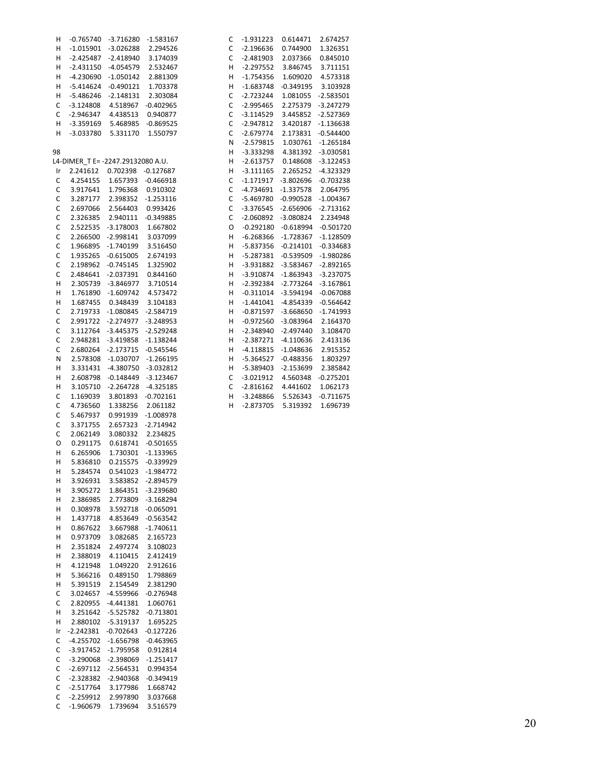```
H   -0.765740   -3.716280   -1.583167
H   -1.015901   -3.026288    2.294526
H   -2.425487   -2.418940    3.174039
H   -2.431150   -4.054579    2.532467
H   -4.230690   -1.050142    2.881309
H   -5.414624   -0.490121    1.703378
H   -5.486246   -2.148131    2.303084
C   -3.124808    4.518967   -0.402965
C   -2.946347    4.438513    0.940877
H   -3.359169    5.468985   -0.869525
H   -3.033780    5.331170    1.550797
```

98

L4-DIMER_T E= -2247.29132080 A.U.

```
Ir   2.241612    0.702398   -0.127687
C    4.254155    1.657393   -0.466918
C    3.917641    1.796368    0.910302
C    3.287177    2.398352   -1.253116
C    2.697066    2.564403    0.993426
C    2.326385    2.940111   -0.349885
C    2.522535   -3.178003    1.667802
C    2.266500   -2.998141    3.037099
C    1.966895   -1.740199    3.516450
C    1.935265   -0.615005    2.674193
C    2.198962   -0.745145    1.325902
C    2.484641   -2.037391    0.844160
H    2.305739   -3.846977    3.710514
H    1.761890   -1.609742    4.573472
H    1.687455    0.348439    3.104183
C    2.719733   -1.080845   -2.584719
C    2.991722   -2.274977   -3.248953
C    3.112764   -3.445375   -2.529248
C    2.948281   -3.419858   -1.138244
C    2.680264   -2.173715   -0.545546
N    2.578308   -1.030707   -1.266195
H    3.331431   -4.380750   -3.032812
H    2.608798   -0.148449   -3.123467
H    3.105710   -2.264728   -4.325185
C    1.169039    3.801893   -0.702161
C    4.736560    1.338256    2.061182
C    5.467937    0.991939   -1.008978
C    3.371755    2.657323   -2.714942
C    2.062149    3.080332    2.234825
O    0.291175    0.618741   -0.501655
H    6.265906    1.730301   -1.133965
H    5.836810    0.215575   -0.339929
H    5.284574    0.541023   -1.984772
H    3.926931    3.583852   -2.894579
H    3.905272    1.864351   -3.239680
H    2.386985    2.773809   -3.168294
H    0.308978    3.592718   -0.065091
H    1.437718    4.853649   -0.563542
H    0.867622    3.667988   -1.740611
H    0.973709    3.082685    2.165723
H    2.351824    2.497274    3.108023
H    2.388019    4.110415    2.412419
H    4.121948    1.049220    2.912616
H    5.366216    0.489150    1.798869
H    5.391519    2.154549    2.381290
C    3.024657   -4.559966   -0.276948
C    2.820955   -4.441381    1.060761
H    3.251642   -5.525782   -0.713801
H    2.880102   -5.319137    1.695225
Ir  -2.242381   -0.702643   -0.127226
C   -4.255702   -1.656798   -0.463965
C   -3.917452   -1.795958    0.912814
C   -3.290068   -2.398069   -1.251417
C   -2.697112   -2.564531    0.994354
C   -2.328382   -2.940368   -0.349419
C   -2.517764    3.177986    1.668742
C   -2.259912    2.997890    3.037668
C   -1.960679    1.739694    3.516579
C   -1.931223    0.614471    2.674257
C   -2.196636    0.744900    1.326351
C   -2.481903    2.037366    0.845010
H   -2.297552    3.846745    3.711151
H   -1.754356    1.609020    4.573318
H   -1.683748   -0.349195    3.103928
C   -2.723244    1.081055   -2.583501
C   -2.995465    2.275379   -3.247279
C   -3.114529    3.445852   -2.527369
C   -2.947812    3.420187   -1.136638
C   -2.679774    2.173831   -0.544400
N   -2.579815    1.030761   -1.265184
H   -3.333298    4.381392   -3.030581
H   -2.613757    0.148608   -3.122453
H   -3.111165    2.265252   -4.323329
C   -1.171917   -3.802696   -0.703238
C   -4.734691   -1.337578    2.064795
C   -5.469780   -0.990528   -1.004367
C   -3.376545   -2.656906   -2.713162
C   -2.060892   -3.080824    2.234948
O   -0.292180   -0.618994   -0.501720
H   -6.268366   -1.728367   -1.128509
H   -5.837356   -0.214101   -0.334683
H   -5.287381   -0.539509   -1.980286
H   -3.931882   -3.583467   -2.892165
H   -3.910874   -1.863943   -3.237075
H   -2.392384   -2.773264   -3.167861
H   -0.311014   -3.594194   -0.067088
H   -1.441041   -4.854339   -0.564642
H   -0.871597   -3.668650   -1.741993
H   -0.972560   -3.083964    2.164370
H   -2.348940   -2.497440    3.108470
H   -2.387271   -4.110636    2.413136
H   -4.118815   -1.048636    2.915352
H   -5.364527   -0.488356    1.803297
H   -5.389403   -2.153699    2.385842
C   -3.021912    4.560348   -0.275201
C   -2.816162    4.441602    1.062173
H   -3.248866    5.526343   -0.711675
H   -2.873705    5.319392    1.696739
```